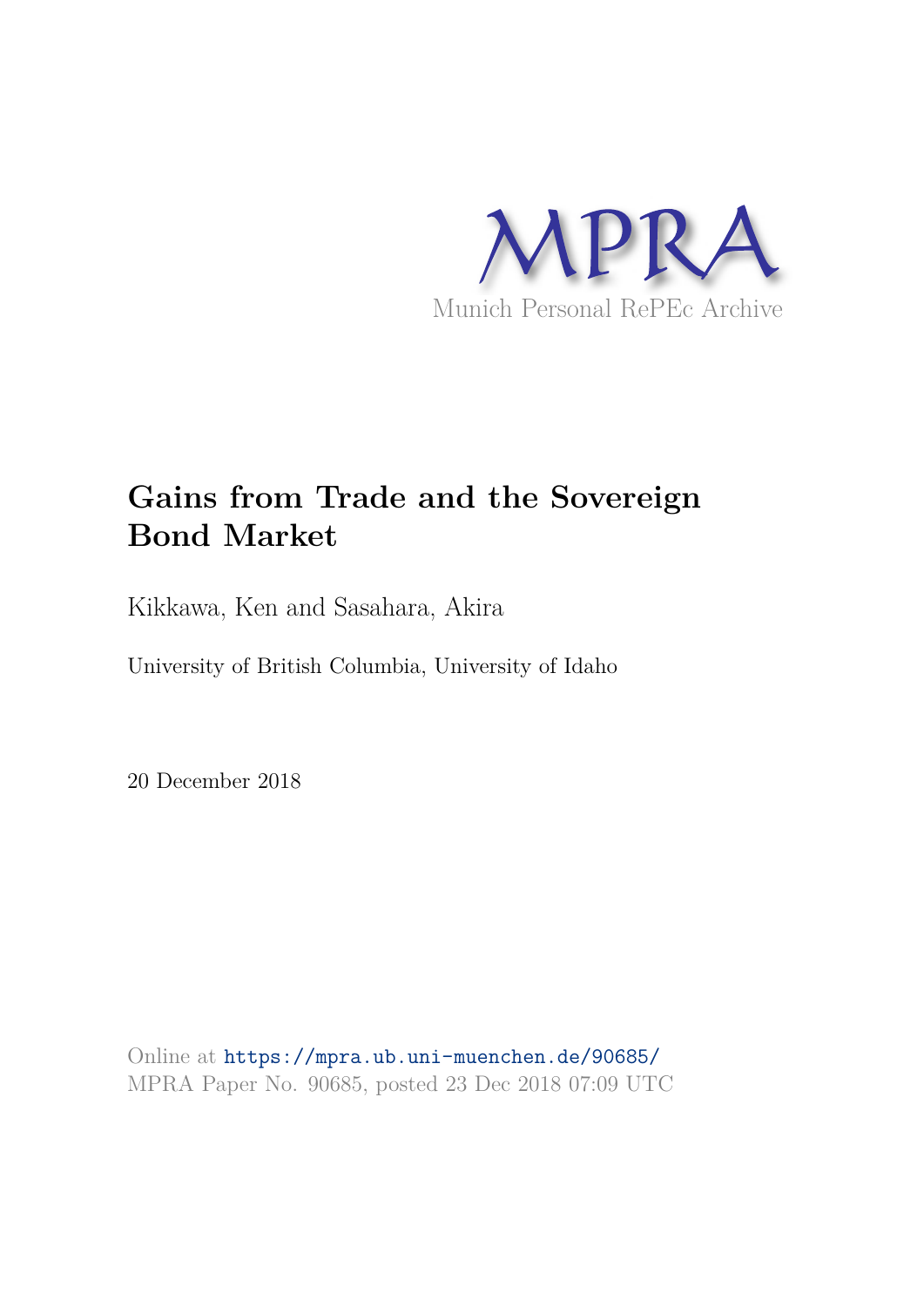MPRA

Munich Personal RePEc Archive

# Gains from Trade and the Sovereign Bond Market

Kikkawa, Ken and Sasahara, Akira

University of British Columbia, University of Idaho

20 December 2018

Online at https://mpra.ub.uni-muenchen.de/90685/
MPRA Paper No. 90685, posted 23 Dec 2018 07:09 UTC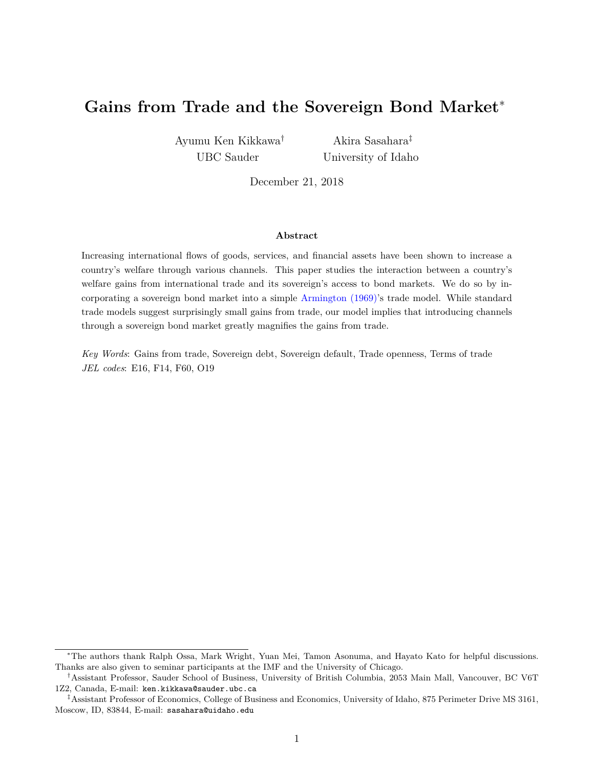# Gains from Trade and the Sovereign Bond Market*

Ayumu Ken Kikkawa[†]
UBC Sauder

Akira Sasahara[‡]
University of Idaho

December 21, 2018

### Abstract

Increasing international flows of goods, services, and financial assets have been shown to increase a country's welfare through various channels. This paper studies the interaction between a country's welfare gains from international trade and its sovereign's access to bond markets. We do so by incorporating a sovereign bond market into a simple Armington (1969)'s trade model. While standard trade models suggest surprisingly small gains from trade, our model implies that introducing channels through a sovereign bond market greatly magnifies the gains from trade.

*Key Words*: Gains from trade, Sovereign debt, Sovereign default, Trade openness, Terms of trade
*JEL codes*: E16, F14, F60, O19

---

*The authors thank Ralph Ossa, Mark Wright, Yuan Mei, Tamon Asonuma, and Hayato Kato for helpful discussions. Thanks are also given to seminar participants at the IMF and the University of Chicago.

[†]Assistant Professor, Sauder School of Business, University of British Columbia, 2053 Main Mall, Vancouver, BC V6T 1Z2, Canada, E-mail: ken.kikkawa@sauder.ubc.ca

[‡]Assistant Professor of Economics, College of Business and Economics, University of Idaho, 875 Perimeter Drive MS 3161, Moscow, ID, 83844, E-mail: sasahara@uidaho.edu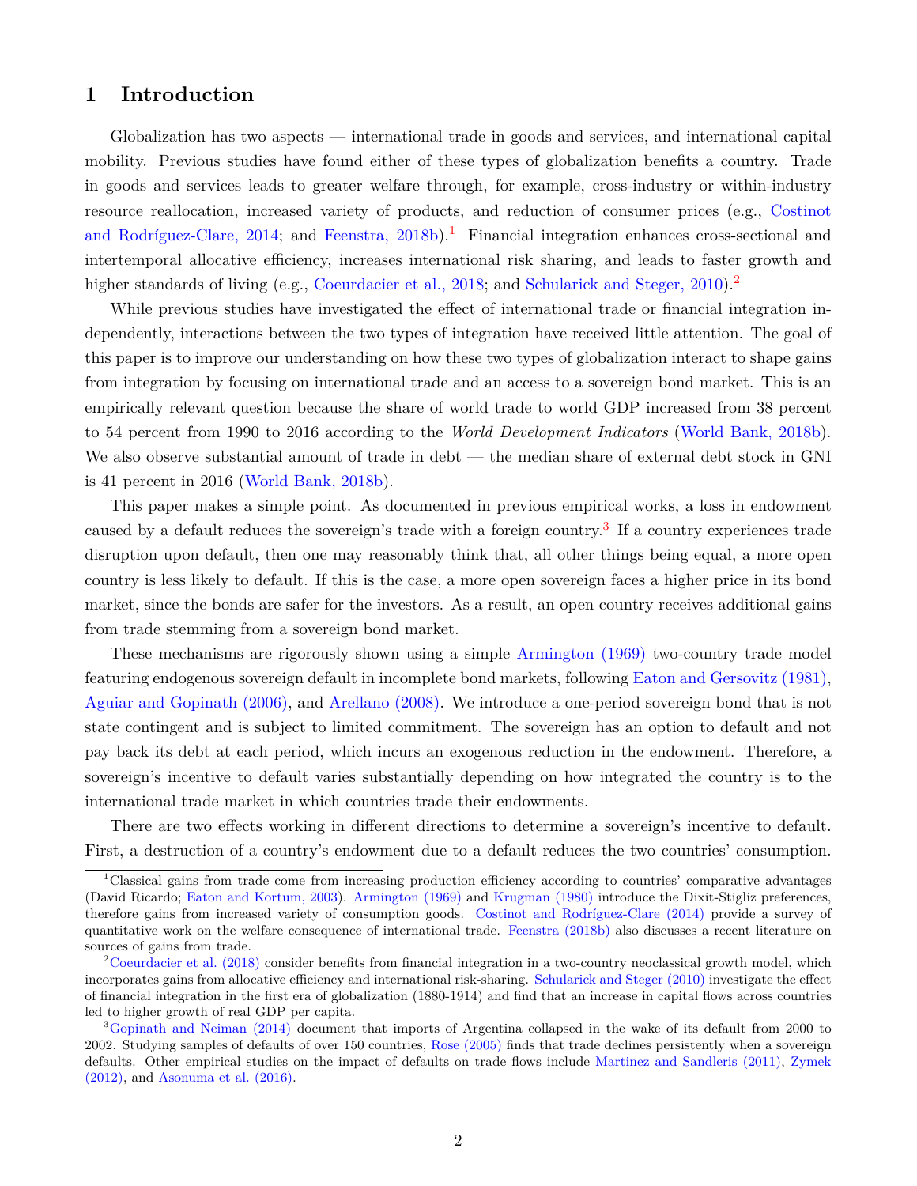# 1 Introduction

Globalization has two aspects — international trade in goods and services, and international capital mobility. Previous studies have found either of these types of globalization benefits a country. Trade in goods and services leads to greater welfare through, for example, cross-industry or within-industry resource reallocation, increased variety of products, and reduction of consumer prices (e.g., Costinot and Rodríguez-Clare, 2014; and Feenstra, 2018b).[1] Financial integration enhances cross-sectional and intertemporal allocative efficiency, increases international risk sharing, and leads to faster growth and higher standards of living (e.g., Coeurdacier et al., 2018; and Schularick and Steger, 2010).[2]

While previous studies have investigated the effect of international trade or financial integration independently, interactions between the two types of integration have received little attention. The goal of this paper is to improve our understanding on how these two types of globalization interact to shape gains from integration by focusing on international trade and an access to a sovereign bond market. This is an empirically relevant question because the share of world trade to world GDP increased from 38 percent to 54 percent from 1990 to 2016 according to the *World Development Indicators* (World Bank, 2018b). We also observe substantial amount of trade in debt — the median share of external debt stock in GNI is 41 percent in 2016 (World Bank, 2018b).

This paper makes a simple point. As documented in previous empirical works, a loss in endowment caused by a default reduces the sovereign's trade with a foreign country.[3] If a country experiences trade disruption upon default, then one may reasonably think that, all other things being equal, a more open country is less likely to default. If this is the case, a more open sovereign faces a higher price in its bond market, since the bonds are safer for the investors. As a result, an open country receives additional gains from trade stemming from a sovereign bond market.

These mechanisms are rigorously shown using a simple Armington (1969) two-country trade model featuring endogenous sovereign default in incomplete bond markets, following Eaton and Gersovitz (1981), Aguiar and Gopinath (2006), and Arellano (2008). We introduce a one-period sovereign bond that is not state contingent and is subject to limited commitment. The sovereign has an option to default and not pay back its debt at each period, which incurs an exogenous reduction in the endowment. Therefore, a sovereign's incentive to default varies substantially depending on how integrated the country is to the international trade market in which countries trade their endowments.

There are two effects working in different directions to determine a sovereign's incentive to default. First, a destruction of a country's endowment due to a default reduces the two countries' consumption.

[1] Classical gains from trade come from increasing production efficiency according to countries' comparative advantages (David Ricardo; Eaton and Kortum, 2003). Armington (1969) and Krugman (1980) introduce the Dixit-Stiglitz preferences, therefore gains from increased variety of consumption goods. Costinot and Rodríguez-Clare (2014) provide a survey of quantitative work on the welfare consequence of international trade. Feenstra (2018b) also discusses a recent literature on sources of gains from trade.

[2] Coeurdacier et al. (2018) consider benefits from financial integration in a two-country neoclassical growth model, which incorporates gains from allocative efficiency and international risk-sharing. Schularick and Steger (2010) investigate the effect of financial integration in the first era of globalization (1880-1914) and find that an increase in capital flows across countries led to higher growth of real GDP per capita.

[3] Gopinath and Neiman (2014) document that imports of Argentina collapsed in the wake of its default from 2000 to 2002. Studying samples of defaults of over 150 countries, Rose (2005) finds that trade declines persistently when a sovereign defaults. Other empirical studies on the impact of defaults on trade flows include Martinez and Sandleris (2011), Zymek (2012), and Asonuma et al. (2016).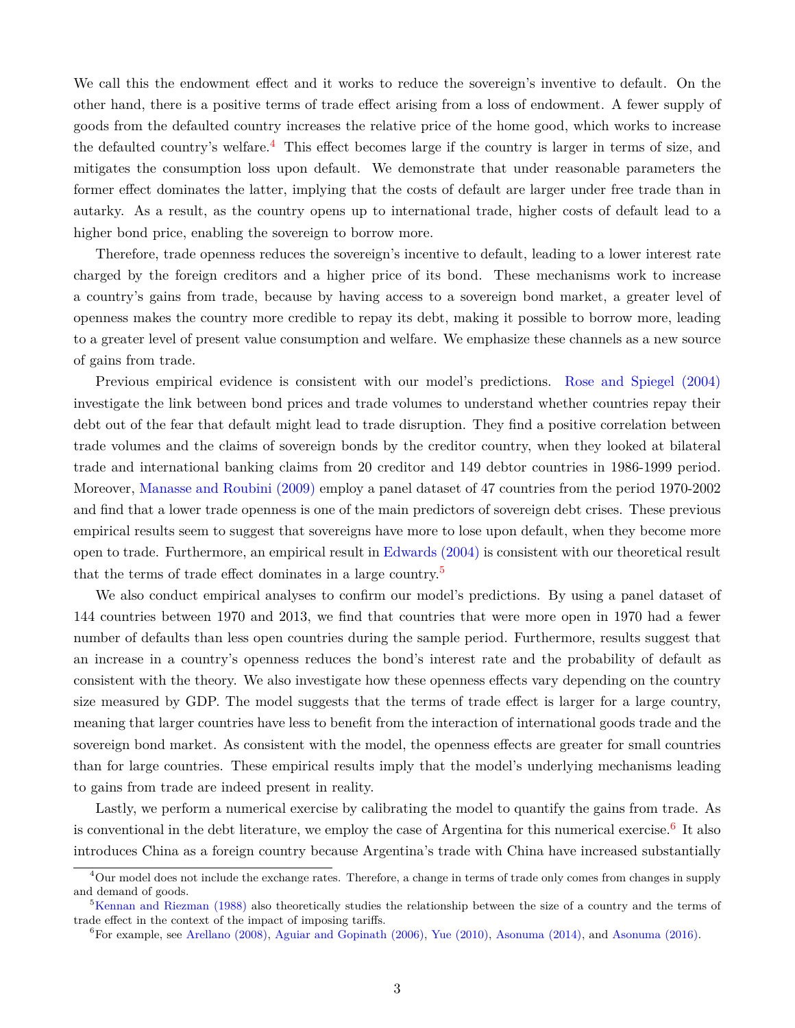We call this the endowment effect and it works to reduce the sovereign's inventive to default. On the other hand, there is a positive terms of trade effect arising from a loss of endowment. A fewer supply of goods from the defaulted country increases the relative price of the home good, which works to increase the defaulted country's welfare.[4] This effect becomes large if the country is larger in terms of size, and mitigates the consumption loss upon default. We demonstrate that under reasonable parameters the former effect dominates the latter, implying that the costs of default are larger under free trade than in autarky. As a result, as the country opens up to international trade, higher costs of default lead to a higher bond price, enabling the sovereign to borrow more.

Therefore, trade openness reduces the sovereign's incentive to default, leading to a lower interest rate charged by the foreign creditors and a higher price of its bond. These mechanisms work to increase a country's gains from trade, because by having access to a sovereign bond market, a greater level of openness makes the country more credible to repay its debt, making it possible to borrow more, leading to a greater level of present value consumption and welfare. We emphasize these channels as a new source of gains from trade.

Previous empirical evidence is consistent with our model's predictions. Rose and Spiegel (2004) investigate the link between bond prices and trade volumes to understand whether countries repay their debt out of the fear that default might lead to trade disruption. They find a positive correlation between trade volumes and the claims of sovereign bonds by the creditor country, when they looked at bilateral trade and international banking claims from 20 creditor and 149 debtor countries in 1986-1999 period. Moreover, Manasse and Roubini (2009) employ a panel dataset of 47 countries from the period 1970-2002 and find that a lower trade openness is one of the main predictors of sovereign debt crises. These previous empirical results seem to suggest that sovereigns have more to lose upon default, when they become more open to trade. Furthermore, an empirical result in Edwards (2004) is consistent with our theoretical result that the terms of trade effect dominates in a large country.[5]

We also conduct empirical analyses to confirm our model's predictions. By using a panel dataset of 144 countries between 1970 and 2013, we find that countries that were more open in 1970 had a fewer number of defaults than less open countries during the sample period. Furthermore, results suggest that an increase in a country's openness reduces the bond's interest rate and the probability of default as consistent with the theory. We also investigate how these openness effects vary depending on the country size measured by GDP. The model suggests that the terms of trade effect is larger for a large country, meaning that larger countries have less to benefit from the interaction of international goods trade and the sovereign bond market. As consistent with the model, the openness effects are greater for small countries than for large countries. These empirical results imply that the model's underlying mechanisms leading to gains from trade are indeed present in reality.

Lastly, we perform a numerical exercise by calibrating the model to quantify the gains from trade. As is conventional in the debt literature, we employ the case of Argentina for this numerical exercise.[6] It also introduces China as a foreign country because Argentina's trade with China have increased substantially

[4] Our model does not include the exchange rates. Therefore, a change in terms of trade only comes from changes in supply and demand of goods.

[5] Kennan and Riezman (1988) also theoretically studies the relationship between the size of a country and the terms of trade effect in the context of the impact of imposing tariffs.

[6] For example, see Arellano (2008), Aguiar and Gopinath (2006), Yue (2010), Asonuma (2014), and Asonuma (2016).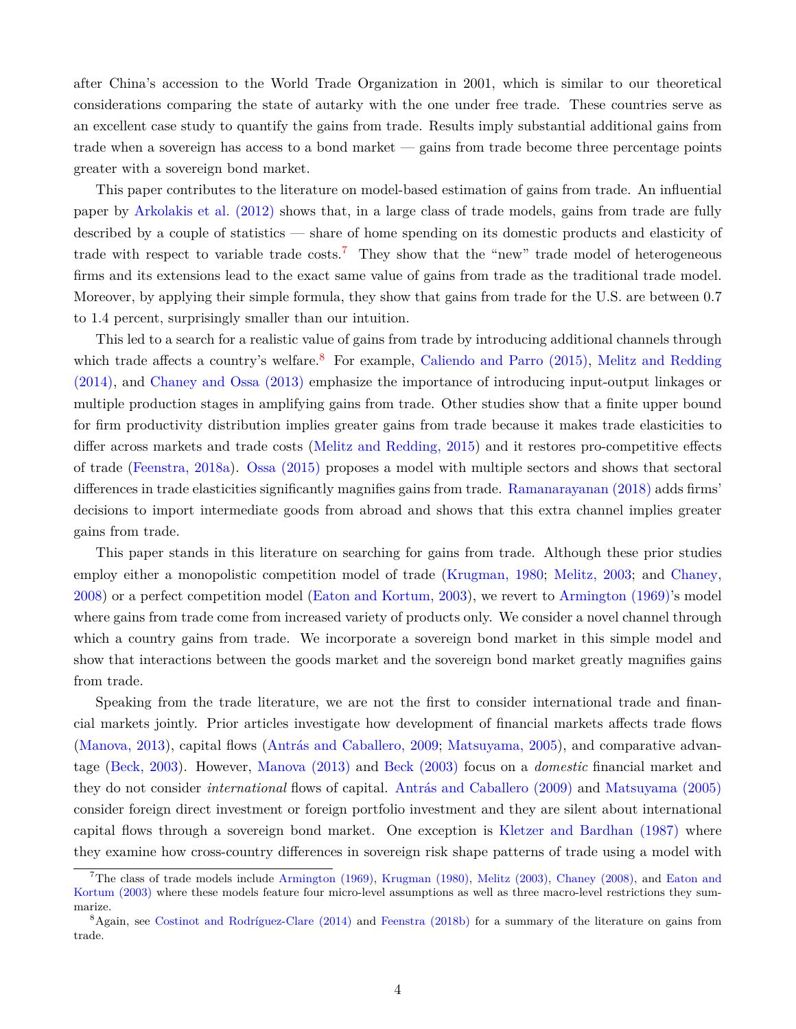after China's accession to the World Trade Organization in 2001, which is similar to our theoretical considerations comparing the state of autarky with the one under free trade. These countries serve as an excellent case study to quantify the gains from trade. Results imply substantial additional gains from trade when a sovereign has access to a bond market — gains from trade become three percentage points greater with a sovereign bond market.

This paper contributes to the literature on model-based estimation of gains from trade. An influential paper by Arkolakis et al. (2012) shows that, in a large class of trade models, gains from trade are fully described by a couple of statistics — share of home spending on its domestic products and elasticity of trade with respect to variable trade costs.[7] They show that the "new" trade model of heterogeneous firms and its extensions lead to the exact same value of gains from trade as the traditional trade model. Moreover, by applying their simple formula, they show that gains from trade for the U.S. are between 0.7 to 1.4 percent, surprisingly smaller than our intuition.

This led to a search for a realistic value of gains from trade by introducing additional channels through which trade affects a country's welfare.[8] For example, Caliendo and Parro (2015), Melitz and Redding (2014), and Chaney and Ossa (2013) emphasize the importance of introducing input-output linkages or multiple production stages in amplifying gains from trade. Other studies show that a finite upper bound for firm productivity distribution implies greater gains from trade because it makes trade elasticities to differ across markets and trade costs (Melitz and Redding, 2015) and it restores pro-competitive effects of trade (Feenstra, 2018a). Ossa (2015) proposes a model with multiple sectors and shows that sectoral differences in trade elasticities significantly magnifies gains from trade. Ramanarayanan (2018) adds firms' decisions to import intermediate goods from abroad and shows that this extra channel implies greater gains from trade.

This paper stands in this literature on searching for gains from trade. Although these prior studies employ either a monopolistic competition model of trade (Krugman, 1980; Melitz, 2003; and Chaney, 2008) or a perfect competition model (Eaton and Kortum, 2003), we revert to Armington (1969)'s model where gains from trade come from increased variety of products only. We consider a novel channel through which a country gains from trade. We incorporate a sovereign bond market in this simple model and show that interactions between the goods market and the sovereign bond market greatly magnifies gains from trade.

Speaking from the trade literature, we are not the first to consider international trade and financial markets jointly. Prior articles investigate how development of financial markets affects trade flows (Manova, 2013), capital flows (Antrás and Caballero, 2009; Matsuyama, 2005), and comparative advantage (Beck, 2003). However, Manova (2013) and Beck (2003) focus on a *domestic* financial market and they do not consider *international* flows of capital. Antrás and Caballero (2009) and Matsuyama (2005) consider foreign direct investment or foreign portfolio investment and they are silent about international capital flows through a sovereign bond market. One exception is Kletzer and Bardhan (1987) where they examine how cross-country differences in sovereign risk shape patterns of trade using a model with

[7] The class of trade models include Armington (1969), Krugman (1980), Melitz (2003), Chaney (2008), and Eaton and Kortum (2003) where these models feature four micro-level assumptions as well as three macro-level restrictions they summarize.

[8] Again, see Costinot and Rodríguez-Clare (2014) and Feenstra (2018b) for a summary of the literature on gains from trade.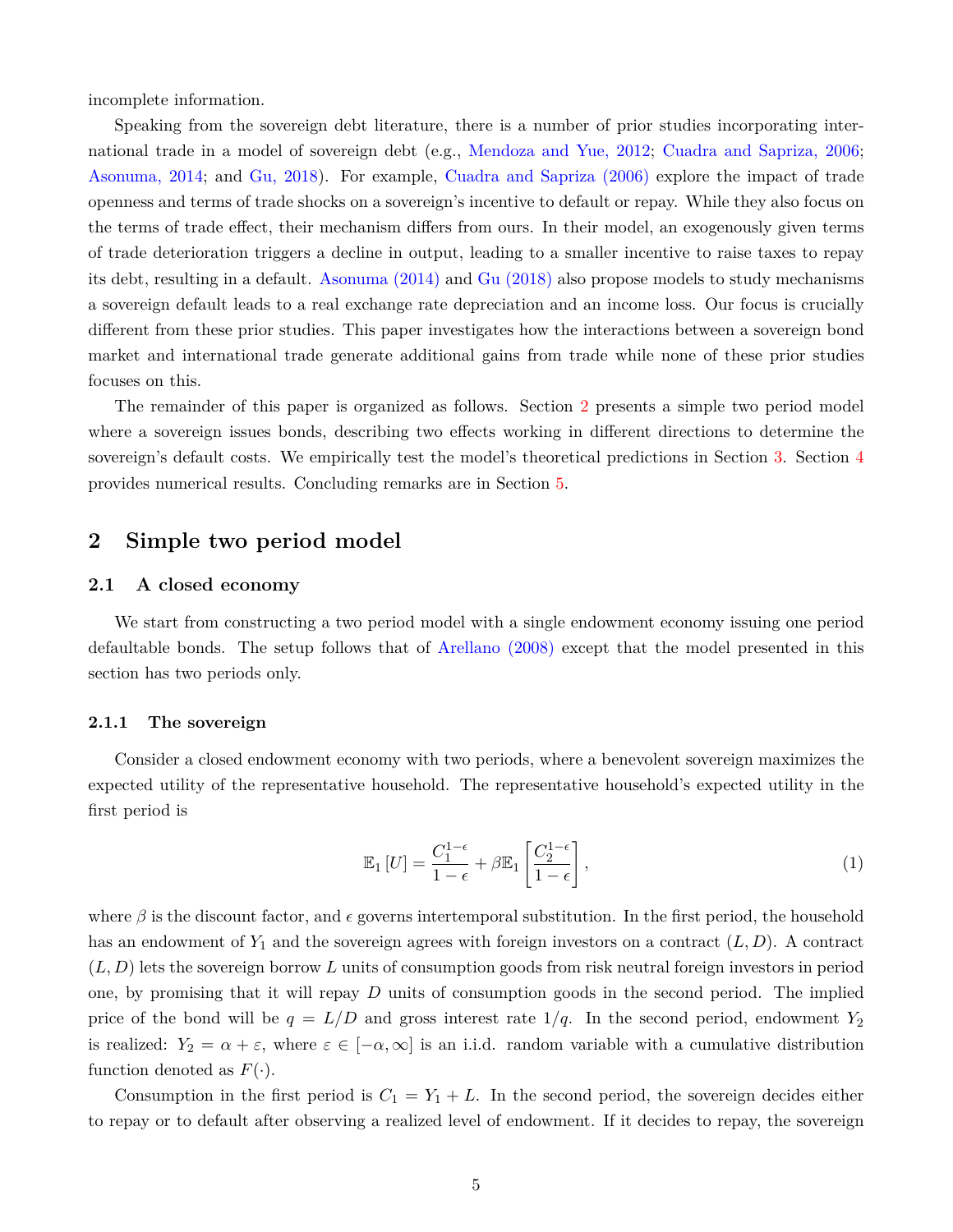incomplete information.

Speaking from the sovereign debt literature, there is a number of prior studies incorporating international trade in a model of sovereign debt (e.g., Mendoza and Yue, 2012; Cuadra and Sapriza, 2006; Asonuma, 2014; and Gu, 2018). For example, Cuadra and Sapriza (2006) explore the impact of trade openness and terms of trade shocks on a sovereign's incentive to default or repay. While they also focus on the terms of trade effect, their mechanism differs from ours. In their model, an exogenously given terms of trade deterioration triggers a decline in output, leading to a smaller incentive to raise taxes to repay its debt, resulting in a default. Asonuma (2014) and Gu (2018) also propose models to study mechanisms a sovereign default leads to a real exchange rate depreciation and an income loss. Our focus is crucially different from these prior studies. This paper investigates how the interactions between a sovereign bond market and international trade generate additional gains from trade while none of these prior studies focuses on this.

The remainder of this paper is organized as follows. Section 2 presents a simple two period model where a sovereign issues bonds, describing two effects working in different directions to determine the sovereign's default costs. We empirically test the model's theoretical predictions in Section 3. Section 4 provides numerical results. Concluding remarks are in Section 5.

## 2 Simple two period model

### 2.1 A closed economy

We start from constructing a two period model with a single endowment economy issuing one period defaultable bonds. The setup follows that of Arellano (2008) except that the model presented in this section has two periods only.

#### 2.1.1 The sovereign

Consider a closed endowment economy with two periods, where a benevolent sovereign maximizes the expected utility of the representative household. The representative household's expected utility in the first period is

$$\mathbb{E}_1[U] = \frac{C_1^{1-\epsilon}}{1-\epsilon} + \beta \mathbb{E}_1\left[\frac{C_2^{1-\epsilon}}{1-\epsilon}\right], \tag{1}$$

where $\beta$ is the discount factor, and $\epsilon$ governs intertemporal substitution. In the first period, the household has an endowment of $Y_1$ and the sovereign agrees with foreign investors on a contract $(L, D)$. A contract $(L, D)$ lets the sovereign borrow $L$ units of consumption goods from risk neutral foreign investors in period one, by promising that it will repay $D$ units of consumption goods in the second period. The implied price of the bond will be $q = L/D$ and gross interest rate $1/q$. In the second period, endowment $Y_2$ is realized: $Y_2 = \alpha + \varepsilon$, where $\varepsilon \in [-\alpha, \infty]$ is an i.i.d. random variable with a cumulative distribution function denoted as $F(\cdot)$.

Consumption in the first period is $C_1 = Y_1 + L$. In the second period, the sovereign decides either to repay or to default after observing a realized level of endowment. If it decides to repay, the sovereign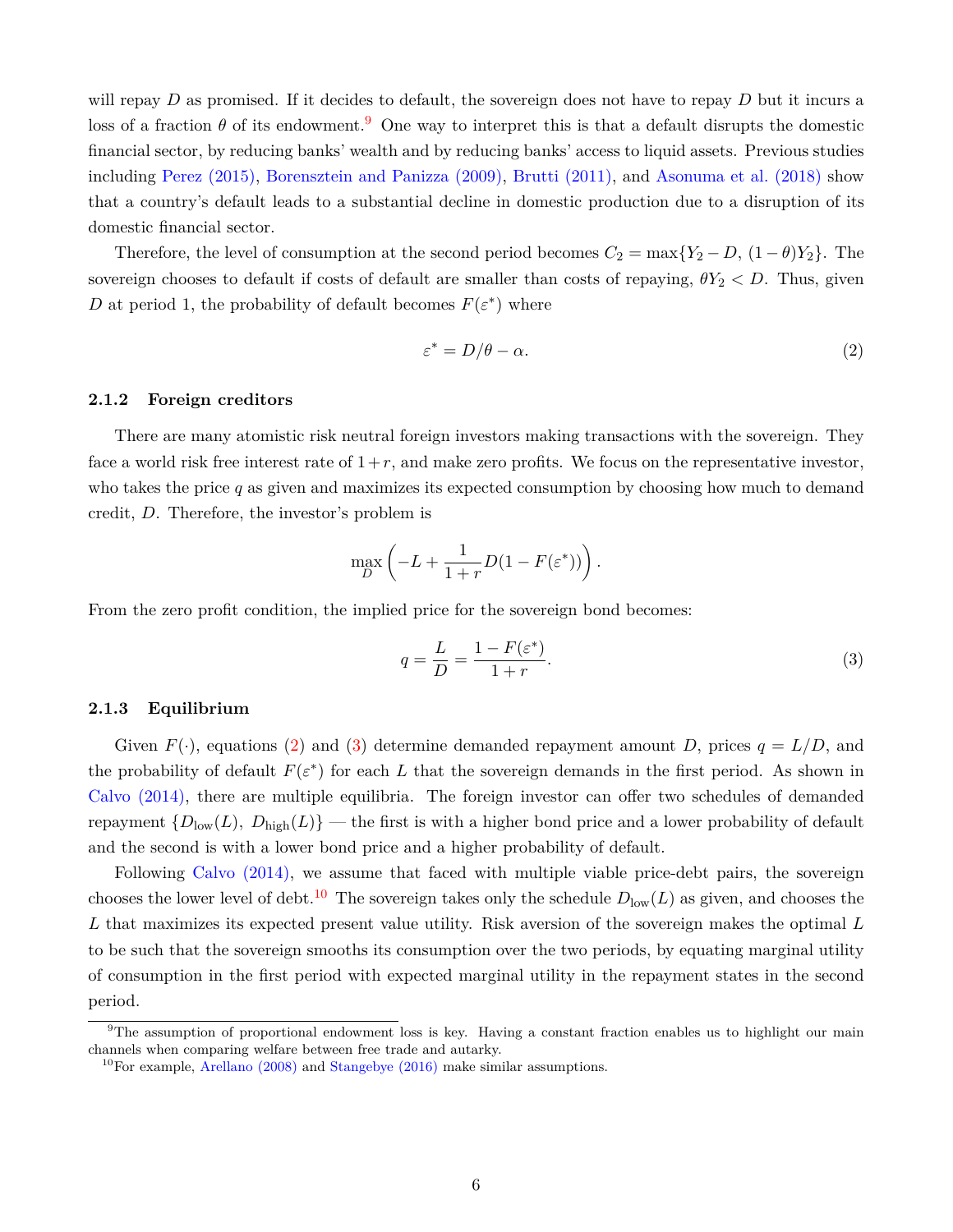will repay $D$ as promised. If it decides to default, the sovereign does not have to repay $D$ but it incurs a loss of a fraction $\theta$ of its endowment.[9] One way to interpret this is that a default disrupts the domestic financial sector, by reducing banks' wealth and by reducing banks' access to liquid assets. Previous studies including Perez (2015), Borensztein and Panizza (2009), Brutti (2011), and Asonuma et al. (2018) show that a country's default leads to a substantial decline in domestic production due to a disruption of its domestic financial sector.

Therefore, the level of consumption at the second period becomes $C_2 = \max\{Y_2 - D, (1-\theta)Y_2\}$. The sovereign chooses to default if costs of default are smaller than costs of repaying, $\theta Y_2 < D$. Thus, given $D$ at period 1, the probability of default becomes $F(\varepsilon^*)$ where

$$\varepsilon^* = D/\theta - \alpha. \tag{2}$$

### 2.1.2 Foreign creditors

There are many atomistic risk neutral foreign investors making transactions with the sovereign. They face a world risk free interest rate of $1+r$, and make zero profits. We focus on the representative investor, who takes the price $q$ as given and maximizes its expected consumption by choosing how much to demand credit, $D$. Therefore, the investor's problem is

$$\max_{D} \left( -L + \frac{1}{1+r} D(1 - F(\varepsilon^*)) \right).$$

From the zero profit condition, the implied price for the sovereign bond becomes:

$$q = \frac{L}{D} = \frac{1 - F(\varepsilon^*)}{1+r}. \tag{3}$$

### 2.1.3 Equilibrium

Given $F(\cdot)$, equations (2) and (3) determine demanded repayment amount $D$, prices $q = L/D$, and the probability of default $F(\varepsilon^*)$ for each $L$ that the sovereign demands in the first period. As shown in Calvo (2014), there are multiple equilibria. The foreign investor can offer two schedules of demanded repayment $\{D_{\text{low}}(L), D_{\text{high}}(L)\}$ — the first is with a higher bond price and a lower probability of default and the second is with a lower bond price and a higher probability of default.

Following Calvo (2014), we assume that faced with multiple viable price-debt pairs, the sovereign chooses the lower level of debt.[10] The sovereign takes only the schedule $D_{\text{low}}(L)$ as given, and chooses the $L$ that maximizes its expected present value utility. Risk aversion of the sovereign makes the optimal $L$ to be such that the sovereign smooths its consumption over the two periods, by equating marginal utility of consumption in the first period with expected marginal utility in the repayment states in the second period.

[9] The assumption of proportional endowment loss is key. Having a constant fraction enables us to highlight our main channels when comparing welfare between free trade and autarky.

[10] For example, Arellano (2008) and Stangebye (2016) make similar assumptions.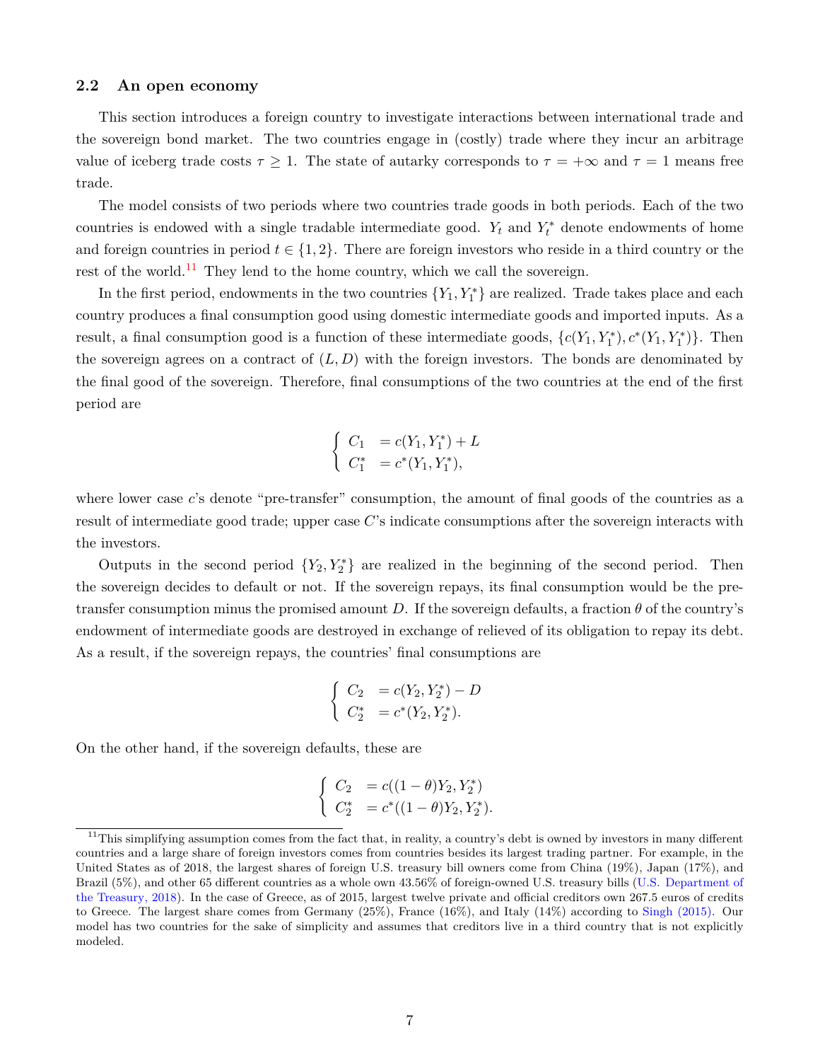### 2.2 An open economy

This section introduces a foreign country to investigate interactions between international trade and the sovereign bond market. The two countries engage in (costly) trade where they incur an arbitrage value of iceberg trade costs $\tau \geq 1$. The state of autarky corresponds to $\tau = +\infty$ and $\tau = 1$ means free trade.

The model consists of two periods where two countries trade goods in both periods. Each of the two countries is endowed with a single tradable intermediate good. $Y_t$ and $Y_t^*$ denote endowments of home and foreign countries in period $t \in \{1, 2\}$. There are foreign investors who reside in a third country or the rest of the world.[11] They lend to the home country, which we call the sovereign.

In the first period, endowments in the two countries $\{Y_1, Y_1^*\}$ are realized. Trade takes place and each country produces a final consumption good using domestic intermediate goods and imported inputs. As a result, a final consumption good is a function of these intermediate goods, $\{c(Y_1, Y_1^*), c^*(Y_1, Y_1^*)\}$. Then the sovereign agrees on a contract of $(L, D)$ with the foreign investors. The bonds are denominated by the final good of the sovereign. Therefore, final consumptions of the two countries at the end of the first period are

$$\begin{cases} C_1 &= c(Y_1, Y_1^*) + L \\ C_1^* &= c^*(Y_1, Y_1^*), \end{cases}$$

where lower case $c$'s denote "pre-transfer" consumption, the amount of final goods of the countries as a result of intermediate good trade; upper case $C$'s indicate consumptions after the sovereign interacts with the investors.

Outputs in the second period $\{Y_2, Y_2^*\}$ are realized in the beginning of the second period. Then the sovereign decides to default or not. If the sovereign repays, its final consumption would be the pre-transfer consumption minus the promised amount $D$. If the sovereign defaults, a fraction $\theta$ of the country's endowment of intermediate goods are destroyed in exchange of relieved of its obligation to repay its debt. As a result, if the sovereign repays, the countries' final consumptions are

$$\begin{cases} C_2 &= c(Y_2, Y_2^*) - D \\ C_2^* &= c^*(Y_2, Y_2^*). \end{cases}$$

On the other hand, if the sovereign defaults, these are

$$\begin{cases} C_2 &= c((1-\theta)Y_2, Y_2^*) \\ C_2^* &= c^*((1-\theta)Y_2, Y_2^*). \end{cases}$$

[11] This simplifying assumption comes from the fact that, in reality, a country's debt is owned by investors in many different countries and a large share of foreign investors comes from countries besides its largest trading partner. For example, in the United States as of 2018, the largest shares of foreign U.S. treasury bill owners come from China (19%), Japan (17%), and Brazil (5%), and other 65 different countries as a whole own 43.56% of foreign-owned U.S. treasury bills (U.S. Department of the Treasury, 2018). In the case of Greece, as of 2015, largest twelve private and official creditors own 267.5 euros of credits to Greece. The largest share comes from Germany (25%), France (16%), and Italy (14%) according to Singh (2015). Our model has two countries for the sake of simplicity and assumes that creditors live in a third country that is not explicitly modeled.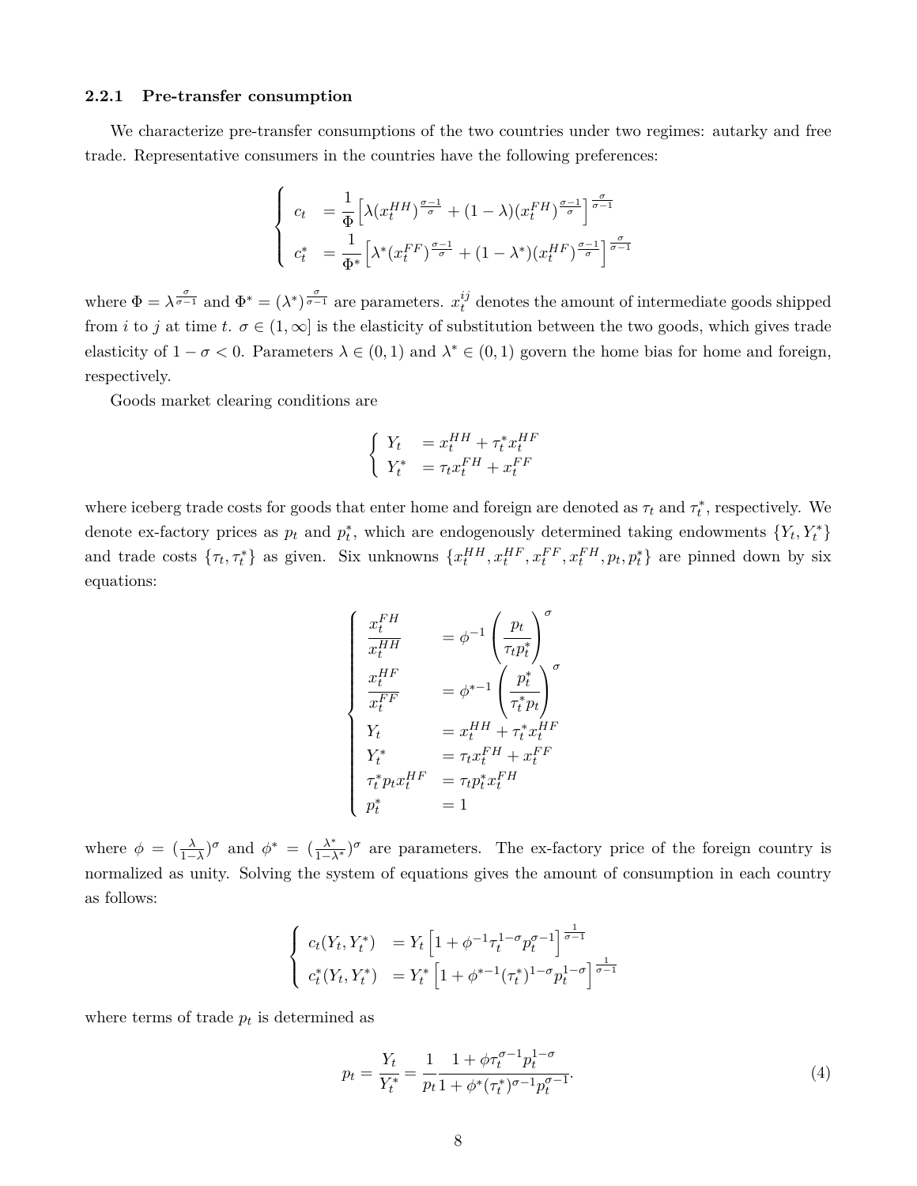### 2.2.1 Pre-transfer consumption

We characterize pre-transfer consumptions of the two countries under two regimes: autarky and free trade. Representative consumers in the countries have the following preferences:

$$
\begin{cases}
c_t &= \dfrac{1}{\Phi}\left[\lambda (x_t^{HH})^{\frac{\sigma-1}{\sigma}} + (1-\lambda)(x_t^{FH})^{\frac{\sigma-1}{\sigma}}\right]^{\frac{\sigma}{\sigma-1}} \\
c_t^* &= \dfrac{1}{\Phi^*}\left[\lambda^* (x_t^{FF})^{\frac{\sigma-1}{\sigma}} + (1-\lambda^*)(x_t^{HF})^{\frac{\sigma-1}{\sigma}}\right]^{\frac{\sigma}{\sigma-1}}
\end{cases}
$$

where $\Phi = \lambda^{\frac{\sigma}{\sigma-1}}$ and $\Phi^* = (\lambda^*)^{\frac{\sigma}{\sigma-1}}$ are parameters. $x_t^{ij}$ denotes the amount of intermediate goods shipped from $i$ to $j$ at time $t$. $\sigma \in (1, \infty]$ is the elasticity of substitution between the two goods, which gives trade elasticity of $1-\sigma < 0$. Parameters $\lambda \in (0,1)$ and $\lambda^* \in (0,1)$ govern the home bias for home and foreign, respectively.

Goods market clearing conditions are

$$
\begin{cases}
Y_t &= x_t^{HH} + \tau_t^* x_t^{HF} \\
Y_t^* &= \tau_t x_t^{FH} + x_t^{FF}
\end{cases}
$$

where iceberg trade costs for goods that enter home and foreign are denoted as $\tau_t$ and $\tau_t^*$, respectively. We denote ex-factory prices as $p_t$ and $p_t^*$, which are endogenously determined taking endowments $\{Y_t, Y_t^*\}$ and trade costs $\{\tau_t, \tau_t^*\}$ as given. Six unknowns $\{x_t^{HH}, x_t^{HF}, x_t^{FF}, x_t^{FH}, p_t, p_t^*\}$ are pinned down by six equations:

$$
\begin{cases}
\dfrac{x_t^{FH}}{x_t^{HH}} &= \phi^{-1}\left(\dfrac{p_t}{\tau_t p_t^*}\right)^{\sigma} \\
\dfrac{x_t^{HF}}{x_t^{FF}} &= \phi^{*-1}\left(\dfrac{p_t^*}{\tau_t^* p_t}\right)^{\sigma} \\
Y_t &= x_t^{HH} + \tau_t^* x_t^{HF} \\
Y_t^* &= \tau_t x_t^{FH} + x_t^{FF} \\
\tau_t^* p_t x_t^{HF} &= \tau_t p_t^* x_t^{FH} \\
p_t^* &= 1
\end{cases}
$$

where $\phi = (\frac{\lambda}{1-\lambda})^{\sigma}$ and $\phi^* = (\frac{\lambda^*}{1-\lambda^*})^{\sigma}$ are parameters. The ex-factory price of the foreign country is normalized as unity. Solving the system of equations gives the amount of consumption in each country as follows:

$$
\begin{cases}
c_t(Y_t, Y_t^*) &= Y_t\left[1 + \phi^{-1}\tau_t^{1-\sigma}p_t^{\sigma-1}\right]^{\frac{1}{\sigma-1}} \\
c_t^*(Y_t, Y_t^*) &= Y_t^*\left[1 + \phi^{*-1}(\tau_t^*)^{1-\sigma}p_t^{1-\sigma}\right]^{\frac{1}{\sigma-1}}
\end{cases}
$$

where terms of trade $p_t$ is determined as

$$
p_t = \frac{Y_t}{Y_t^*} = \frac{1}{p_t}\frac{1 + \phi\tau_t^{\sigma-1}p_t^{1-\sigma}}{1 + \phi^*(\tau_t^*)^{\sigma-1}p_t^{\sigma-1}}. \tag{4}
$$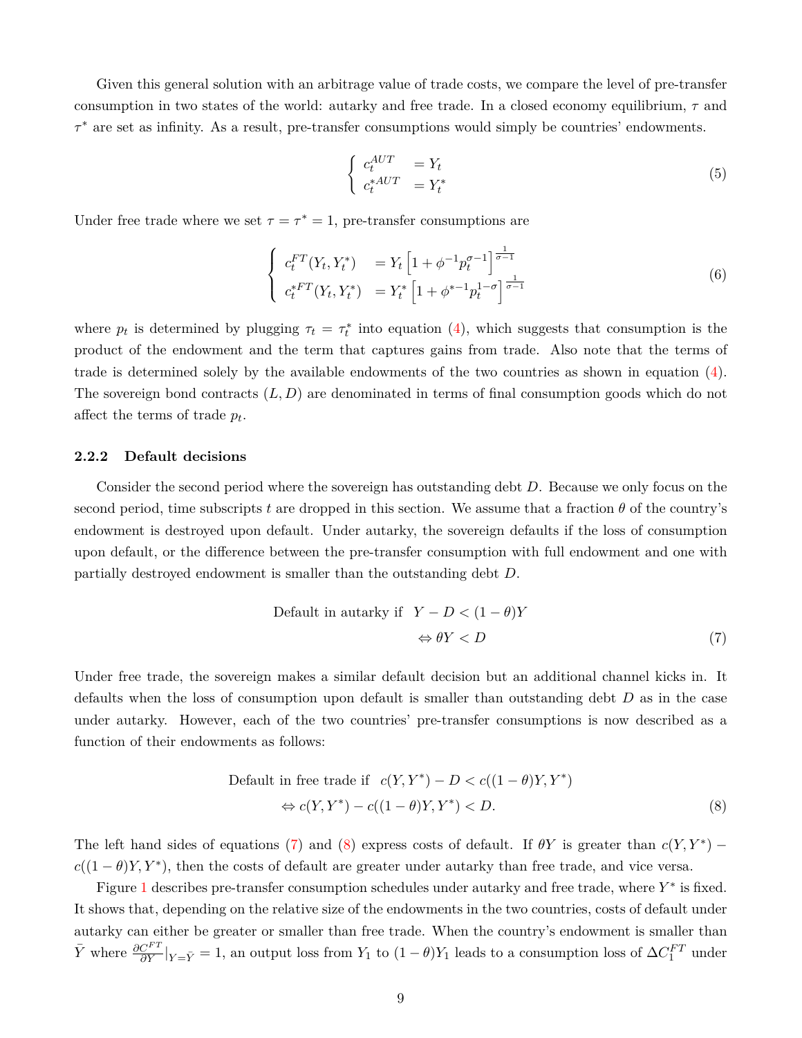Given this general solution with an arbitrage value of trade costs, we compare the level of pre-transfer consumption in two states of the world: autarky and free trade. In a closed economy equilibrium, $\tau$ and $\tau^*$ are set as infinity. As a result, pre-transfer consumptions would simply be countries' endowments.

$$\begin{cases} c_t^{AUT} & = Y_t \\ c_t^{*AUT} & = Y_t^* \end{cases} \tag{5}$$

Under free trade where we set $\tau = \tau^* = 1$, pre-transfer consumptions are

$$\begin{cases} c_t^{FT}(Y_t, Y_t^*) & = Y_t \left[1 + \phi^{-1} p_t^{\sigma-1}\right]^{\frac{1}{\sigma-1}} \\ c_t^{*FT}(Y_t, Y_t^*) & = Y_t^* \left[1 + \phi^{*-1} p_t^{1-\sigma}\right]^{\frac{1}{\sigma-1}} \end{cases} \tag{6}$$

where $p_t$ is determined by plugging $\tau_t = \tau_t^*$ into equation (4), which suggests that consumption is the product of the endowment and the term that captures gains from trade. Also note that the terms of trade is determined solely by the available endowments of the two countries as shown in equation (4). The sovereign bond contracts $(L, D)$ are denominated in terms of final consumption goods which do not affect the terms of trade $p_t$.

### 2.2.2 Default decisions

Consider the second period where the sovereign has outstanding debt $D$. Because we only focus on the second period, time subscripts $t$ are dropped in this section. We assume that a fraction $\theta$ of the country's endowment is destroyed upon default. Under autarky, the sovereign defaults if the loss of consumption upon default, or the difference between the pre-transfer consumption with full endowment and one with partially destroyed endowment is smaller than the outstanding debt $D$.

$$\begin{aligned} \text{Default in autarky if} \quad & Y - D < (1-\theta)Y \\ \Leftrightarrow & \; \theta Y < D \end{aligned} \tag{7}$$

Under free trade, the sovereign makes a similar default decision but an additional channel kicks in. It defaults when the loss of consumption upon default is smaller than outstanding debt $D$ as in the case under autarky. However, each of the two countries' pre-transfer consumptions is now described as a function of their endowments as follows:

$$\begin{aligned} \text{Default in free trade if} \quad & c(Y, Y^*) - D < c((1-\theta)Y, Y^*) \\ \Leftrightarrow & \; c(Y, Y^*) - c((1-\theta)Y, Y^*) < D. \end{aligned} \tag{8}$$

The left hand sides of equations (7) and (8) express costs of default. If $\theta Y$ is greater than $c(Y, Y^*) - c((1-\theta)Y, Y^*)$, then the costs of default are greater under autarky than free trade, and vice versa.

Figure 1 describes pre-transfer consumption schedules under autarky and free trade, where $Y^*$ is fixed. It shows that, depending on the relative size of the endowments in the two countries, costs of default under autarky can either be greater or smaller than free trade. When the country's endowment is smaller than $\bar{Y}$ where $\frac{\partial C^{FT}}{\partial Y}|_{Y=\bar{Y}} = 1$, an output loss from $Y_1$ to $(1-\theta)Y_1$ leads to a consumption loss of $\Delta C_1^{FT}$ under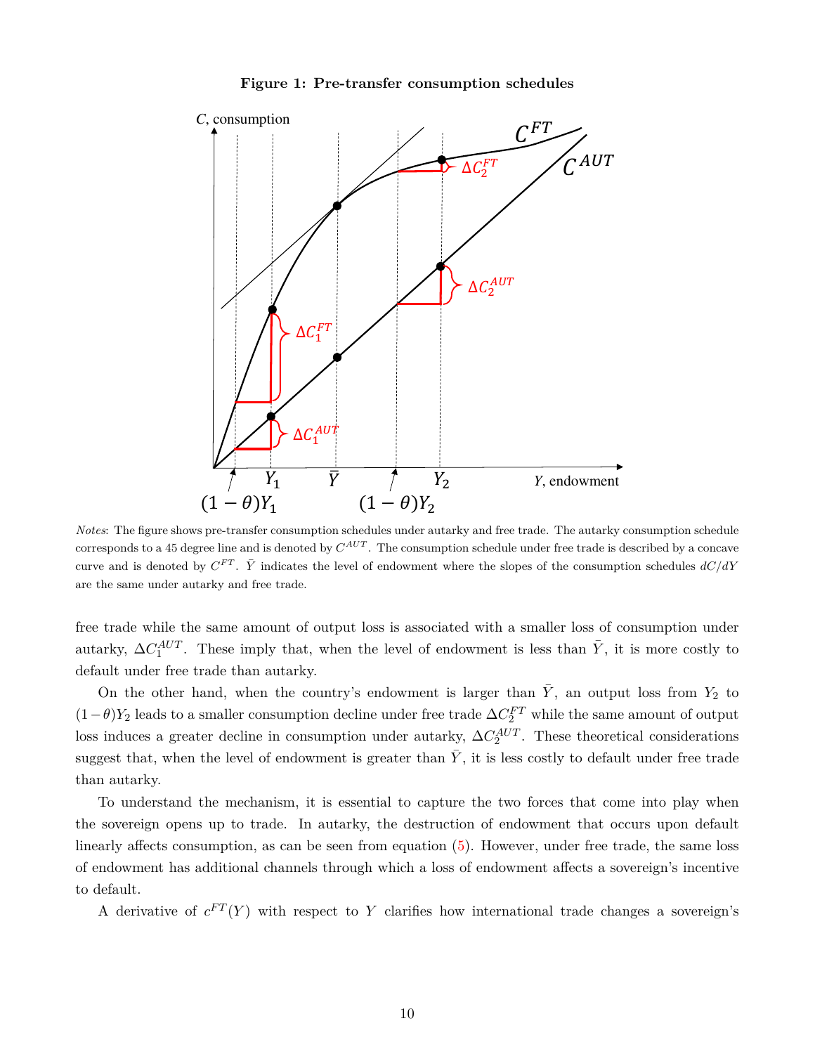**Figure 1: Pre-transfer consumption schedules**

$C$, consumption

$C^{FT}$

$C^{AUT}$

$\Delta C_2^{FT}$

$\Delta C_2^{AUT}$

$\Delta C_1^{FT}$

$\Delta C_1^{AUT}$

$Y_1$ $\bar{Y}$ $Y_2$ $Y$, endowment

$(1-\theta)Y_1$ $(1-\theta)Y_2$

*Notes*: The figure shows pre-transfer consumption schedules under autarky and free trade. The autarky consumption schedule corresponds to a 45 degree line and is denoted by $C^{AUT}$. The consumption schedule under free trade is described by a concave curve and is denoted by $C^{FT}$. $\bar{Y}$ indicates the level of endowment where the slopes of the consumption schedules $dC/dY$ are the same under autarky and free trade.

free trade while the same amount of output loss is associated with a smaller loss of consumption under autarky, $\Delta C_1^{AUT}$. These imply that, when the level of endowment is less than $\bar{Y}$, it is more costly to default under free trade than autarky.

On the other hand, when the country's endowment is larger than $\bar{Y}$, an output loss from $Y_2$ to $(1-\theta)Y_2$ leads to a smaller consumption decline under free trade $\Delta C_2^{FT}$ while the same amount of output loss induces a greater decline in consumption under autarky, $\Delta C_2^{AUT}$. These theoretical considerations suggest that, when the level of endowment is greater than $\bar{Y}$, it is less costly to default under free trade than autarky.

To understand the mechanism, it is essential to capture the two forces that come into play when the sovereign opens up to trade. In autarky, the destruction of endowment that occurs upon default linearly affects consumption, as can be seen from equation (5). However, under free trade, the same loss of endowment has additional channels through which a loss of endowment affects a sovereign's incentive to default.

A derivative of $c^{FT}(Y)$ with respect to $Y$ clarifies how international trade changes a sovereign's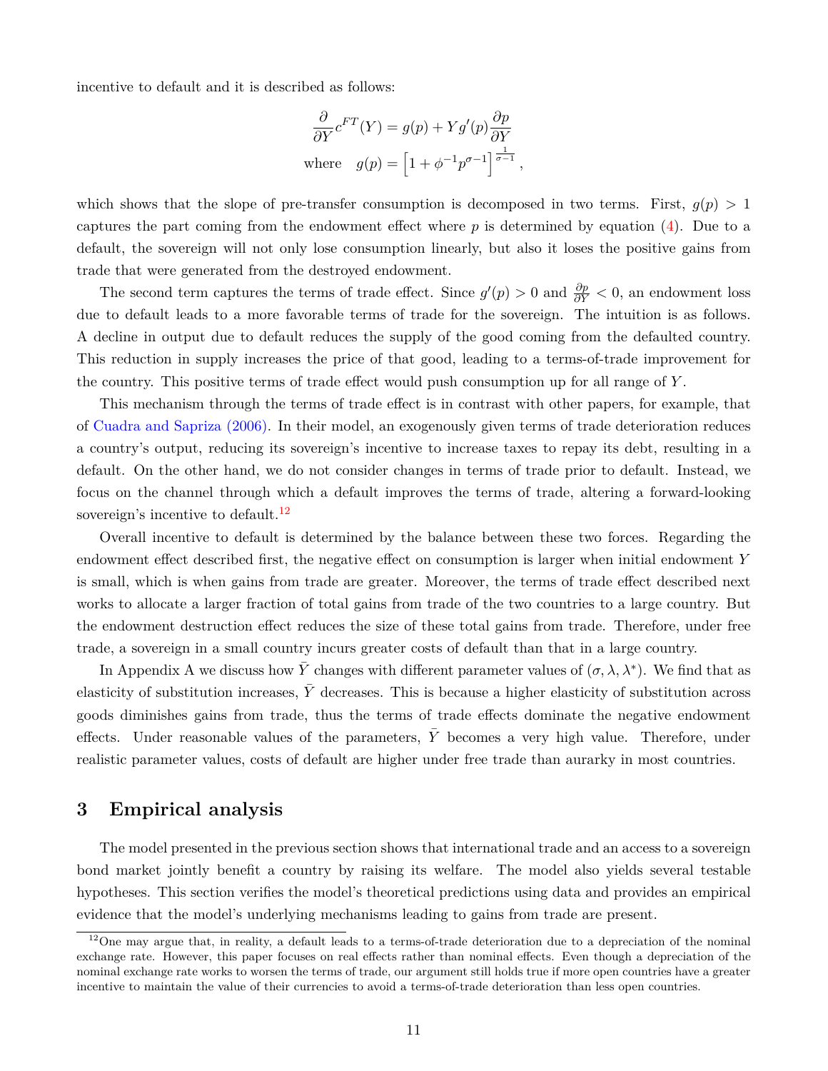incentive to default and it is described as follows:

$$\frac{\partial}{\partial Y}c^{FT}(Y) = g(p) + Yg'(p)\frac{\partial p}{\partial Y}$$
$$\text{where} \quad g(p) = \left[1 + \phi^{-1}p^{\sigma-1}\right]^{\frac{1}{\sigma-1}},$$

which shows that the slope of pre-transfer consumption is decomposed in two terms. First, $g(p) > 1$ captures the part coming from the endowment effect where $p$ is determined by equation (4). Due to a default, the sovereign will not only lose consumption linearly, but also it loses the positive gains from trade that were generated from the destroyed endowment.

The second term captures the terms of trade effect. Since $g'(p) > 0$ and $\frac{\partial p}{\partial Y} < 0$, an endowment loss due to default leads to a more favorable terms of trade for the sovereign. The intuition is as follows. A decline in output due to default reduces the supply of the good coming from the defaulted country. This reduction in supply increases the price of that good, leading to a terms-of-trade improvement for the country. This positive terms of trade effect would push consumption up for all range of $Y$.

This mechanism through the terms of trade effect is in contrast with other papers, for example, that of Cuadra and Sapriza (2006). In their model, an exogenously given terms of trade deterioration reduces a country's output, reducing its sovereign's incentive to increase taxes to repay its debt, resulting in a default. On the other hand, we do not consider changes in terms of trade prior to default. Instead, we focus on the channel through which a default improves the terms of trade, altering a forward-looking sovereign's incentive to default.[12]

Overall incentive to default is determined by the balance between these two forces. Regarding the endowment effect described first, the negative effect on consumption is larger when initial endowment $Y$ is small, which is when gains from trade are greater. Moreover, the terms of trade effect described next works to allocate a larger fraction of total gains from trade of the two countries to a large country. But the endowment destruction effect reduces the size of these total gains from trade. Therefore, under free trade, a sovereign in a small country incurs greater costs of default than that in a large country.

In Appendix A we discuss how $\bar{Y}$ changes with different parameter values of $(\sigma, \lambda, \lambda^*)$. We find that as elasticity of substitution increases, $\bar{Y}$ decreases. This is because a higher elasticity of substitution across goods diminishes gains from trade, thus the terms of trade effects dominate the negative endowment effects. Under reasonable values of the parameters, $\bar{Y}$ becomes a very high value. Therefore, under realistic parameter values, costs of default are higher under free trade than aurarky in most countries.

## 3 Empirical analysis

The model presented in the previous section shows that international trade and an access to a sovereign bond market jointly benefit a country by raising its welfare. The model also yields several testable hypotheses. This section verifies the model's theoretical predictions using data and provides an empirical evidence that the model's underlying mechanisms leading to gains from trade are present.

[12] One may argue that, in reality, a default leads to a terms-of-trade deterioration due to a depreciation of the nominal exchange rate. However, this paper focuses on real effects rather than nominal effects. Even though a depreciation of the nominal exchange rate works to worsen the terms of trade, our argument still holds true if more open countries have a greater incentive to maintain the value of their currencies to avoid a terms-of-trade deterioration than less open countries.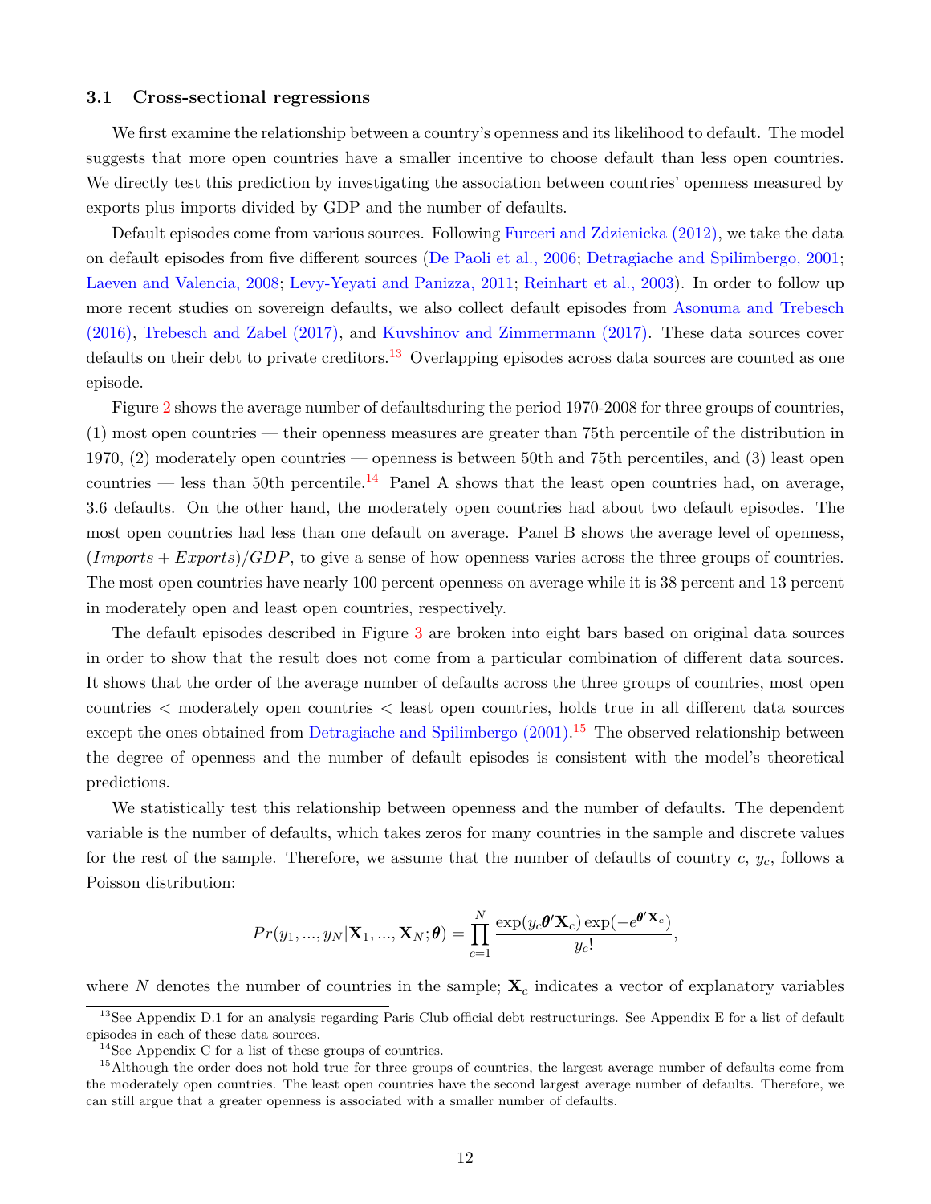### 3.1 Cross-sectional regressions

We first examine the relationship between a country's openness and its likelihood to default. The model suggests that more open countries have a smaller incentive to choose default than less open countries. We directly test this prediction by investigating the association between countries' openness measured by exports plus imports divided by GDP and the number of defaults.

Default episodes come from various sources. Following Furceri and Zdzienicka (2012), we take the data on default episodes from five different sources (De Paoli et al., 2006; Detragiache and Spilimbergo, 2001; Laeven and Valencia, 2008; Levy-Yeyati and Panizza, 2011; Reinhart et al., 2003). In order to follow up more recent studies on sovereign defaults, we also collect default episodes from Asonuma and Trebesch (2016), Trebesch and Zabel (2017), and Kuvshinov and Zimmermann (2017). These data sources cover defaults on their debt to private creditors.[13] Overlapping episodes across data sources are counted as one episode.

Figure 2 shows the average number of defaultsduring the period 1970-2008 for three groups of countries, (1) most open countries — their openness measures are greater than 75th percentile of the distribution in 1970, (2) moderately open countries — openness is between 50th and 75th percentiles, and (3) least open countries — less than 50th percentile.[14] Panel A shows that the least open countries had, on average, 3.6 defaults. On the other hand, the moderately open countries had about two default episodes. The most open countries had less than one default on average. Panel B shows the average level of openness, $(Imports + Exports)/GDP$, to give a sense of how openness varies across the three groups of countries. The most open countries have nearly 100 percent openness on average while it is 38 percent and 13 percent in moderately open and least open countries, respectively.

The default episodes described in Figure 3 are broken into eight bars based on original data sources in order to show that the result does not come from a particular combination of different data sources. It shows that the order of the average number of defaults across the three groups of countries, most open countries < moderately open countries < least open countries, holds true in all different data sources except the ones obtained from Detragiache and Spilimbergo (2001).[15] The observed relationship between the degree of openness and the number of default episodes is consistent with the model's theoretical predictions.

We statistically test this relationship between openness and the number of defaults. The dependent variable is the number of defaults, which takes zeros for many countries in the sample and discrete values for the rest of the sample. Therefore, we assume that the number of defaults of country $c$, $y_c$, follows a Poisson distribution:

$$Pr(y_1, ..., y_N | \mathbf{X}_1, ..., \mathbf{X}_N; \boldsymbol{\theta}) = \prod_{c=1}^{N} \frac{\exp(y_c \boldsymbol{\theta}' \mathbf{X}_c) \exp(-e^{\boldsymbol{\theta}' \mathbf{X}_c})}{y_c!},$$

where $N$ denotes the number of countries in the sample; $\mathbf{X}_c$ indicates a vector of explanatory variables

[13] See Appendix D.1 for an analysis regarding Paris Club official debt restructurings. See Appendix E for a list of default episodes in each of these data sources.

[14] See Appendix C for a list of these groups of countries.

[15] Although the order does not hold true for three groups of countries, the largest average number of defaults come from the moderately open countries. The least open countries have the second largest average number of defaults. Therefore, we can still argue that a greater openness is associated with a smaller number of defaults.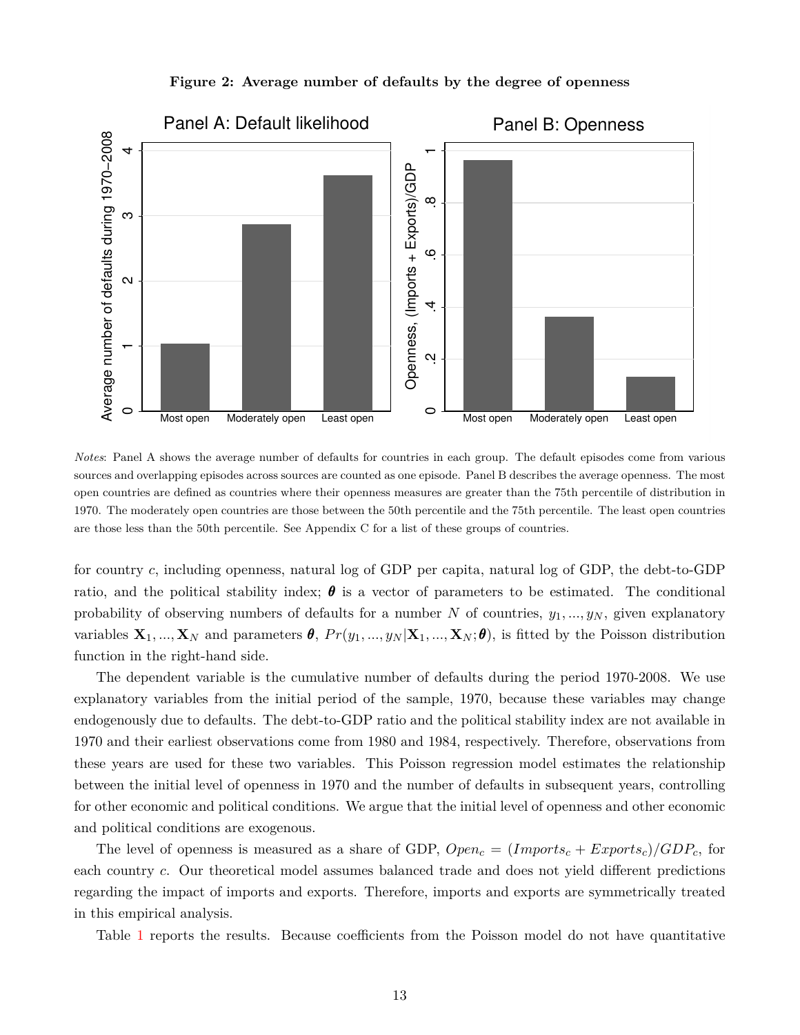**Figure 2: Average number of defaults by the degree of openness**

Panel A: Default likelihood

Average number of defaults during 1970–2008

0 1 2 3 4

Most open Moderately open Least open

Panel B: Openness

Openness, (Imports + Exports)/GDP

0 .2 .4 .6 .8 1

Most open Moderately open Least open

*Notes*: Panel A shows the average number of defaults for countries in each group. The default episodes come from various sources and overlapping episodes across sources are counted as one episode. Panel B describes the average openness. The most open countries are defined as countries where their openness measures are greater than the 75th percentile of distribution in 1970. The moderately open countries are those between the 50th percentile and the 75th percentile. The least open countries are those less than the 50th percentile. See Appendix C for a list of these groups of countries.

for country $c$, including openness, natural log of GDP per capita, natural log of GDP, the debt-to-GDP ratio, and the political stability index; $\boldsymbol{\theta}$ is a vector of parameters to be estimated. The conditional probability of observing numbers of defaults for a number $N$ of countries, $y_1, ..., y_N$, given explanatory variables $\mathbf{X}_1, ..., \mathbf{X}_N$ and parameters $\boldsymbol{\theta}$, $Pr(y_1, ..., y_N | \mathbf{X}_1, ..., \mathbf{X}_N; \boldsymbol{\theta})$, is fitted by the Poisson distribution function in the right-hand side.

The dependent variable is the cumulative number of defaults during the period 1970-2008. We use explanatory variables from the initial period of the sample, 1970, because these variables may change endogenously due to defaults. The debt-to-GDP ratio and the political stability index are not available in 1970 and their earliest observations come from 1980 and 1984, respectively. Therefore, observations from these years are used for these two variables. This Poisson regression model estimates the relationship between the initial level of openness in 1970 and the number of defaults in subsequent years, controlling for other economic and political conditions. We argue that the initial level of openness and other economic and political conditions are exogenous.

The level of openness is measured as a share of GDP, $Open_c = (Imports_c + Exports_c)/GDP_c$, for each country $c$. Our theoretical model assumes balanced trade and does not yield different predictions regarding the impact of imports and exports. Therefore, imports and exports are symmetrically treated in this empirical analysis.

Table 1 reports the results. Because coefficients from the Poisson model do not have quantitative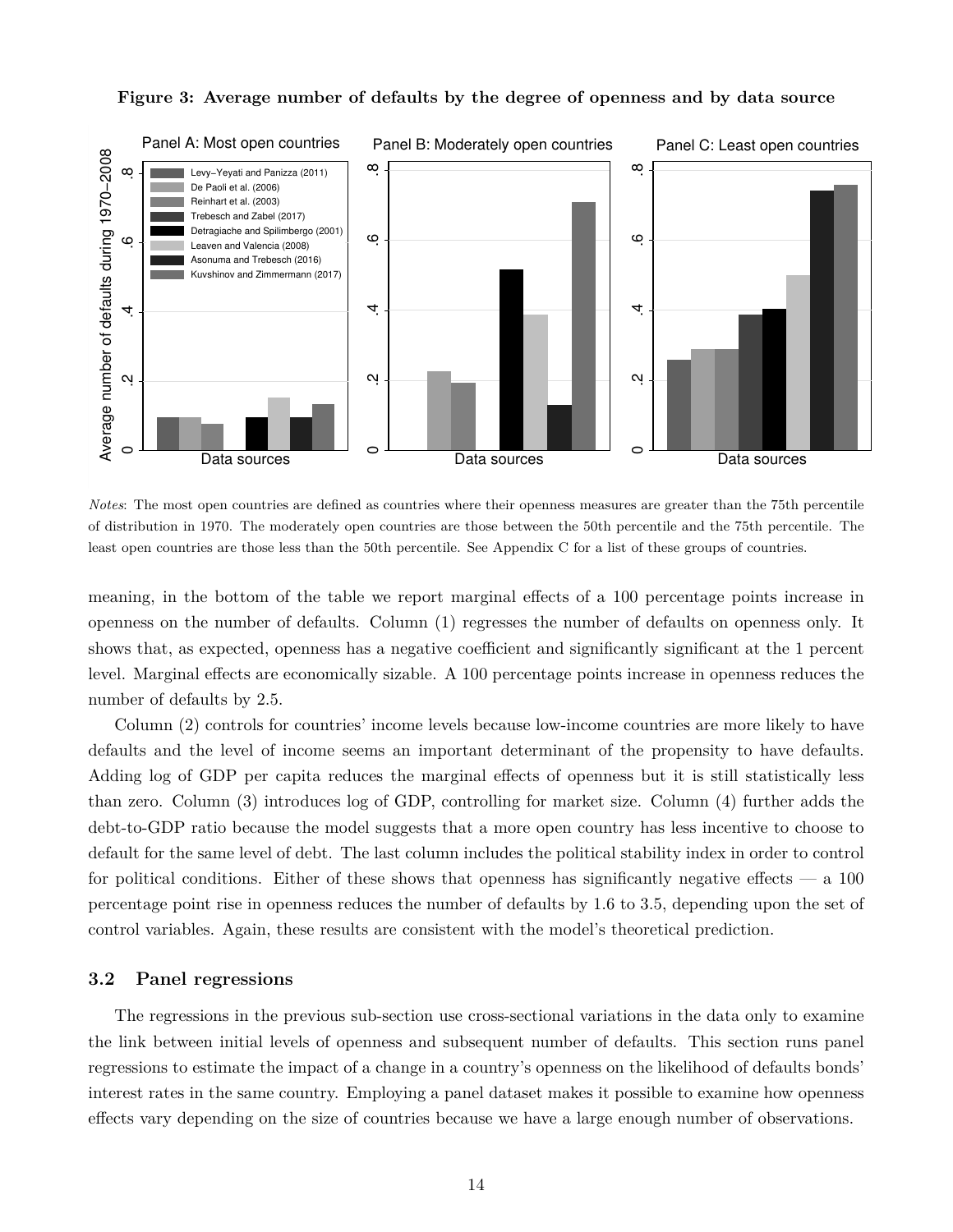**Figure 3: Average number of defaults by the degree of openness and by data source**

Panel A: Most open countries

Panel B: Moderately open countries

Panel C: Least open countries

Average number of defaults during 1970–2008

0

.2

.4

.6

.8

Data sources

Levy–Yeyati and Panizza (2011)

De Paoli et al. (2006)

Reinhart et al. (2003)

Trebesch and Zabel (2017)

Detragiache and Spilimbergo (2001)

Leaven and Valencia (2008)

Asonuma and Trebesch (2016)

Kuvshinov and Zimmermann (2017)

*Notes*: The most open countries are defined as countries where their openness measures are greater than the 75th percentile of distribution in 1970. The moderately open countries are those between the 50th percentile and the 75th percentile. The least open countries are those less than the 50th percentile. See Appendix C for a list of these groups of countries.

meaning, in the bottom of the table we report marginal effects of a 100 percentage points increase in openness on the number of defaults. Column (1) regresses the number of defaults on openness only. It shows that, as expected, openness has a negative coefficient and significantly significant at the 1 percent level. Marginal effects are economically sizable. A 100 percentage points increase in openness reduces the number of defaults by 2.5.

Column (2) controls for countries' income levels because low-income countries are more likely to have defaults and the level of income seems an important determinant of the propensity to have defaults. Adding log of GDP per capita reduces the marginal effects of openness but it is still statistically less than zero. Column (3) introduces log of GDP, controlling for market size. Column (4) further adds the debt-to-GDP ratio because the model suggests that a more open country has less incentive to choose to default for the same level of debt. The last column includes the political stability index in order to control for political conditions. Either of these shows that openness has significantly negative effects — a 100 percentage point rise in openness reduces the number of defaults by 1.6 to 3.5, depending upon the set of control variables. Again, these results are consistent with the model's theoretical prediction.

## 3.2 Panel regressions

The regressions in the previous sub-section use cross-sectional variations in the data only to examine the link between initial levels of openness and subsequent number of defaults. This section runs panel regressions to estimate the impact of a change in a country's openness on the likelihood of defaults bonds' interest rates in the same country. Employing a panel dataset makes it possible to examine how openness effects vary depending on the size of countries because we have a large enough number of observations.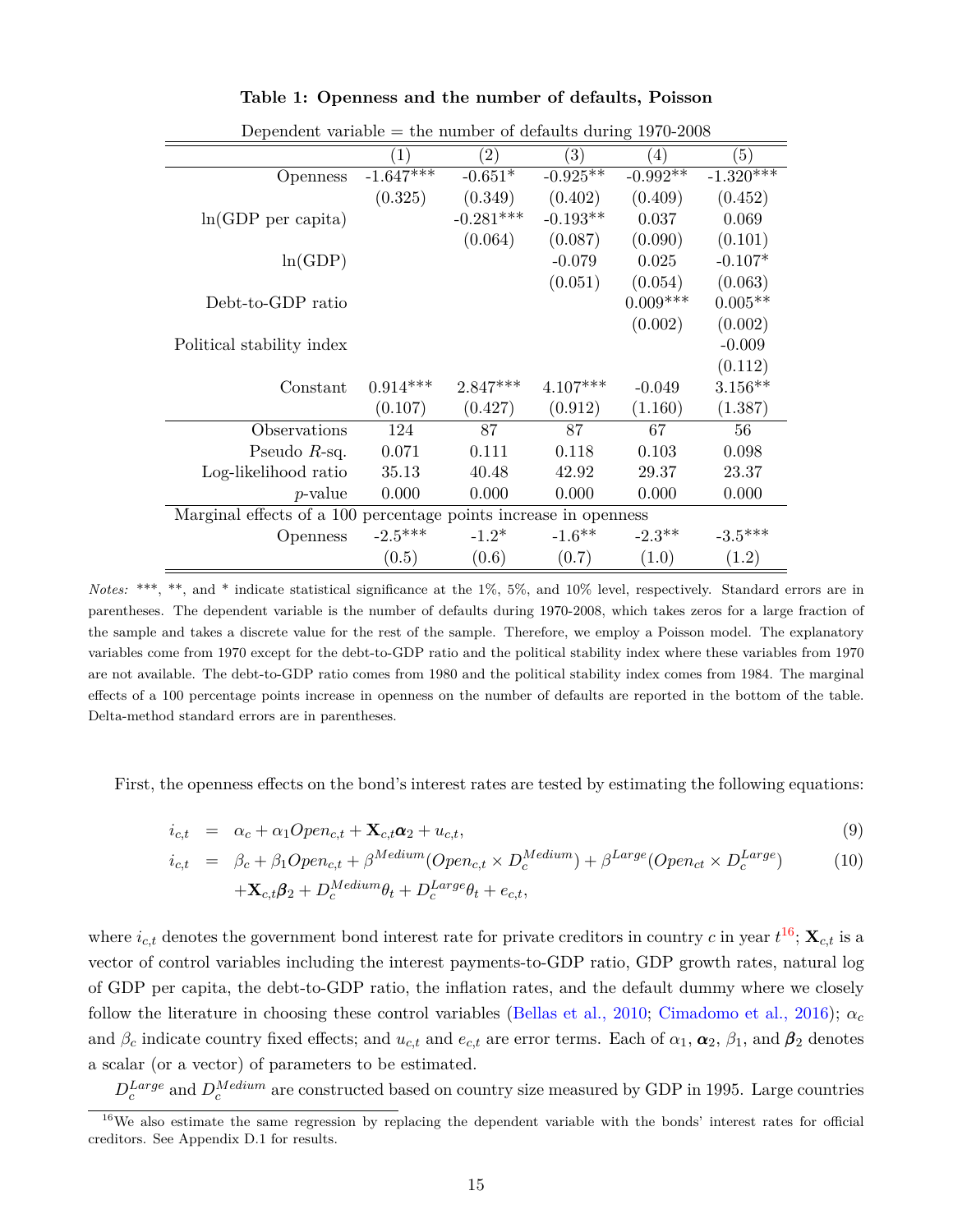**Table 1: Openness and the number of defaults, Poisson**

| Dependent variable = the number of defaults during 1970-2008 | (1) | (2) | (3) | (4) | (5) |
|---|---|---|---|---|---|
| Openness | -1.647*** | -0.651* | -0.925** | -0.992** | -1.320*** |
| | (0.325) | (0.349) | (0.402) | (0.409) | (0.452) |
| ln(GDP per capita) | | -0.281*** | -0.193** | 0.037 | 0.069 |
| | | (0.064) | (0.087) | (0.090) | (0.101) |
| ln(GDP) | | | -0.079 | 0.025 | -0.107* |
| | | | (0.051) | (0.054) | (0.063) |
| Debt-to-GDP ratio | | | | 0.009*** | 0.005** |
| | | | | (0.002) | (0.002) |
| Political stability index | | | | | -0.009 |
| | | | | | (0.112) |
| Constant | 0.914*** | 2.847*** | 4.107*** | -0.049 | 3.156** |
| | (0.107) | (0.427) | (0.912) | (1.160) | (1.387) |
| Observations | 124 | 87 | 87 | 67 | 56 |
| Pseudo $R$-sq. | 0.071 | 0.111 | 0.118 | 0.103 | 0.098 |
| Log-likelihood ratio | 35.13 | 40.48 | 42.92 | 29.37 | 23.37 |
| $p$-value | 0.000 | 0.000 | 0.000 | 0.000 | 0.000 |
| Marginal effects of a 100 percentage points increase in openness | | | | | |
| Openness | -2.5*** | -1.2* | -1.6** | -2.3** | -3.5*** |
| | (0.5) | (0.6) | (0.7) | (1.0) | (1.2) |

*Notes:* \*\*\*, \*\*, and \* indicate statistical significance at the 1%, 5%, and 10% level, respectively. Standard errors are in parentheses. The dependent variable is the number of defaults during 1970-2008, which takes zeros for a large fraction of the sample and takes a discrete value for the rest of the sample. Therefore, we employ a Poisson model. The explanatory variables come from 1970 except for the debt-to-GDP ratio and the political stability index where these variables from 1970 are not available. The debt-to-GDP ratio comes from 1980 and the political stability index comes from 1984. The marginal effects of a 100 percentage points increase in openness on the number of defaults are reported in the bottom of the table. Delta-method standard errors are in parentheses.

First, the openness effects on the bond's interest rates are tested by estimating the following equations:

$$
i_{c,t} = \alpha_c + \alpha_1 Open_{c,t} + \mathbf{X}_{c,t}\boldsymbol{\alpha}_2 + u_{c,t}, \tag{9}
$$

$$
\begin{aligned}
i_{c,t} = {} & \beta_c + \beta_1 Open_{c,t} + \beta^{Medium}(Open_{c,t} \times D_c^{Medium}) + \beta^{Large}(Open_{ct} \times D_c^{Large}) \\
& + \mathbf{X}_{c,t}\boldsymbol{\beta}_2 + D_c^{Medium}\theta_t + D_c^{Large}\theta_t + e_{c,t},
\end{aligned} \tag{10}
$$

where $i_{c,t}$ denotes the government bond interest rate for private creditors in country $c$ in year $t$[16]; $\mathbf{X}_{c,t}$ is a vector of control variables including the interest payments-to-GDP ratio, GDP growth rates, natural log of GDP per capita, the debt-to-GDP ratio, the inflation rates, and the default dummy where we closely follow the literature in choosing these control variables (Bellas et al., 2010; Cimadomo et al., 2016); $\alpha_c$ and $\beta_c$ indicate country fixed effects; and $u_{c,t}$ and $e_{c,t}$ are error terms. Each of $\alpha_1$, $\boldsymbol{\alpha}_2$, $\beta_1$, and $\boldsymbol{\beta}_2$ denotes a scalar (or a vector) of parameters to be estimated.

$D_c^{Large}$ and $D_c^{Medium}$ are constructed based on country size measured by GDP in 1995. Large countries

[16] We also estimate the same regression by replacing the dependent variable with the bonds' interest rates for official creditors. See Appendix D.1 for results.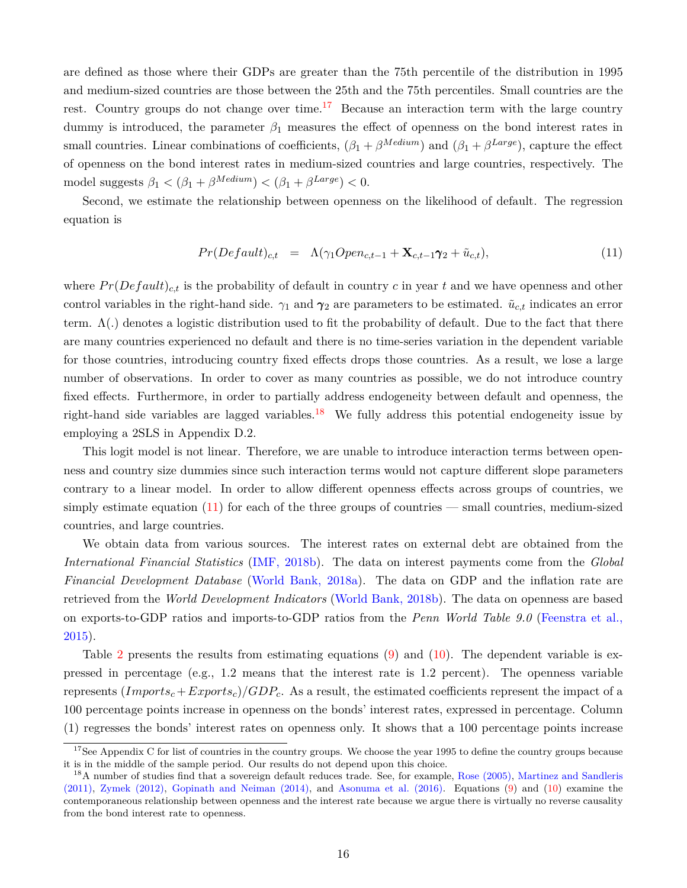are defined as those where their GDPs are greater than the 75th percentile of the distribution in 1995 and medium-sized countries are those between the 25th and the 75th percentiles. Small countries are the rest. Country groups do not change over time.[17] Because an interaction term with the large country dummy is introduced, the parameter $\beta_1$ measures the effect of openness on the bond interest rates in small countries. Linear combinations of coefficients, $(\beta_1 + \beta^{Medium})$ and $(\beta_1 + \beta^{Large})$, capture the effect of openness on the bond interest rates in medium-sized countries and large countries, respectively. The model suggests $\beta_1 < (\beta_1 + \beta^{Medium}) < (\beta_1 + \beta^{Large}) < 0$.

Second, we estimate the relationship between openness on the likelihood of default. The regression equation is

$$Pr(Default)_{c,t} \quad = \quad \Lambda(\gamma_1 Open_{c,t-1} + \mathbf{X}_{c,t-1}\boldsymbol{\gamma}_2 + \tilde{u}_{c,t}), \tag{11}$$

where $Pr(Default)_{c,t}$ is the probability of default in country $c$ in year $t$ and we have openness and other control variables in the right-hand side. $\gamma_1$ and $\boldsymbol{\gamma}_2$ are parameters to be estimated. $\tilde{u}_{c,t}$ indicates an error term. $\Lambda(.)$ denotes a logistic distribution used to fit the probability of default. Due to the fact that there are many countries experienced no default and there is no time-series variation in the dependent variable for those countries, introducing country fixed effects drops those countries. As a result, we lose a large number of observations. In order to cover as many countries as possible, we do not introduce country fixed effects. Furthermore, in order to partially address endogeneity between default and openness, the right-hand side variables are lagged variables.[18] We fully address this potential endogeneity issue by employing a 2SLS in Appendix D.2.

This logit model is not linear. Therefore, we are unable to introduce interaction terms between openness and country size dummies since such interaction terms would not capture different slope parameters contrary to a linear model. In order to allow different openness effects across groups of countries, we simply estimate equation (11) for each of the three groups of countries — small countries, medium-sized countries, and large countries.

We obtain data from various sources. The interest rates on external debt are obtained from the *International Financial Statistics* (IMF, 2018b). The data on interest payments come from the *Global Financial Development Database* (World Bank, 2018a). The data on GDP and the inflation rate are retrieved from the *World Development Indicators* (World Bank, 2018b). The data on openness are based on exports-to-GDP ratios and imports-to-GDP ratios from the *Penn World Table 9.0* (Feenstra et al., 2015).

Table 2 presents the results from estimating equations (9) and (10). The dependent variable is expressed in percentage (e.g., 1.2 means that the interest rate is 1.2 percent). The openness variable represents $(Imports_c + Exports_c)/GDP_c$. As a result, the estimated coefficients represent the impact of a 100 percentage points increase in openness on the bonds' interest rates, expressed in percentage. Column (1) regresses the bonds' interest rates on openness only. It shows that a 100 percentage points increase

[17] See Appendix C for list of countries in the country groups. We choose the year 1995 to define the country groups because it is in the middle of the sample period. Our results do not depend upon this choice.

[18] A number of studies find that a sovereign default reduces trade. See, for example, Rose (2005), Martinez and Sandleris (2011), Zymek (2012), Gopinath and Neiman (2014), and Asonuma et al. (2016). Equations (9) and (10) examine the contemporaneous relationship between openness and the interest rate because we argue there is virtually no reverse causality from the bond interest rate to openness.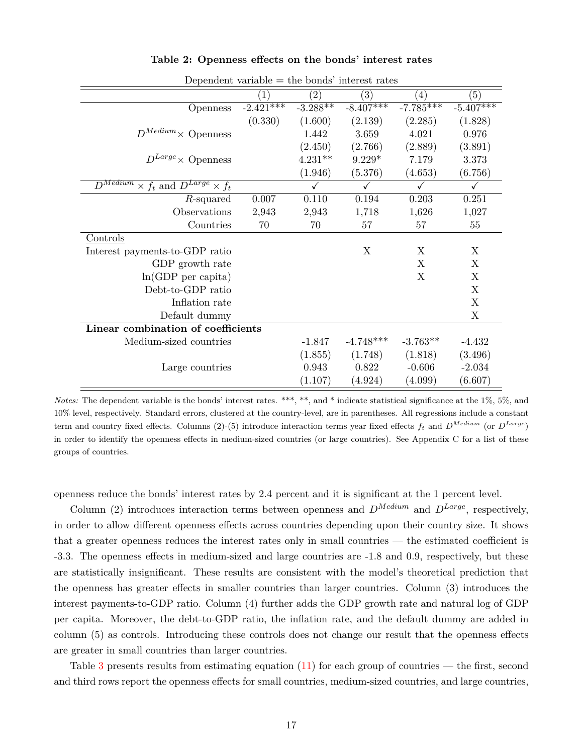**Table 2: Openness effects on the bonds' interest rates**

Dependent variable = the bonds' interest rates

| | (1) | (2) | (3) | (4) | (5) |
|---|---|---|---|---|---|
| Openness | -2.421*** | -3.288** | -8.407*** | -7.785*** | -5.407*** |
| | (0.330) | (1.600) | (2.139) | (2.285) | (1.828) |
| $D^{Medium} \times$ Openness | | 1.442 | 3.659 | 4.021 | 0.976 |
| | | (2.450) | (2.766) | (2.889) | (3.891) |
| $D^{Large} \times$ Openness | | 4.231** | 9.229* | 7.179 | 3.373 |
| | | (1.946) | (5.376) | (4.653) | (6.756) |
| $D^{Medium} \times f_t$ and $D^{Large} \times f_t$ | | ✓ | ✓ | ✓ | ✓ |
| $R$-squared | 0.007 | 0.110 | 0.194 | 0.203 | 0.251 |
| Observations | 2,943 | 2,943 | 1,718 | 1,626 | 1,027 |
| Countries | 70 | 70 | 57 | 57 | 55 |
| Controls | | | | | |
| Interest payments-to-GDP ratio | | | X | X | X |
| GDP growth rate | | | | X | X |
| ln(GDP per capita) | | | | X | X |
| Debt-to-GDP ratio | | | | | X |
| Inflation rate | | | | | X |
| Default dummy | | | | | X |
| **Linear combination of coefficients** | | | | | |
| Medium-sized countries | | -1.847 | -4.748*** | -3.763** | -4.432 |
| | | (1.855) | (1.748) | (1.818) | (3.496) |
| Large countries | | 0.943 | 0.822 | -0.606 | -2.034 |
| | | (1.107) | (4.924) | (4.099) | (6.607) |

*Notes:* The dependent variable is the bonds' interest rates. ***, **, and * indicate statistical significance at the 1%, 5%, and 10% level, respectively. Standard errors, clustered at the country-level, are in parentheses. All regressions include a constant term and country fixed effects. Columns (2)-(5) introduce interaction terms year fixed effects $f_t$ and $D^{Medium}$ (or $D^{Large}$) in order to identify the openness effects in medium-sized countries (or large countries). See Appendix C for a list of these groups of countries.

openness reduce the bonds' interest rates by 2.4 percent and it is significant at the 1 percent level.

Column (2) introduces interaction terms between openness and $D^{Medium}$ and $D^{Large}$, respectively, in order to allow different openness effects across countries depending upon their country size. It shows that a greater openness reduces the interest rates only in small countries — the estimated coefficient is -3.3. The openness effects in medium-sized and large countries are -1.8 and 0.9, respectively, but these are statistically insignificant. These results are consistent with the model's theoretical prediction that the openness has greater effects in smaller countries than larger countries. Column (3) introduces the interest payments-to-GDP ratio. Column (4) further adds the GDP growth rate and natural log of GDP per capita. Moreover, the debt-to-GDP ratio, the inflation rate, and the default dummy are added in column (5) as controls. Introducing these controls does not change our result that the openness effects are greater in small countries than larger countries.

Table 3 presents results from estimating equation (11) for each group of countries — the first, second and third rows report the openness effects for small countries, medium-sized countries, and large countries,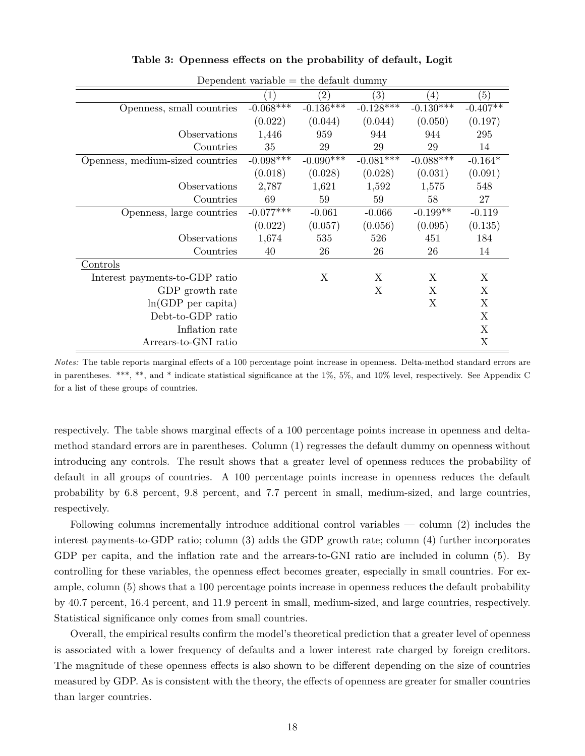**Table 3: Openness effects on the probability of default, Logit**

| Dependent variable = the default dummy | (1) | (2) | (3) | (4) | (5) |
|---|---|---|---|---|---|
| Openness, small countries | -0.068*** | -0.136*** | -0.128*** | -0.130*** | -0.407** |
| | (0.022) | (0.044) | (0.044) | (0.050) | (0.197) |
| Observations | 1,446 | 959 | 944 | 944 | 295 |
| Countries | 35 | 29 | 29 | 29 | 14 |
| Openness, medium-sized countries | -0.098*** | -0.090*** | -0.081*** | -0.088*** | -0.164* |
| | (0.018) | (0.028) | (0.028) | (0.031) | (0.091) |
| Observations | 2,787 | 1,621 | 1,592 | 1,575 | 548 |
| Countries | 69 | 59 | 59 | 58 | 27 |
| Openness, large countries | -0.077*** | -0.061 | -0.066 | -0.199** | -0.119 |
| | (0.022) | (0.057) | (0.056) | (0.095) | (0.135) |
| Observations | 1,674 | 535 | 526 | 451 | 184 |
| Countries | 40 | 26 | 26 | 26 | 14 |
| Controls | | | | | |
| Interest payments-to-GDP ratio | | X | X | X | X |
| GDP growth rate | | | X | X | X |
| ln(GDP per capita) | | | | X | X |
| Debt-to-GDP ratio | | | | | X |
| Inflation rate | | | | | X |
| Arrears-to-GNI ratio | | | | | X |

*Notes:* The table reports marginal effects of a 100 percentage point increase in openness. Delta-method standard errors are in parentheses. ***, **, and * indicate statistical significance at the 1%, 5%, and 10% level, respectively. See Appendix C for a list of these groups of countries.

respectively. The table shows marginal effects of a 100 percentage points increase in openness and delta-method standard errors are in parentheses. Column (1) regresses the default dummy on openness without introducing any controls. The result shows that a greater level of openness reduces the probability of default in all groups of countries. A 100 percentage points increase in openness reduces the default probability by 6.8 percent, 9.8 percent, and 7.7 percent in small, medium-sized, and large countries, respectively.

Following columns incrementally introduce additional control variables — column (2) includes the interest payments-to-GDP ratio; column (3) adds the GDP growth rate; column (4) further incorporates GDP per capita, and the inflation rate and the arrears-to-GNI ratio are included in column (5). By controlling for these variables, the openness effect becomes greater, especially in small countries. For example, column (5) shows that a 100 percentage points increase in openness reduces the default probability by 40.7 percent, 16.4 percent, and 11.9 percent in small, medium-sized, and large countries, respectively. Statistical significance only comes from small countries.

Overall, the empirical results confirm the model's theoretical prediction that a greater level of openness is associated with a lower frequency of defaults and a lower interest rate charged by foreign creditors. The magnitude of these openness effects is also shown to be different depending on the size of countries measured by GDP. As is consistent with the theory, the effects of openness are greater for smaller countries than larger countries.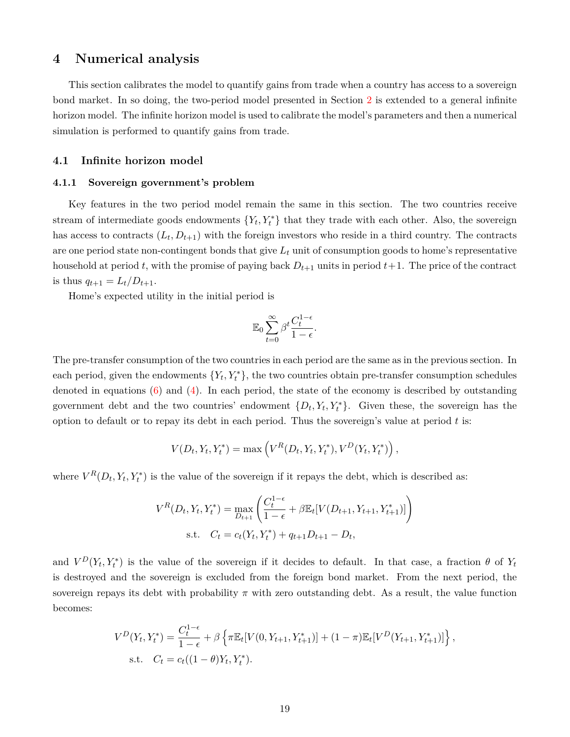# 4 Numerical analysis

This section calibrates the model to quantify gains from trade when a country has access to a sovereign bond market. In so doing, the two-period model presented in Section 2 is extended to a general infinite horizon model. The infinite horizon model is used to calibrate the model's parameters and then a numerical simulation is performed to quantify gains from trade.

## 4.1 Infinite horizon model

### 4.1.1 Sovereign government's problem

Key features in the two period model remain the same in this section. The two countries receive stream of intermediate goods endowments $\{Y_t, Y_t^*\}$ that they trade with each other. Also, the sovereign has access to contracts $(L_t, D_{t+1})$ with the foreign investors who reside in a third country. The contracts are one period state non-contingent bonds that give $L_t$ unit of consumption goods to home's representative household at period $t$, with the promise of paying back $D_{t+1}$ units in period $t+1$. The price of the contract is thus $q_{t+1} = L_t / D_{t+1}$.

Home's expected utility in the initial period is

$$\mathbb{E}_0 \sum_{t=0}^{\infty} \beta^t \frac{C_t^{1-\epsilon}}{1-\epsilon}.$$

The pre-transfer consumption of the two countries in each period are the same as in the previous section. In each period, given the endowments $\{Y_t, Y_t^*\}$, the two countries obtain pre-transfer consumption schedules denoted in equations (6) and (4). In each period, the state of the economy is described by outstanding government debt and the two countries' endowment $\{D_t, Y_t, Y_t^*\}$. Given these, the sovereign has the option to default or to repay its debt in each period. Thus the sovereign's value at period $t$ is:

$$V(D_t, Y_t, Y_t^*) = \max \left( V^R(D_t, Y_t, Y_t^*), V^D(Y_t, Y_t^*) \right),$$

where $V^R(D_t, Y_t, Y_t^*)$ is the value of the sovereign if it repays the debt, which is described as:

$$V^R(D_t, Y_t, Y_t^*) = \max_{D_{t+1}} \left( \frac{C_t^{1-\epsilon}}{1-\epsilon} + \beta \mathbb{E}_t[V(D_{t+1}, Y_{t+1}, Y_{t+1}^*)] \right)$$

$$\text{s.t.} \quad C_t = c_t(Y_t, Y_t^*) + q_{t+1} D_{t+1} - D_t,$$

and $V^D(Y_t, Y_t^*)$ is the value of the sovereign if it decides to default. In that case, a fraction $\theta$ of $Y_t$ is destroyed and the sovereign is excluded from the foreign bond market. From the next period, the sovereign repays its debt with probability $\pi$ with zero outstanding debt. As a result, the value function becomes:

$$V^D(Y_t, Y_t^*) = \frac{C_t^{1-\epsilon}}{1-\epsilon} + \beta \left\{ \pi \mathbb{E}_t[V(0, Y_{t+1}, Y_{t+1}^*)] + (1-\pi) \mathbb{E}_t[V^D(Y_{t+1}, Y_{t+1}^*)] \right\},$$

$$\text{s.t.} \quad C_t = c_t((1-\theta) Y_t, Y_t^*).$$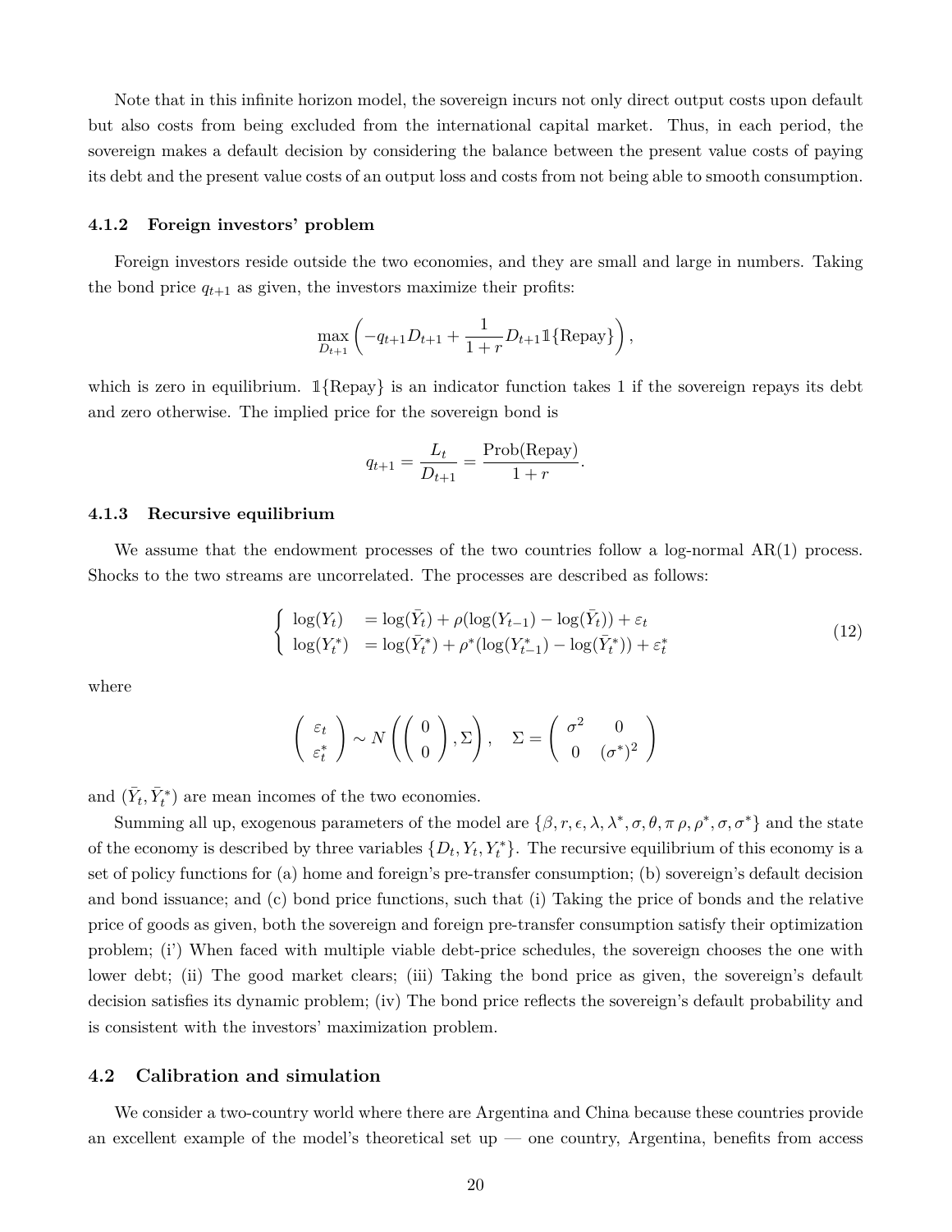Note that in this infinite horizon model, the sovereign incurs not only direct output costs upon default but also costs from being excluded from the international capital market. Thus, in each period, the sovereign makes a default decision by considering the balance between the present value costs of paying its debt and the present value costs of an output loss and costs from not being able to smooth consumption.

#### 4.1.2 Foreign investors' problem

Foreign investors reside outside the two economies, and they are small and large in numbers. Taking the bond price $q_{t+1}$ as given, the investors maximize their profits:

$$\max_{D_{t+1}} \left( -q_{t+1} D_{t+1} + \frac{1}{1+r} D_{t+1} \mathbb{1}\{\text{Repay}\} \right),$$

which is zero in equilibrium. $\mathbb{1}\{\text{Repay}\}$ is an indicator function takes 1 if the sovereign repays its debt and zero otherwise. The implied price for the sovereign bond is

$$q_{t+1} = \frac{L_t}{D_{t+1}} = \frac{\text{Prob(Repay)}}{1+r}.$$

#### 4.1.3 Recursive equilibrium

We assume that the endowment processes of the two countries follow a log-normal AR(1) process. Shocks to the two streams are uncorrelated. The processes are described as follows:

$$\begin{cases} \log(Y_t) & = \log(\bar{Y}_t) + \rho(\log(Y_{t-1}) - \log(\bar{Y}_t)) + \varepsilon_t \\ \log(Y_t^*) & = \log(\bar{Y}_t^*) + \rho^*(\log(Y_{t-1}^*) - \log(\bar{Y}_t^*)) + \varepsilon_t^* \end{cases} \tag{12}$$

where

$$\begin{pmatrix} \varepsilon_t \\ \varepsilon_t^* \end{pmatrix} \sim N\left( \begin{pmatrix} 0 \\ 0 \end{pmatrix}, \Sigma \right), \quad \Sigma = \begin{pmatrix} \sigma^2 & 0 \\ 0 & (\sigma^*)^2 \end{pmatrix}$$

and $(\bar{Y}_t, \bar{Y}_t^*)$ are mean incomes of the two economies.

Summing all up, exogenous parameters of the model are $\{\beta, r, \epsilon, \lambda, \lambda^*, \sigma, \theta, \pi \, \rho, \rho^*, \sigma, \sigma^*\}$ and the state of the economy is described by three variables $\{D_t, Y_t, Y_t^*\}$. The recursive equilibrium of this economy is a set of policy functions for (a) home and foreign's pre-transfer consumption; (b) sovereign's default decision and bond issuance; and (c) bond price functions, such that (i) Taking the price of bonds and the relative price of goods as given, both the sovereign and foreign pre-transfer consumption satisfy their optimization problem; (i') When faced with multiple viable debt-price schedules, the sovereign chooses the one with lower debt; (ii) The good market clears; (iii) Taking the bond price as given, the sovereign's default decision satisfies its dynamic problem; (iv) The bond price reflects the sovereign's default probability and is consistent with the investors' maximization problem.

### 4.2 Calibration and simulation

We consider a two-country world where there are Argentina and China because these countries provide an excellent example of the model's theoretical set up — one country, Argentina, benefits from access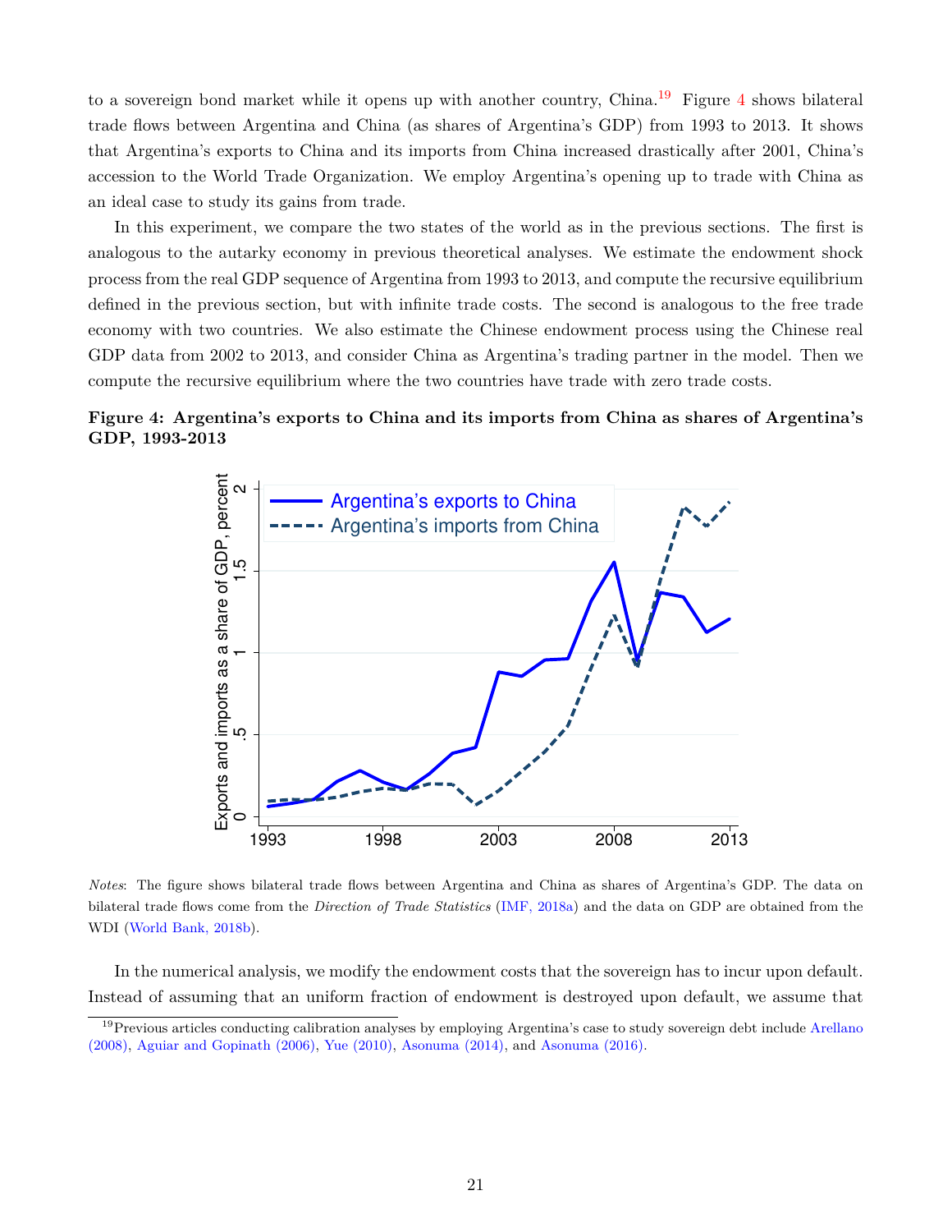to a sovereign bond market while it opens up with another country, China.[19] Figure 4 shows bilateral trade flows between Argentina and China (as shares of Argentina's GDP) from 1993 to 2013. It shows that Argentina's exports to China and its imports from China increased drastically after 2001, China's accession to the World Trade Organization. We employ Argentina's opening up to trade with China as an ideal case to study its gains from trade.

In this experiment, we compare the two states of the world as in the previous sections. The first is analogous to the autarky economy in previous theoretical analyses. We estimate the endowment shock process from the real GDP sequence of Argentina from 1993 to 2013, and compute the recursive equilibrium defined in the previous section, but with infinite trade costs. The second is analogous to the free trade economy with two countries. We also estimate the Chinese endowment process using the Chinese real GDP data from 2002 to 2013, and consider China as Argentina's trading partner in the model. Then we compute the recursive equilibrium where the two countries have trade with zero trade costs.

**Figure 4: Argentina's exports to China and its imports from China as shares of Argentina's GDP, 1993-2013**

Argentina's exports to China
Argentina's imports from China
Exports and imports as a share of GDP, percent
0
.5
1
1.5
2
1993
1998
2003
2008
2013

*Notes*: The figure shows bilateral trade flows between Argentina and China as shares of Argentina's GDP. The data on bilateral trade flows come from the *Direction of Trade Statistics* (IMF, 2018a) and the data on GDP are obtained from the WDI (World Bank, 2018b).

In the numerical analysis, we modify the endowment costs that the sovereign has to incur upon default. Instead of assuming that an uniform fraction of endowment is destroyed upon default, we assume that

[19] Previous articles conducting calibration analyses by employing Argentina's case to study sovereign debt include Arellano (2008), Aguiar and Gopinath (2006), Yue (2010), Asonuma (2014), and Asonuma (2016).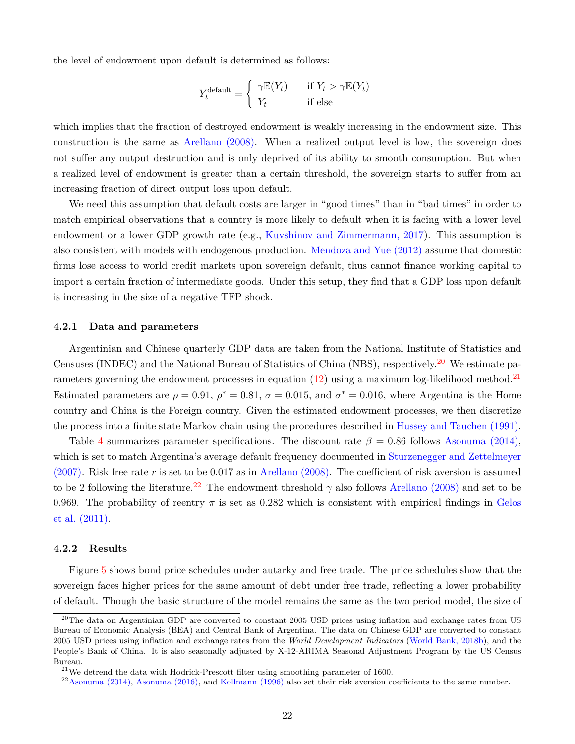the level of endowment upon default is determined as follows:

$$Y_t^{\text{default}} = \begin{cases} \gamma \mathbb{E}(Y_t) & \text{if } Y_t > \gamma \mathbb{E}(Y_t) \\ Y_t & \text{if else} \end{cases}$$

which implies that the fraction of destroyed endowment is weakly increasing in the endowment size. This construction is the same as Arellano (2008). When a realized output level is low, the sovereign does not suffer any output destruction and is only deprived of its ability to smooth consumption. But when a realized level of endowment is greater than a certain threshold, the sovereign starts to suffer from an increasing fraction of direct output loss upon default.

We need this assumption that default costs are larger in "good times" than in "bad times" in order to match empirical observations that a country is more likely to default when it is facing with a lower level endowment or a lower GDP growth rate (e.g., Kuvshinov and Zimmermann, 2017). This assumption is also consistent with models with endogenous production. Mendoza and Yue (2012) assume that domestic firms lose access to world credit markets upon sovereign default, thus cannot finance working capital to import a certain fraction of intermediate goods. Under this setup, they find that a GDP loss upon default is increasing in the size of a negative TFP shock.

### 4.2.1 Data and parameters

Argentinian and Chinese quarterly GDP data are taken from the National Institute of Statistics and Censuses (INDEC) and the National Bureau of Statistics of China (NBS), respectively.[20] We estimate parameters governing the endowment processes in equation (12) using a maximum log-likelihood method.[21] Estimated parameters are $\rho = 0.91$, $\rho^* = 0.81$, $\sigma = 0.015$, and $\sigma^* = 0.016$, where Argentina is the Home country and China is the Foreign country. Given the estimated endowment processes, we then discretize the process into a finite state Markov chain using the procedures described in Hussey and Tauchen (1991).

Table 4 summarizes parameter specifications. The discount rate $\beta = 0.86$ follows Asonuma (2014), which is set to match Argentina's average default frequency documented in Sturzenegger and Zettelmeyer (2007). Risk free rate $r$ is set to be 0.017 as in Arellano (2008). The coefficient of risk aversion is assumed to be 2 following the literature.[22] The endowment threshold $\gamma$ also follows Arellano (2008) and set to be 0.969. The probability of reentry $\pi$ is set as 0.282 which is consistent with empirical findings in Gelos et al. (2011).

### 4.2.2 Results

Figure 5 shows bond price schedules under autarky and free trade. The price schedules show that the sovereign faces higher prices for the same amount of debt under free trade, reflecting a lower probability of default. Though the basic structure of the model remains the same as the two period model, the size of

[20] The data on Argentinian GDP are converted to constant 2005 USD prices using inflation and exchange rates from US Bureau of Economic Analysis (BEA) and Central Bank of Argentina. The data on Chinese GDP are converted to constant 2005 USD prices using inflation and exchange rates from the *World Development Indicators* (World Bank, 2018b), and the People's Bank of China. It is also seasonally adjusted by X-12-ARIMA Seasonal Adjustment Program by the US Census Bureau.

[21] We detrend the data with Hodrick-Prescott filter using smoothing parameter of 1600.

[22] Asonuma (2014), Asonuma (2016), and Kollmann (1996) also set their risk aversion coefficients to the same number.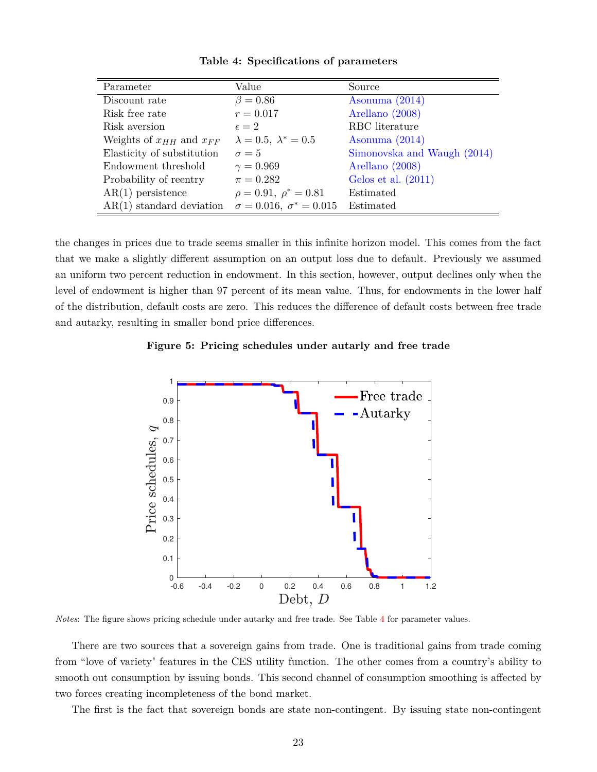**Table 4: Specifications of parameters**

| Parameter | Value | Source |
|---|---|---|
| Discount rate | $\beta = 0.86$ | Asonuma (2014) |
| Risk free rate | $r = 0.017$ | Arellano (2008) |
| Risk aversion | $\epsilon = 2$ | RBC literature |
| Weights of $x_{HH}$ and $x_{FF}$ | $\lambda = 0.5,\ \lambda^* = 0.5$ | Asonuma (2014) |
| Elasticity of substitution | $\sigma = 5$ | Simonovska and Waugh (2014) |
| Endowment threshold | $\gamma = 0.969$ | Arellano (2008) |
| Probability of reentry | $\pi = 0.282$ | Gelos et al. (2011) |
| AR(1) persistence | $\rho = 0.91,\ \rho^* = 0.81$ | Estimated |
| AR(1) standard deviation | $\sigma = 0.016,\ \sigma^* = 0.015$ | Estimated |

the changes in prices due to trade seems smaller in this infinite horizon model. This comes from the fact that we make a slightly different assumption on an output loss due to default. Previously we assumed an uniform two percent reduction in endowment. In this section, however, output declines only when the level of endowment is higher than 97 percent of its mean value. Thus, for endowments in the lower half of the distribution, default costs are zero. This reduces the difference of default costs between free trade and autarky, resulting in smaller bond price differences.

**Figure 5: Pricing schedules under autarly and free trade**

*Notes*: The figure shows pricing schedule under autarky and free trade. See Table 4 for parameter values.

There are two sources that a sovereign gains from trade. One is traditional gains from trade coming from "love of variety" features in the CES utility function. The other comes from a country's ability to smooth out consumption by issuing bonds. This second channel of consumption smoothing is affected by two forces creating incompleteness of the bond market.

The first is the fact that sovereign bonds are state non-contingent. By issuing state non-contingent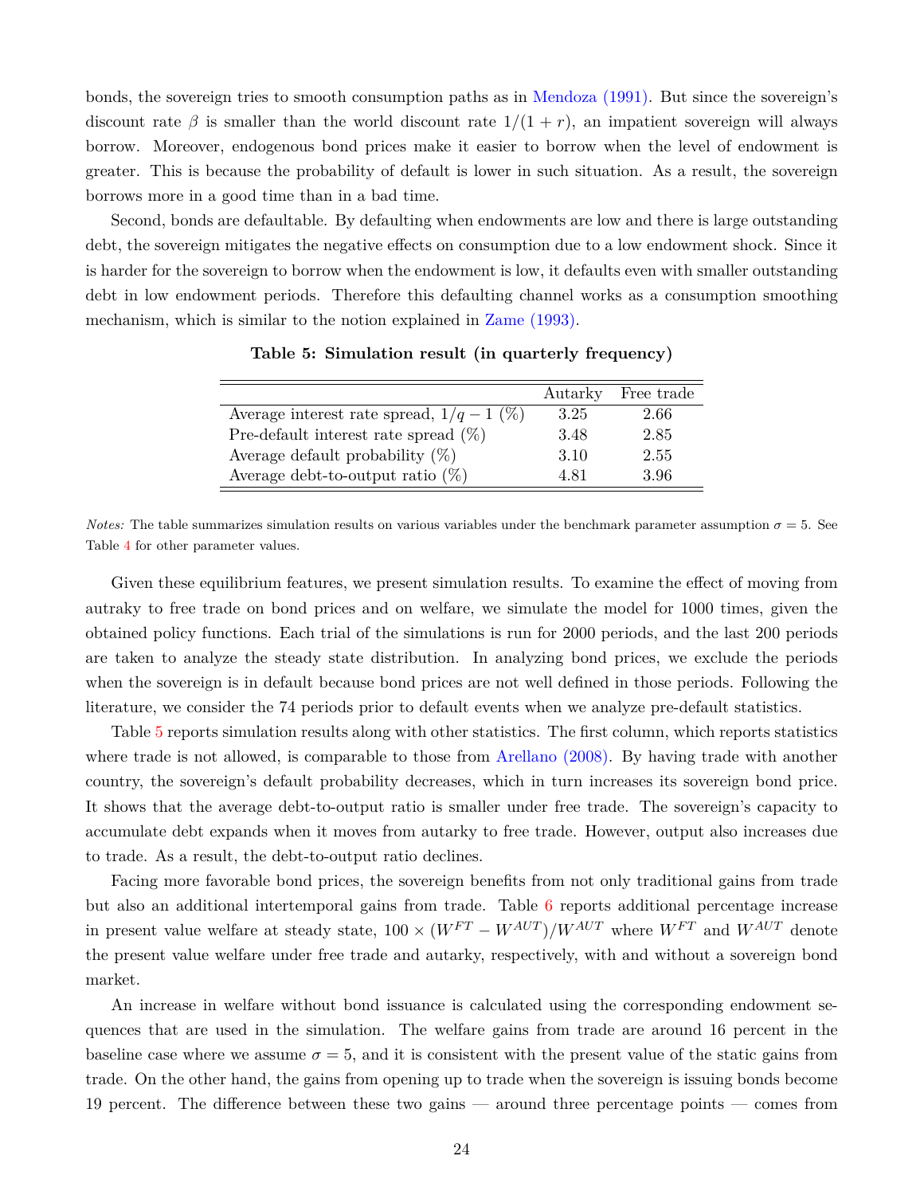bonds, the sovereign tries to smooth consumption paths as in Mendoza (1991). But since the sovereign's discount rate $\beta$ is smaller than the world discount rate $1/(1+r)$, an impatient sovereign will always borrow. Moreover, endogenous bond prices make it easier to borrow when the level of endowment is greater. This is because the probability of default is lower in such situation. As a result, the sovereign borrows more in a good time than in a bad time.

Second, bonds are defaultable. By defaulting when endowments are low and there is large outstanding debt, the sovereign mitigates the negative effects on consumption due to a low endowment shock. Since it is harder for the sovereign to borrow when the endowment is low, it defaults even with smaller outstanding debt in low endowment periods. Therefore this defaulting channel works as a consumption smoothing mechanism, which is similar to the notion explained in Zame (1993).

**Table 5: Simulation result (in quarterly frequency)**

| | Autarky | Free trade |
|---|---|---|
| Average interest rate spread, $1/q - 1$ (%) | 3.25 | 2.66 |
| Pre-default interest rate spread (%) | 3.48 | 2.85 |
| Average default probability (%) | 3.10 | 2.55 |
| Average debt-to-output ratio (%) | 4.81 | 3.96 |

*Notes:* The table summarizes simulation results on various variables under the benchmark parameter assumption $\sigma = 5$. See Table 4 for other parameter values.

Given these equilibrium features, we present simulation results. To examine the effect of moving from autraky to free trade on bond prices and on welfare, we simulate the model for 1000 times, given the obtained policy functions. Each trial of the simulations is run for 2000 periods, and the last 200 periods are taken to analyze the steady state distribution. In analyzing bond prices, we exclude the periods when the sovereign is in default because bond prices are not well defined in those periods. Following the literature, we consider the 74 periods prior to default events when we analyze pre-default statistics.

Table 5 reports simulation results along with other statistics. The first column, which reports statistics where trade is not allowed, is comparable to those from Arellano (2008). By having trade with another country, the sovereign's default probability decreases, which in turn increases its sovereign bond price. It shows that the average debt-to-output ratio is smaller under free trade. The sovereign's capacity to accumulate debt expands when it moves from autarky to free trade. However, output also increases due to trade. As a result, the debt-to-output ratio declines.

Facing more favorable bond prices, the sovereign benefits from not only traditional gains from trade but also an additional intertemporal gains from trade. Table 6 reports additional percentage increase in present value welfare at steady state, $100 \times (W^{FT} - W^{AUT})/W^{AUT}$ where $W^{FT}$ and $W^{AUT}$ denote the present value welfare under free trade and autarky, respectively, with and without a sovereign bond market.

An increase in welfare without bond issuance is calculated using the corresponding endowment sequences that are used in the simulation. The welfare gains from trade are around 16 percent in the baseline case where we assume $\sigma = 5$, and it is consistent with the present value of the static gains from trade. On the other hand, the gains from opening up to trade when the sovereign is issuing bonds become 19 percent. The difference between these two gains — around three percentage points — comes from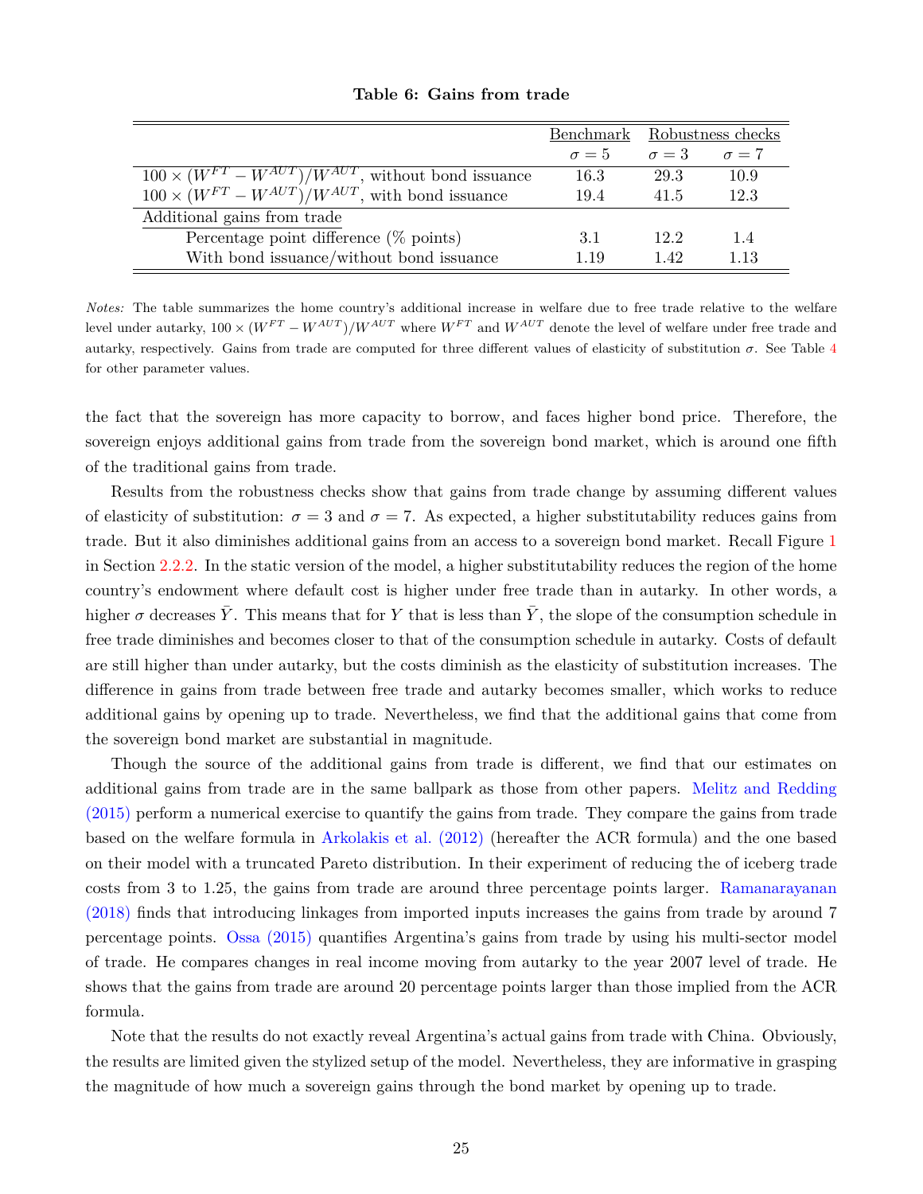**Table 6: Gains from trade**

| | Benchmark | Robustness checks | |
|---|---|---|---|
| | $\sigma = 5$ | $\sigma = 3$ | $\sigma = 7$ |
| $100 \times (W^{FT} - W^{AUT})/W^{AUT}$, without bond issuance | 16.3 | 29.3 | 10.9 |
| $100 \times (W^{FT} - W^{AUT})/W^{AUT}$, with bond issuance | 19.4 | 41.5 | 12.3 |
| Additional gains from trade | | | |
| Percentage point difference (% points) | 3.1 | 12.2 | 1.4 |
| With bond issuance/without bond issuance | 1.19 | 1.42 | 1.13 |

*Notes:* The table summarizes the home country's additional increase in welfare due to free trade relative to the welfare level under autarky, $100 \times (W^{FT} - W^{AUT})/W^{AUT}$ where $W^{FT}$ and $W^{AUT}$ denote the level of welfare under free trade and autarky, respectively. Gains from trade are computed for three different values of elasticity of substitution $\sigma$. See Table 4 for other parameter values.

the fact that the sovereign has more capacity to borrow, and faces higher bond price. Therefore, the sovereign enjoys additional gains from trade from the sovereign bond market, which is around one fifth of the traditional gains from trade.

Results from the robustness checks show that gains from trade change by assuming different values of elasticity of substitution: $\sigma = 3$ and $\sigma = 7$. As expected, a higher substitutability reduces gains from trade. But it also diminishes additional gains from an access to a sovereign bond market. Recall Figure 1 in Section 2.2.2. In the static version of the model, a higher substitutability reduces the region of the home country's endowment where default cost is higher under free trade than in autarky. In other words, a higher $\sigma$ decreases $\bar{Y}$. This means that for $Y$ that is less than $\bar{Y}$, the slope of the consumption schedule in free trade diminishes and becomes closer to that of the consumption schedule in autarky. Costs of default are still higher than under autarky, but the costs diminish as the elasticity of substitution increases. The difference in gains from trade between free trade and autarky becomes smaller, which works to reduce additional gains by opening up to trade. Nevertheless, we find that the additional gains that come from the sovereign bond market are substantial in magnitude.

Though the source of the additional gains from trade is different, we find that our estimates on additional gains from trade are in the same ballpark as those from other papers. Melitz and Redding (2015) perform a numerical exercise to quantify the gains from trade. They compare the gains from trade based on the welfare formula in Arkolakis et al. (2012) (hereafter the ACR formula) and the one based on their model with a truncated Pareto distribution. In their experiment of reducing the of iceberg trade costs from 3 to 1.25, the gains from trade are around three percentage points larger. Ramanarayanan (2018) finds that introducing linkages from imported inputs increases the gains from trade by around 7 percentage points. Ossa (2015) quantifies Argentina's gains from trade by using his multi-sector model of trade. He compares changes in real income moving from autarky to the year 2007 level of trade. He shows that the gains from trade are around 20 percentage points larger than those implied from the ACR formula.

Note that the results do not exactly reveal Argentina's actual gains from trade with China. Obviously, the results are limited given the stylized setup of the model. Nevertheless, they are informative in grasping the magnitude of how much a sovereign gains through the bond market by opening up to trade.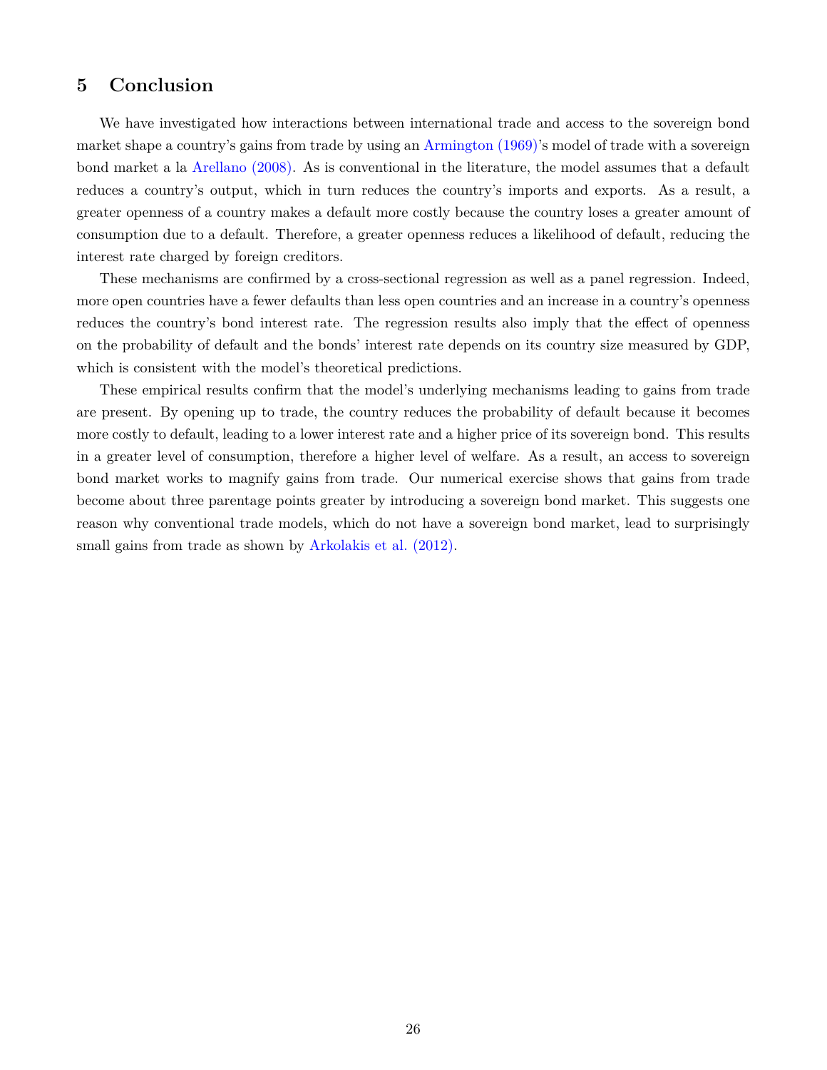## 5 Conclusion

We have investigated how interactions between international trade and access to the sovereign bond market shape a country's gains from trade by using an Armington (1969)'s model of trade with a sovereign bond market a la Arellano (2008). As is conventional in the literature, the model assumes that a default reduces a country's output, which in turn reduces the country's imports and exports. As a result, a greater openness of a country makes a default more costly because the country loses a greater amount of consumption due to a default. Therefore, a greater openness reduces a likelihood of default, reducing the interest rate charged by foreign creditors.

These mechanisms are confirmed by a cross-sectional regression as well as a panel regression. Indeed, more open countries have a fewer defaults than less open countries and an increase in a country's openness reduces the country's bond interest rate. The regression results also imply that the effect of openness on the probability of default and the bonds' interest rate depends on its country size measured by GDP, which is consistent with the model's theoretical predictions.

These empirical results confirm that the model's underlying mechanisms leading to gains from trade are present. By opening up to trade, the country reduces the probability of default because it becomes more costly to default, leading to a lower interest rate and a higher price of its sovereign bond. This results in a greater level of consumption, therefore a higher level of welfare. As a result, an access to sovereign bond market works to magnify gains from trade. Our numerical exercise shows that gains from trade become about three parentage points greater by introducing a sovereign bond market. This suggests one reason why conventional trade models, which do not have a sovereign bond market, lead to surprisingly small gains from trade as shown by Arkolakis et al. (2012).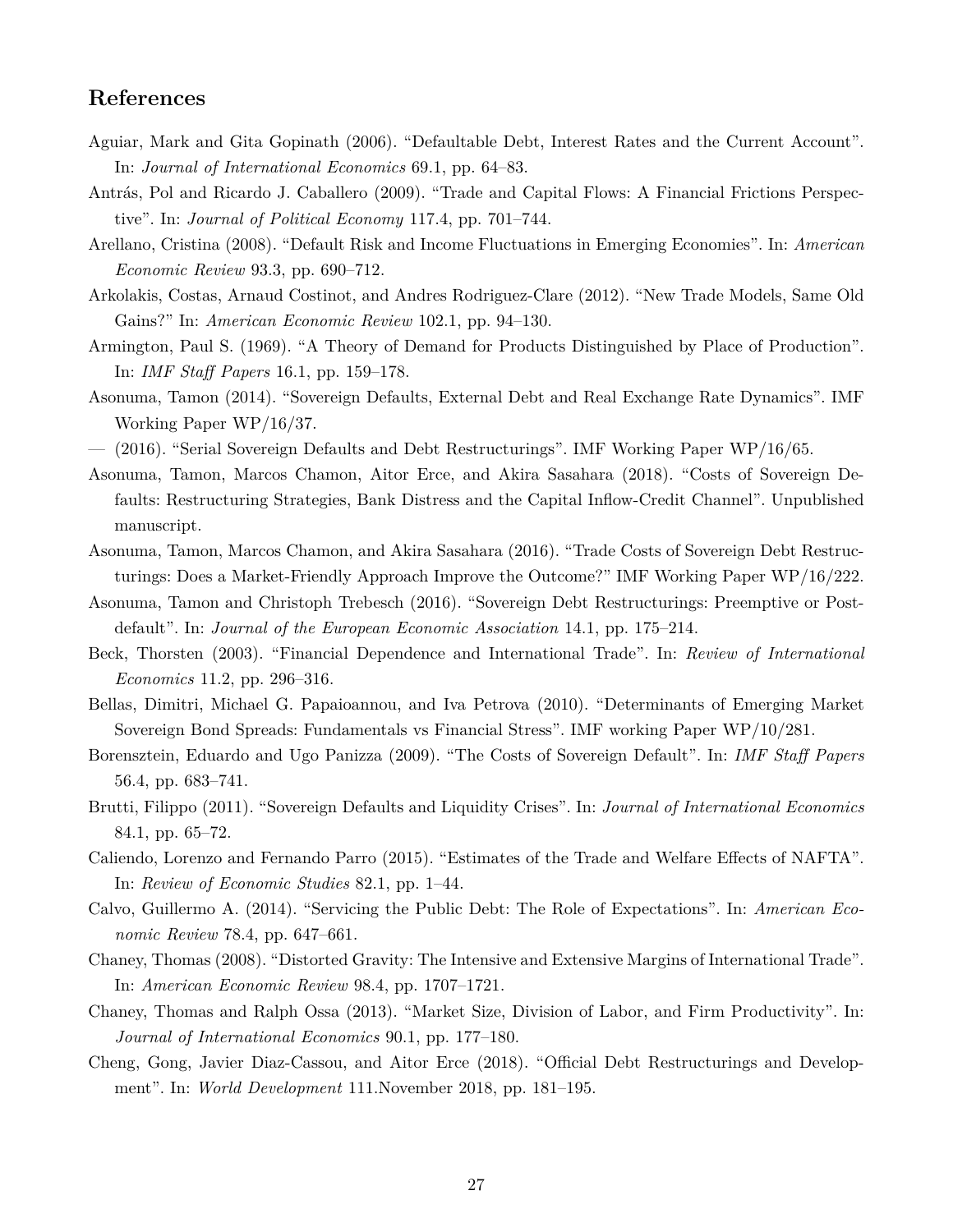## References

Aguiar, Mark and Gita Gopinath (2006). "Defaultable Debt, Interest Rates and the Current Account". In: *Journal of International Economics* 69.1, pp. 64–83.

Antrás, Pol and Ricardo J. Caballero (2009). "Trade and Capital Flows: A Financial Frictions Perspective". In: *Journal of Political Economy* 117.4, pp. 701–744.

Arellano, Cristina (2008). "Default Risk and Income Fluctuations in Emerging Economies". In: *American Economic Review* 93.3, pp. 690–712.

Arkolakis, Costas, Arnaud Costinot, and Andres Rodriguez-Clare (2012). "New Trade Models, Same Old Gains?" In: *American Economic Review* 102.1, pp. 94–130.

Armington, Paul S. (1969). "A Theory of Demand for Products Distinguished by Place of Production". In: *IMF Staff Papers* 16.1, pp. 159–178.

Asonuma, Tamon (2014). "Sovereign Defaults, External Debt and Real Exchange Rate Dynamics". IMF Working Paper WP/16/37.

— (2016). "Serial Sovereign Defaults and Debt Restructurings". IMF Working Paper WP/16/65.

Asonuma, Tamon, Marcos Chamon, Aitor Erce, and Akira Sasahara (2018). "Costs of Sovereign Defaults: Restructuring Strategies, Bank Distress and the Capital Inflow-Credit Channel". Unpublished manuscript.

Asonuma, Tamon, Marcos Chamon, and Akira Sasahara (2016). "Trade Costs of Sovereign Debt Restructurings: Does a Market-Friendly Approach Improve the Outcome?" IMF Working Paper WP/16/222.

Asonuma, Tamon and Christoph Trebesch (2016). "Sovereign Debt Restructurings: Preemptive or Post-default". In: *Journal of the European Economic Association* 14.1, pp. 175–214.

Beck, Thorsten (2003). "Financial Dependence and International Trade". In: *Review of International Economics* 11.2, pp. 296–316.

Bellas, Dimitri, Michael G. Papaioannou, and Iva Petrova (2010). "Determinants of Emerging Market Sovereign Bond Spreads: Fundamentals vs Financial Stress". IMF working Paper WP/10/281.

Borensztein, Eduardo and Ugo Panizza (2009). "The Costs of Sovereign Default". In: *IMF Staff Papers* 56.4, pp. 683–741.

Brutti, Filippo (2011). "Sovereign Defaults and Liquidity Crises". In: *Journal of International Economics* 84.1, pp. 65–72.

Caliendo, Lorenzo and Fernando Parro (2015). "Estimates of the Trade and Welfare Effects of NAFTA". In: *Review of Economic Studies* 82.1, pp. 1–44.

Calvo, Guillermo A. (2014). "Servicing the Public Debt: The Role of Expectations". In: *American Economic Review* 78.4, pp. 647–661.

Chaney, Thomas (2008). "Distorted Gravity: The Intensive and Extensive Margins of International Trade". In: *American Economic Review* 98.4, pp. 1707–1721.

Chaney, Thomas and Ralph Ossa (2013). "Market Size, Division of Labor, and Firm Productivity". In: *Journal of International Economics* 90.1, pp. 177–180.

Cheng, Gong, Javier Diaz-Cassou, and Aitor Erce (2018). "Official Debt Restructurings and Development". In: *World Development* 111.November 2018, pp. 181–195.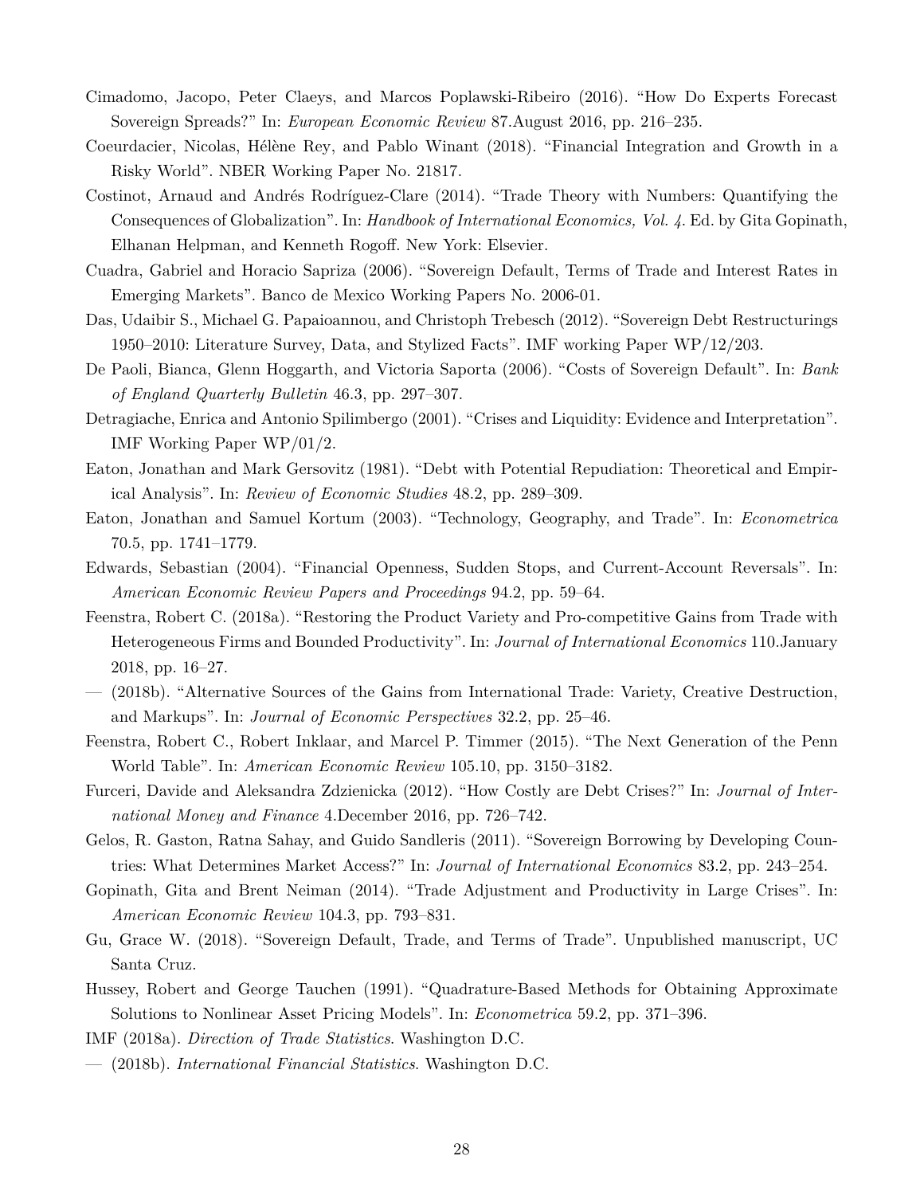Cimadomo, Jacopo, Peter Claeys, and Marcos Poplawski-Ribeiro (2016). "How Do Experts Forecast Sovereign Spreads?" In: *European Economic Review* 87.August 2016, pp. 216–235.

Coeurdacier, Nicolas, Hélène Rey, and Pablo Winant (2018). "Financial Integration and Growth in a Risky World". NBER Working Paper No. 21817.

Costinot, Arnaud and Andrés Rodríguez-Clare (2014). "Trade Theory with Numbers: Quantifying the Consequences of Globalization". In: *Handbook of International Economics, Vol. 4*. Ed. by Gita Gopinath, Elhanan Helpman, and Kenneth Rogoff. New York: Elsevier.

Cuadra, Gabriel and Horacio Sapriza (2006). "Sovereign Default, Terms of Trade and Interest Rates in Emerging Markets". Banco de Mexico Working Papers No. 2006-01.

Das, Udaibir S., Michael G. Papaioannou, and Christoph Trebesch (2012). "Sovereign Debt Restructurings 1950–2010: Literature Survey, Data, and Stylized Facts". IMF working Paper WP/12/203.

De Paoli, Bianca, Glenn Hoggarth, and Victoria Saporta (2006). "Costs of Sovereign Default". In: *Bank of England Quarterly Bulletin* 46.3, pp. 297–307.

Detragiache, Enrica and Antonio Spilimbergo (2001). "Crises and Liquidity: Evidence and Interpretation". IMF Working Paper WP/01/2.

Eaton, Jonathan and Mark Gersovitz (1981). "Debt with Potential Repudiation: Theoretical and Empirical Analysis". In: *Review of Economic Studies* 48.2, pp. 289–309.

Eaton, Jonathan and Samuel Kortum (2003). "Technology, Geography, and Trade". In: *Econometrica* 70.5, pp. 1741–1779.

Edwards, Sebastian (2004). "Financial Openness, Sudden Stops, and Current-Account Reversals". In: *American Economic Review Papers and Proceedings* 94.2, pp. 59–64.

Feenstra, Robert C. (2018a). "Restoring the Product Variety and Pro-competitive Gains from Trade with Heterogeneous Firms and Bounded Productivity". In: *Journal of International Economics* 110.January 2018, pp. 16–27.

— (2018b). "Alternative Sources of the Gains from International Trade: Variety, Creative Destruction, and Markups". In: *Journal of Economic Perspectives* 32.2, pp. 25–46.

Feenstra, Robert C., Robert Inklaar, and Marcel P. Timmer (2015). "The Next Generation of the Penn World Table". In: *American Economic Review* 105.10, pp. 3150–3182.

Furceri, Davide and Aleksandra Zdzienicka (2012). "How Costly are Debt Crises?" In: *Journal of International Money and Finance* 4.December 2016, pp. 726–742.

Gelos, R. Gaston, Ratna Sahay, and Guido Sandleris (2011). "Sovereign Borrowing by Developing Countries: What Determines Market Access?" In: *Journal of International Economics* 83.2, pp. 243–254.

Gopinath, Gita and Brent Neiman (2014). "Trade Adjustment and Productivity in Large Crises". In: *American Economic Review* 104.3, pp. 793–831.

Gu, Grace W. (2018). "Sovereign Default, Trade, and Terms of Trade". Unpublished manuscript, UC Santa Cruz.

Hussey, Robert and George Tauchen (1991). "Quadrature-Based Methods for Obtaining Approximate Solutions to Nonlinear Asset Pricing Models". In: *Econometrica* 59.2, pp. 371–396.

IMF (2018a). *Direction of Trade Statistics*. Washington D.C.

— (2018b). *International Financial Statistics*. Washington D.C.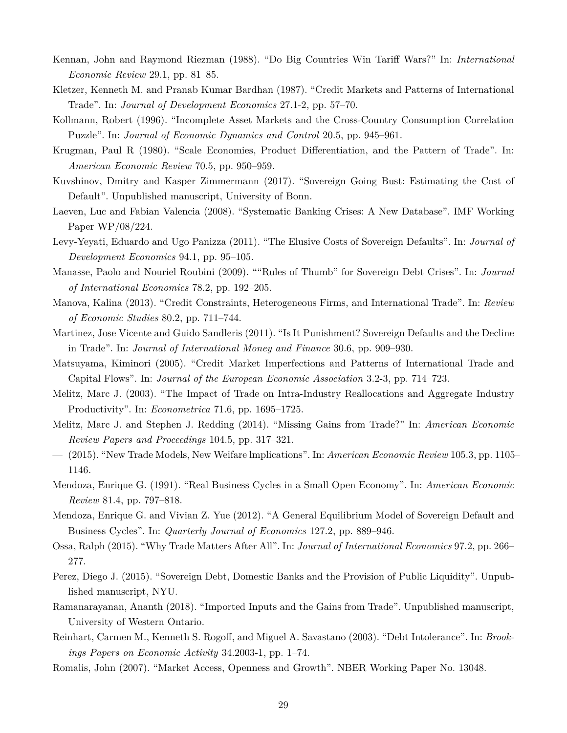Kennan, John and Raymond Riezman (1988). "Do Big Countries Win Tariff Wars?" In: *International Economic Review* 29.1, pp. 81–85.

Kletzer, Kenneth M. and Pranab Kumar Bardhan (1987). "Credit Markets and Patterns of International Trade". In: *Journal of Development Economics* 27.1-2, pp. 57–70.

Kollmann, Robert (1996). "Incomplete Asset Markets and the Cross-Country Consumption Correlation Puzzle". In: *Journal of Economic Dynamics and Control* 20.5, pp. 945–961.

Krugman, Paul R (1980). "Scale Economies, Product Differentiation, and the Pattern of Trade". In: *American Economic Review* 70.5, pp. 950–959.

Kuvshinov, Dmitry and Kasper Zimmermann (2017). "Sovereign Going Bust: Estimating the Cost of Default". Unpublished manuscript, University of Bonn.

Laeven, Luc and Fabian Valencia (2008). "Systematic Banking Crises: A New Database". IMF Working Paper WP/08/224.

Levy-Yeyati, Eduardo and Ugo Panizza (2011). "The Elusive Costs of Sovereign Defaults". In: *Journal of Development Economics* 94.1, pp. 95–105.

Manasse, Paolo and Nouriel Roubini (2009). ""Rules of Thumb" for Sovereign Debt Crises". In: *Journal of International Economics* 78.2, pp. 192–205.

Manova, Kalina (2013). "Credit Constraints, Heterogeneous Firms, and International Trade". In: *Review of Economic Studies* 80.2, pp. 711–744.

Martinez, Jose Vicente and Guido Sandleris (2011). "Is It Punishment? Sovereign Defaults and the Decline in Trade". In: *Journal of International Money and Finance* 30.6, pp. 909–930.

Matsuyama, Kiminori (2005). "Credit Market Imperfections and Patterns of International Trade and Capital Flows". In: *Journal of the European Economic Association* 3.2-3, pp. 714–723.

Melitz, Marc J. (2003). "The Impact of Trade on Intra-Industry Reallocations and Aggregate Industry Productivity". In: *Econometrica* 71.6, pp. 1695–1725.

Melitz, Marc J. and Stephen J. Redding (2014). "Missing Gains from Trade?" In: *American Economic Review Papers and Proceedings* 104.5, pp. 317–321.

— (2015). "New Trade Models, New Weifare lmplications". In: *American Economic Review* 105.3, pp. 1105–1146.

Mendoza, Enrique G. (1991). "Real Business Cycles in a Small Open Economy". In: *American Economic Review* 81.4, pp. 797–818.

Mendoza, Enrique G. and Vivian Z. Yue (2012). "A General Equilibrium Model of Sovereign Default and Business Cycles". In: *Quarterly Journal of Economics* 127.2, pp. 889–946.

Ossa, Ralph (2015). "Why Trade Matters After All". In: *Journal of International Economics* 97.2, pp. 266–277.

Perez, Diego J. (2015). "Sovereign Debt, Domestic Banks and the Provision of Public Liquidity". Unpublished manuscript, NYU.

Ramanarayanan, Ananth (2018). "Imported Inputs and the Gains from Trade". Unpublished manuscript, University of Western Ontario.

Reinhart, Carmen M., Kenneth S. Rogoff, and Miguel A. Savastano (2003). "Debt Intolerance". In: *Brookings Papers on Economic Activity* 34.2003-1, pp. 1–74.

Romalis, John (2007). "Market Access, Openness and Growth". NBER Working Paper No. 13048.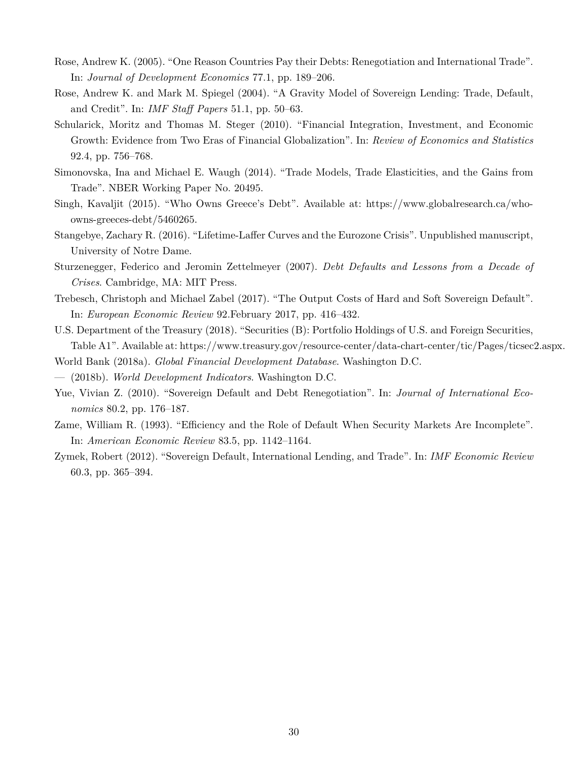Rose, Andrew K. (2005). "One Reason Countries Pay their Debts: Renegotiation and International Trade". In: *Journal of Development Economics* 77.1, pp. 189–206.

Rose, Andrew K. and Mark M. Spiegel (2004). "A Gravity Model of Sovereign Lending: Trade, Default, and Credit". In: *IMF Staff Papers* 51.1, pp. 50–63.

Schularick, Moritz and Thomas M. Steger (2010). "Financial Integration, Investment, and Economic Growth: Evidence from Two Eras of Financial Globalization". In: *Review of Economics and Statistics* 92.4, pp. 756–768.

Simonovska, Ina and Michael E. Waugh (2014). "Trade Models, Trade Elasticities, and the Gains from Trade". NBER Working Paper No. 20495.

Singh, Kavaljit (2015). "Who Owns Greece's Debt". Available at: https://www.globalresearch.ca/who-owns-greeces-debt/5460265.

Stangebye, Zachary R. (2016). "Lifetime-Laffer Curves and the Eurozone Crisis". Unpublished manuscript, University of Notre Dame.

Sturzenegger, Federico and Jeromin Zettelmeyer (2007). *Debt Defaults and Lessons from a Decade of Crises*. Cambridge, MA: MIT Press.

Trebesch, Christoph and Michael Zabel (2017). "The Output Costs of Hard and Soft Sovereign Default". In: *European Economic Review* 92.February 2017, pp. 416–432.

U.S. Department of the Treasury (2018). "Securities (B): Portfolio Holdings of U.S. and Foreign Securities, Table A1". Available at: https://www.treasury.gov/resource-center/data-chart-center/tic/Pages/ticsec2.aspx.

World Bank (2018a). *Global Financial Development Database*. Washington D.C.

— (2018b). *World Development Indicators*. Washington D.C.

Yue, Vivian Z. (2010). "Sovereign Default and Debt Renegotiation". In: *Journal of International Economics* 80.2, pp. 176–187.

Zame, William R. (1993). "Efficiency and the Role of Default When Security Markets Are Incomplete". In: *American Economic Review* 83.5, pp. 1142–1164.

Zymek, Robert (2012). "Sovereign Default, International Lending, and Trade". In: *IMF Economic Review* 60.3, pp. 365–394.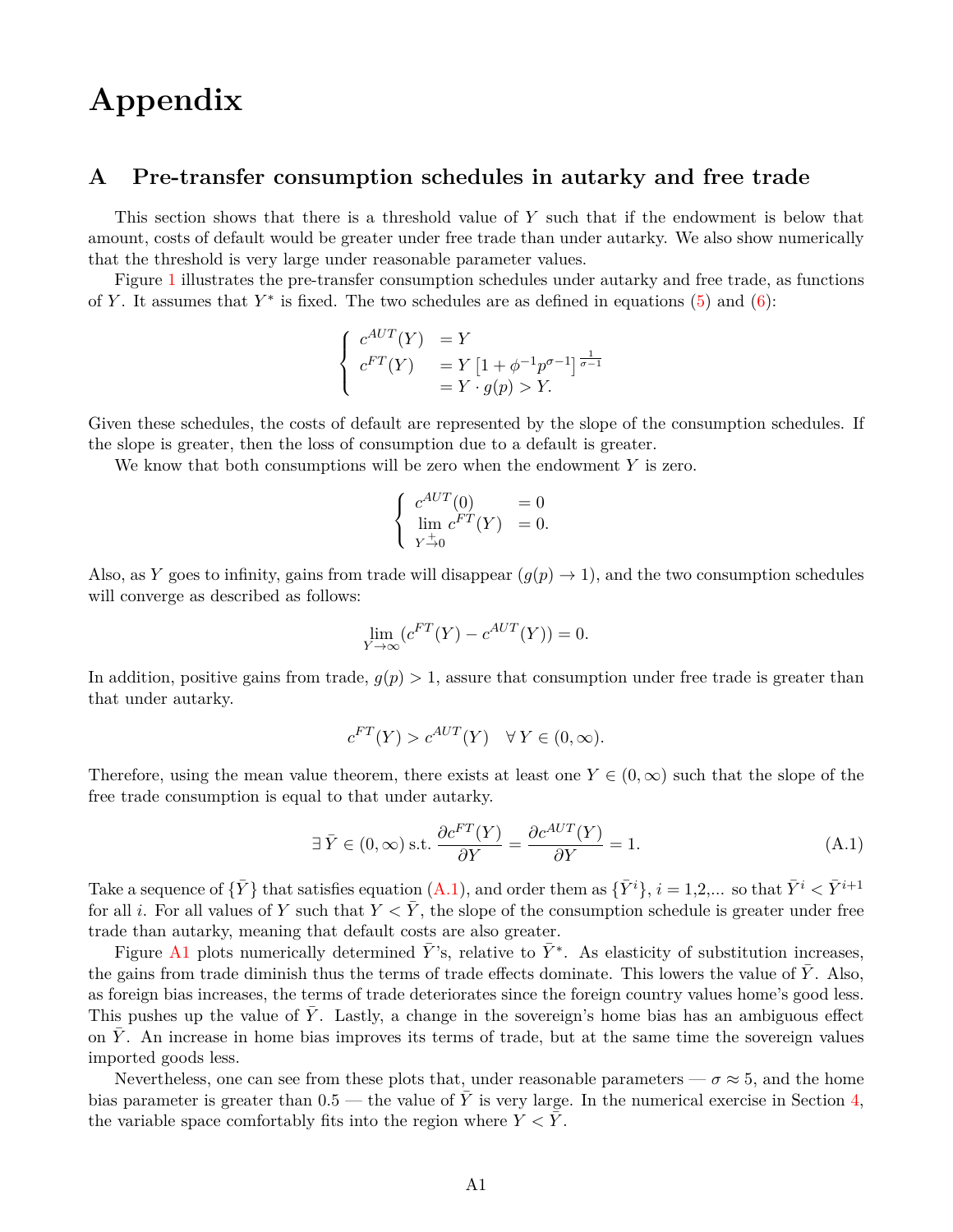# Appendix

## A Pre-transfer consumption schedules in autarky and free trade

This section shows that there is a threshold value of $Y$ such that if the endowment is below that amount, costs of default would be greater under free trade than under autarky. We also show numerically that the threshold is very large under reasonable parameter values.

Figure 1 illustrates the pre-transfer consumption schedules under autarky and free trade, as functions of $Y$. It assumes that $Y^*$ is fixed. The two schedules are as defined in equations (5) and (6):

$$
\begin{cases}
c^{AUT}(Y) & = Y \\
c^{FT}(Y) & = Y\left[1+\phi^{-1}p^{\sigma-1}\right]^{\frac{1}{\sigma-1}} \\
& = Y \cdot g(p) > Y.
\end{cases}
$$

Given these schedules, the costs of default are represented by the slope of the consumption schedules. If the slope is greater, then the loss of consumption due to a default is greater.

We know that both consumptions will be zero when the endowment $Y$ is zero.

$$
\begin{cases}
c^{AUT}(0) & = 0 \\
\lim\limits_{Y \xrightarrow{+} 0} c^{FT}(Y) & = 0.
\end{cases}
$$

Also, as $Y$ goes to infinity, gains from trade will disappear ($g(p) \to 1$), and the two consumption schedules will converge as described as follows:

$$
\lim_{Y\to\infty}(c^{FT}(Y) - c^{AUT}(Y)) = 0.
$$

In addition, positive gains from trade, $g(p) > 1$, assure that consumption under free trade is greater than that under autarky.

$$
c^{FT}(Y) > c^{AUT}(Y) \quad \forall\, Y \in (0,\infty).
$$

Therefore, using the mean value theorem, there exists at least one $Y \in (0,\infty)$ such that the slope of the free trade consumption is equal to that under autarky.

$$
\exists\, \bar{Y} \in (0,\infty) \text{ s.t. } \frac{\partial c^{FT}(Y)}{\partial Y} = \frac{\partial c^{AUT}(Y)}{\partial Y} = 1. \tag{A.1}
$$

Take a sequence of $\{\bar{Y}\}$ that satisfies equation (A.1), and order them as $\{\bar{Y}^i\}$, $i = 1,2,\ldots$ so that $\bar{Y}^i < \bar{Y}^{i+1}$ for all $i$. For all values of $Y$ such that $Y < \bar{Y}$, the slope of the consumption schedule is greater under free trade than autarky, meaning that default costs are also greater.

Figure A1 plots numerically determined $\bar{Y}$'s, relative to $\bar{Y}^*$. As elasticity of substitution increases, the gains from trade diminish thus the terms of trade effects dominate. This lowers the value of $\bar{Y}$. Also, as foreign bias increases, the terms of trade deteriorates since the foreign country values home's good less. This pushes up the value of $\bar{Y}$. Lastly, a change in the sovereign's home bias has an ambiguous effect on $\bar{Y}$. An increase in home bias improves its terms of trade, but at the same time the sovereign values imported goods less.

Nevertheless, one can see from these plots that, under reasonable parameters — $\sigma \approx 5$, and the home bias parameter is greater than 0.5 — the value of $\bar{Y}$ is very large. In the numerical exercise in Section 4, the variable space comfortably fits into the region where $Y < \bar{Y}$.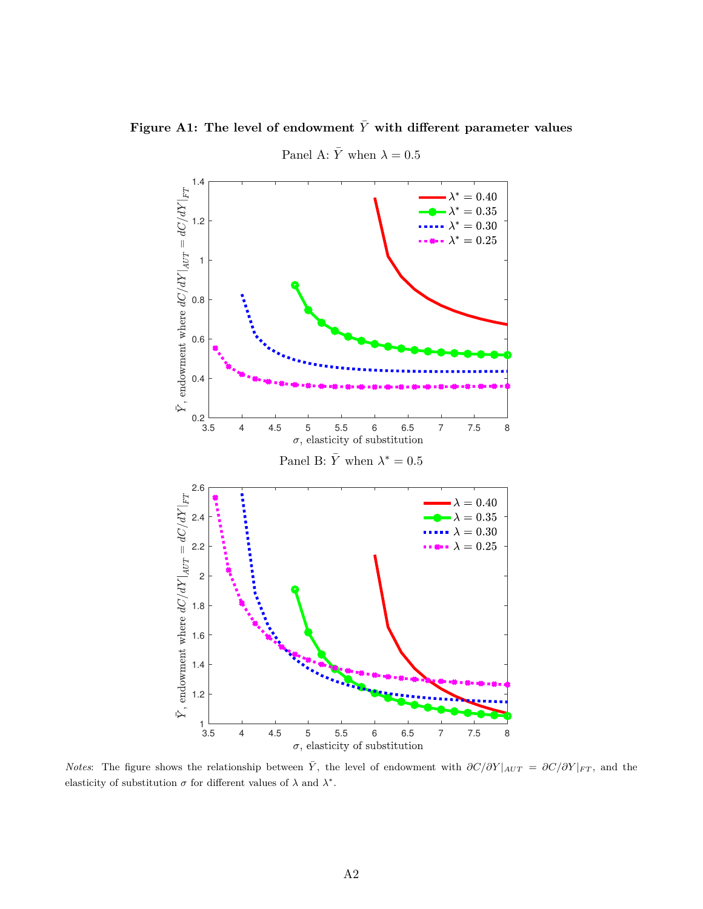**Figure A1: The level of endowment $\bar{Y}$ with different parameter values**

Panel A: $\bar{Y}$ when $\lambda = 0.5$

$\bar{Y}$, endowment where $dC/dY|_{AUT} = dC/dY|_{FT}$

1.4
1.2
1
0.8
0.6
0.4
0.2

3.5 4 4.5 5 5.5 6 6.5 7 7.5 8

$\sigma$, elasticity of substitution

$\lambda^* = 0.40$
$\lambda^* = 0.35$
$\lambda^* = 0.30$
$\lambda^* = 0.25$

Panel B: $\bar{Y}$ when $\lambda^* = 0.5$

$\bar{Y}$, endowment where $dC/dY|_{AUT} = dC/dY|_{FT}$

2.6
2.4
2.2
2
1.8
1.6
1.4
1.2
1

3.5 4 4.5 5 5.5 6 6.5 7 7.5 8

$\sigma$, elasticity of substitution

$\lambda = 0.40$
$\lambda = 0.35$
$\lambda = 0.30$
$\lambda = 0.25$

*Notes*: The figure shows the relationship between $\bar{Y}$, the level of endowment with $\partial C/\partial Y|_{AUT} = \partial C/\partial Y|_{FT}$, and the elasticity of substitution $\sigma$ for different values of $\lambda$ and $\lambda^*$.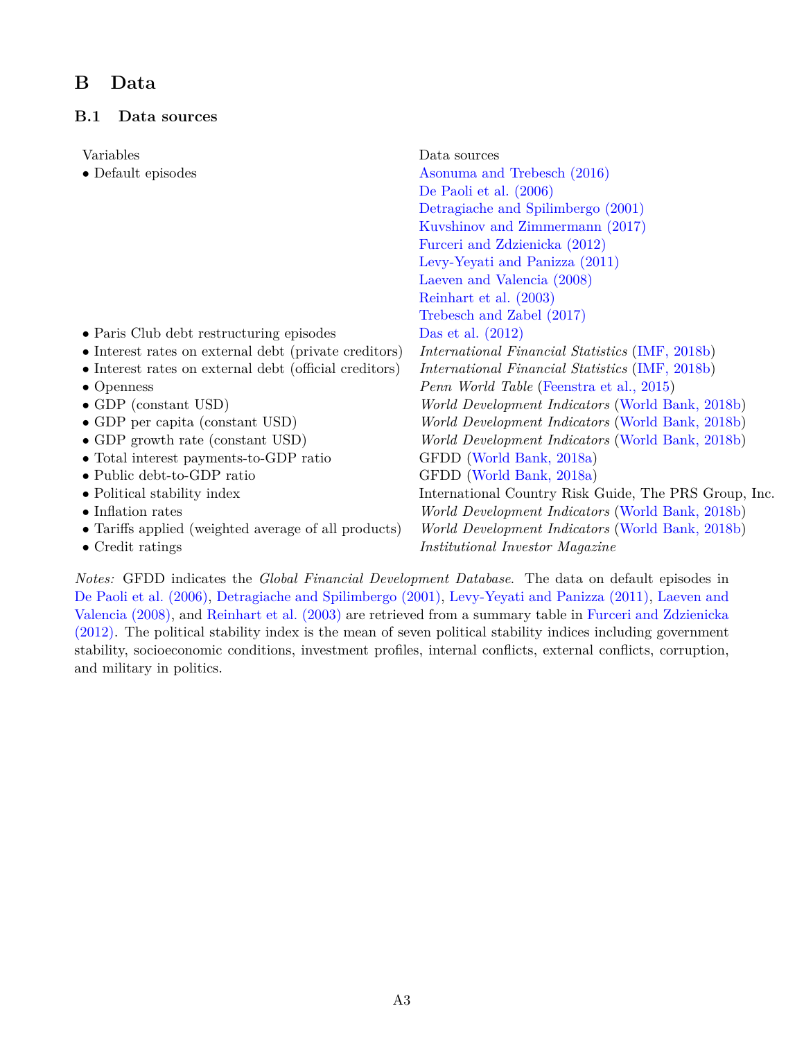# B Data

## B.1 Data sources

| Variables | Data sources |
|---|---|
| • Default episodes | Asonuma and Trebesch (2016) |
| | De Paoli et al. (2006) |
| | Detragiache and Spilimbergo (2001) |
| | Kuvshinov and Zimmermann (2017) |
| | Furceri and Zdzienicka (2012) |
| | Levy-Yeyati and Panizza (2011) |
| | Laeven and Valencia (2008) |
| | Reinhart et al. (2003) |
| | Trebesch and Zabel (2017) |
| • Paris Club debt restructuring episodes | Das et al. (2012) |
| • Interest rates on external debt (private creditors) | *International Financial Statistics* (IMF, 2018b) |
| • Interest rates on external debt (official creditors) | *International Financial Statistics* (IMF, 2018b) |
| • Openness | *Penn World Table* (Feenstra et al., 2015) |
| • GDP (constant USD) | *World Development Indicators* (World Bank, 2018b) |
| • GDP per capita (constant USD) | *World Development Indicators* (World Bank, 2018b) |
| • GDP growth rate (constant USD) | *World Development Indicators* (World Bank, 2018b) |
| • Total interest payments-to-GDP ratio | GFDD (World Bank, 2018a) |
| • Public debt-to-GDP ratio | GFDD (World Bank, 2018a) |
| • Political stability index | International Country Risk Guide, The PRS Group, Inc. |
| • Inflation rates | *World Development Indicators* (World Bank, 2018b) |
| • Tariffs applied (weighted average of all products) | *World Development Indicators* (World Bank, 2018b) |
| • Credit ratings | *Institutional Investor Magazine* |

*Notes:* GFDD indicates the *Global Financial Development Database*. The data on default episodes in De Paoli et al. (2006), Detragiache and Spilimbergo (2001), Levy-Yeyati and Panizza (2011), Laeven and Valencia (2008), and Reinhart et al. (2003) are retrieved from a summary table in Furceri and Zdzienicka (2012). The political stability index is the mean of seven political stability indices including government stability, socioeconomic conditions, investment profiles, internal conflicts, external conflicts, corruption, and military in politics.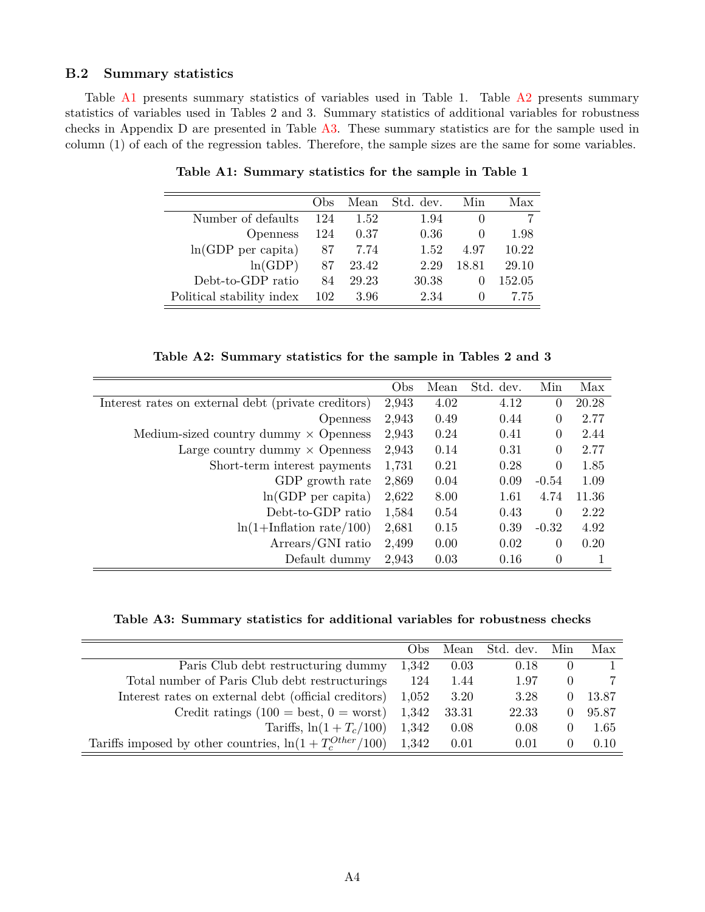### B.2 Summary statistics

Table A1 presents summary statistics of variables used in Table 1. Table A2 presents summary statistics of variables used in Tables 2 and 3. Summary statistics of additional variables for robustness checks in Appendix D are presented in Table A3. These summary statistics are for the sample used in column (1) of each of the regression tables. Therefore, the sample sizes are the same for some variables.

**Table A1: Summary statistics for the sample in Table 1**

| | Obs | Mean | Std. dev. | Min | Max |
|---|---|---|---|---|---|
| Number of defaults | 124 | 1.52 | 1.94 | 0 | 7 |
| Openness | 124 | 0.37 | 0.36 | 0 | 1.98 |
| ln(GDP per capita) | 87 | 7.74 | 1.52 | 4.97 | 10.22 |
| ln(GDP) | 87 | 23.42 | 2.29 | 18.81 | 29.10 |
| Debt-to-GDP ratio | 84 | 29.23 | 30.38 | 0 | 152.05 |
| Political stability index | 102 | 3.96 | 2.34 | 0 | 7.75 |

**Table A2: Summary statistics for the sample in Tables 2 and 3**

| | Obs | Mean | Std. dev. | Min | Max |
|---|---|---|---|---|---|
| Interest rates on external debt (private creditors) | 2,943 | 4.02 | 4.12 | 0 | 20.28 |
| Openness | 2,943 | 0.49 | 0.44 | 0 | 2.77 |
| Medium-sized country dummy × Openness | 2,943 | 0.24 | 0.41 | 0 | 2.44 |
| Large country dummy × Openness | 2,943 | 0.14 | 0.31 | 0 | 2.77 |
| Short-term interest payments | 1,731 | 0.21 | 0.28 | 0 | 1.85 |
| GDP growth rate | 2,869 | 0.04 | 0.09 | -0.54 | 1.09 |
| ln(GDP per capita) | 2,622 | 8.00 | 1.61 | 4.74 | 11.36 |
| Debt-to-GDP ratio | 1,584 | 0.54 | 0.43 | 0 | 2.22 |
| ln(1+Inflation rate/100) | 2,681 | 0.15 | 0.39 | -0.32 | 4.92 |
| Arrears/GNI ratio | 2,499 | 0.00 | 0.02 | 0 | 0.20 |
| Default dummy | 2,943 | 0.03 | 0.16 | 0 | 1 |

**Table A3: Summary statistics for additional variables for robustness checks**

| | Obs | Mean | Std. dev. | Min | Max |
|---|---|---|---|---|---|
| Paris Club debt restructuring dummy | 1,342 | 0.03 | 0.18 | 0 | 1 |
| Total number of Paris Club debt restructurings | 124 | 1.44 | 1.97 | 0 | 7 |
| Interest rates on external debt (official creditors) | 1,052 | 3.20 | 3.28 | 0 | 13.87 |
| Credit ratings (100 = best, 0 = worst) | 1,342 | 33.31 | 22.33 | 0 | 95.87 |
| Tariffs, $\ln(1 + T_c/100)$ | 1,342 | 0.08 | 0.08 | 0 | 1.65 |
| Tariffs imposed by other countries, $\ln(1 + T_c^{Other}/100)$ | 1,342 | 0.01 | 0.01 | 0 | 0.10 |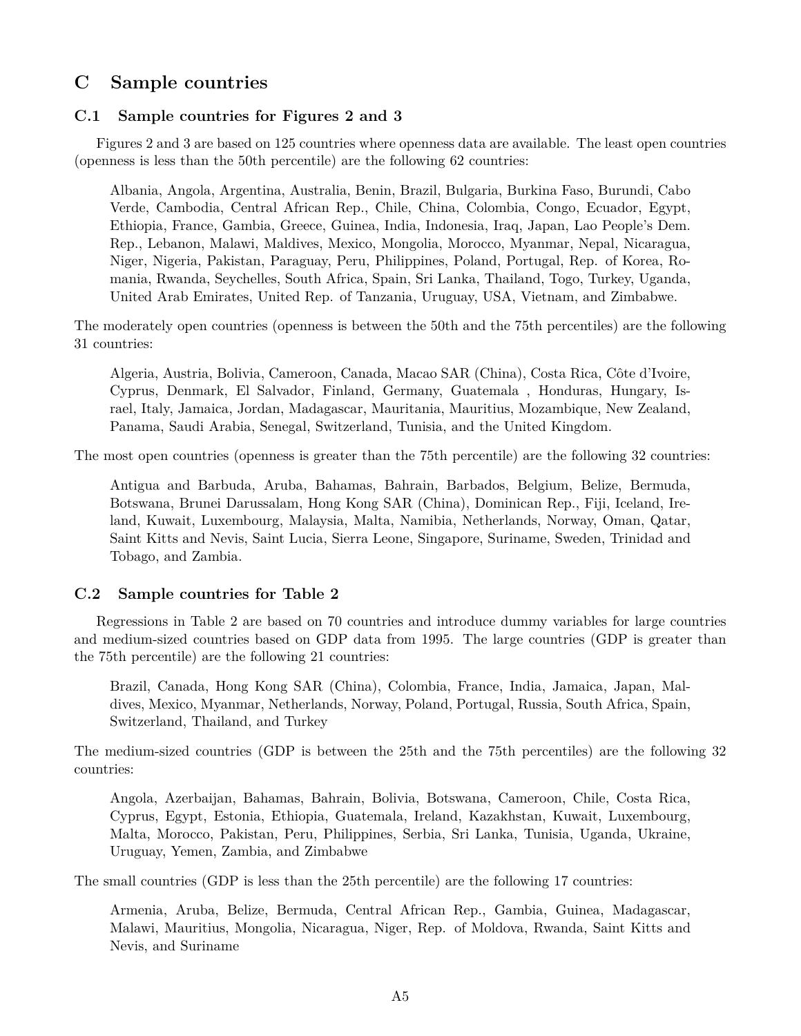## C Sample countries

### C.1 Sample countries for Figures 2 and 3

Figures 2 and 3 are based on 125 countries where openness data are available. The least open countries (openness is less than the 50th percentile) are the following 62 countries:

> Albania, Angola, Argentina, Australia, Benin, Brazil, Bulgaria, Burkina Faso, Burundi, Cabo Verde, Cambodia, Central African Rep., Chile, China, Colombia, Congo, Ecuador, Egypt, Ethiopia, France, Gambia, Greece, Guinea, India, Indonesia, Iraq, Japan, Lao People's Dem. Rep., Lebanon, Malawi, Maldives, Mexico, Mongolia, Morocco, Myanmar, Nepal, Nicaragua, Niger, Nigeria, Pakistan, Paraguay, Peru, Philippines, Poland, Portugal, Rep. of Korea, Romania, Rwanda, Seychelles, South Africa, Spain, Sri Lanka, Thailand, Togo, Turkey, Uganda, United Arab Emirates, United Rep. of Tanzania, Uruguay, USA, Vietnam, and Zimbabwe.

The moderately open countries (openness is between the 50th and the 75th percentiles) are the following 31 countries:

> Algeria, Austria, Bolivia, Cameroon, Canada, Macao SAR (China), Costa Rica, Côte d'Ivoire, Cyprus, Denmark, El Salvador, Finland, Germany, Guatemala , Honduras, Hungary, Israel, Italy, Jamaica, Jordan, Madagascar, Mauritania, Mauritius, Mozambique, New Zealand, Panama, Saudi Arabia, Senegal, Switzerland, Tunisia, and the United Kingdom.

The most open countries (openness is greater than the 75th percentile) are the following 32 countries:

> Antigua and Barbuda, Aruba, Bahamas, Bahrain, Barbados, Belgium, Belize, Bermuda, Botswana, Brunei Darussalam, Hong Kong SAR (China), Dominican Rep., Fiji, Iceland, Ireland, Kuwait, Luxembourg, Malaysia, Malta, Namibia, Netherlands, Norway, Oman, Qatar, Saint Kitts and Nevis, Saint Lucia, Sierra Leone, Singapore, Suriname, Sweden, Trinidad and Tobago, and Zambia.

### C.2 Sample countries for Table 2

Regressions in Table 2 are based on 70 countries and introduce dummy variables for large countries and medium-sized countries based on GDP data from 1995. The large countries (GDP is greater than the 75th percentile) are the following 21 countries:

> Brazil, Canada, Hong Kong SAR (China), Colombia, France, India, Jamaica, Japan, Maldives, Mexico, Myanmar, Netherlands, Norway, Poland, Portugal, Russia, South Africa, Spain, Switzerland, Thailand, and Turkey

The medium-sized countries (GDP is between the 25th and the 75th percentiles) are the following 32 countries:

> Angola, Azerbaijan, Bahamas, Bahrain, Bolivia, Botswana, Cameroon, Chile, Costa Rica, Cyprus, Egypt, Estonia, Ethiopia, Guatemala, Ireland, Kazakhstan, Kuwait, Luxembourg, Malta, Morocco, Pakistan, Peru, Philippines, Serbia, Sri Lanka, Tunisia, Uganda, Ukraine, Uruguay, Yemen, Zambia, and Zimbabwe

The small countries (GDP is less than the 25th percentile) are the following 17 countries:

> Armenia, Aruba, Belize, Bermuda, Central African Rep., Gambia, Guinea, Madagascar, Malawi, Mauritius, Mongolia, Nicaragua, Niger, Rep. of Moldova, Rwanda, Saint Kitts and Nevis, and Suriname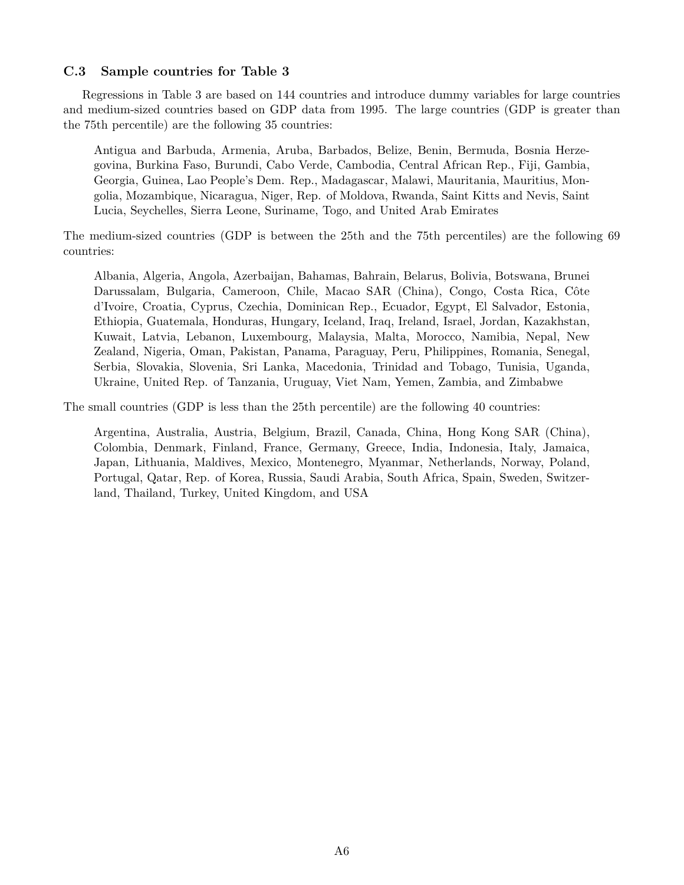### C.3 Sample countries for Table 3

Regressions in Table 3 are based on 144 countries and introduce dummy variables for large countries and medium-sized countries based on GDP data from 1995. The large countries (GDP is greater than the 75th percentile) are the following 35 countries:

> Antigua and Barbuda, Armenia, Aruba, Barbados, Belize, Benin, Bermuda, Bosnia Herzegovina, Burkina Faso, Burundi, Cabo Verde, Cambodia, Central African Rep., Fiji, Gambia, Georgia, Guinea, Lao People's Dem. Rep., Madagascar, Malawi, Mauritania, Mauritius, Mongolia, Mozambique, Nicaragua, Niger, Rep. of Moldova, Rwanda, Saint Kitts and Nevis, Saint Lucia, Seychelles, Sierra Leone, Suriname, Togo, and United Arab Emirates

The medium-sized countries (GDP is between the 25th and the 75th percentiles) are the following 69 countries:

> Albania, Algeria, Angola, Azerbaijan, Bahamas, Bahrain, Belarus, Bolivia, Botswana, Brunei Darussalam, Bulgaria, Cameroon, Chile, Macao SAR (China), Congo, Costa Rica, Côte d'Ivoire, Croatia, Cyprus, Czechia, Dominican Rep., Ecuador, Egypt, El Salvador, Estonia, Ethiopia, Guatemala, Honduras, Hungary, Iceland, Iraq, Ireland, Israel, Jordan, Kazakhstan, Kuwait, Latvia, Lebanon, Luxembourg, Malaysia, Malta, Morocco, Namibia, Nepal, New Zealand, Nigeria, Oman, Pakistan, Panama, Paraguay, Peru, Philippines, Romania, Senegal, Serbia, Slovakia, Slovenia, Sri Lanka, Macedonia, Trinidad and Tobago, Tunisia, Uganda, Ukraine, United Rep. of Tanzania, Uruguay, Viet Nam, Yemen, Zambia, and Zimbabwe

The small countries (GDP is less than the 25th percentile) are the following 40 countries:

> Argentina, Australia, Austria, Belgium, Brazil, Canada, China, Hong Kong SAR (China), Colombia, Denmark, Finland, France, Germany, Greece, India, Indonesia, Italy, Jamaica, Japan, Lithuania, Maldives, Mexico, Montenegro, Myanmar, Netherlands, Norway, Poland, Portugal, Qatar, Rep. of Korea, Russia, Saudi Arabia, South Africa, Spain, Sweden, Switzerland, Thailand, Turkey, United Kingdom, and USA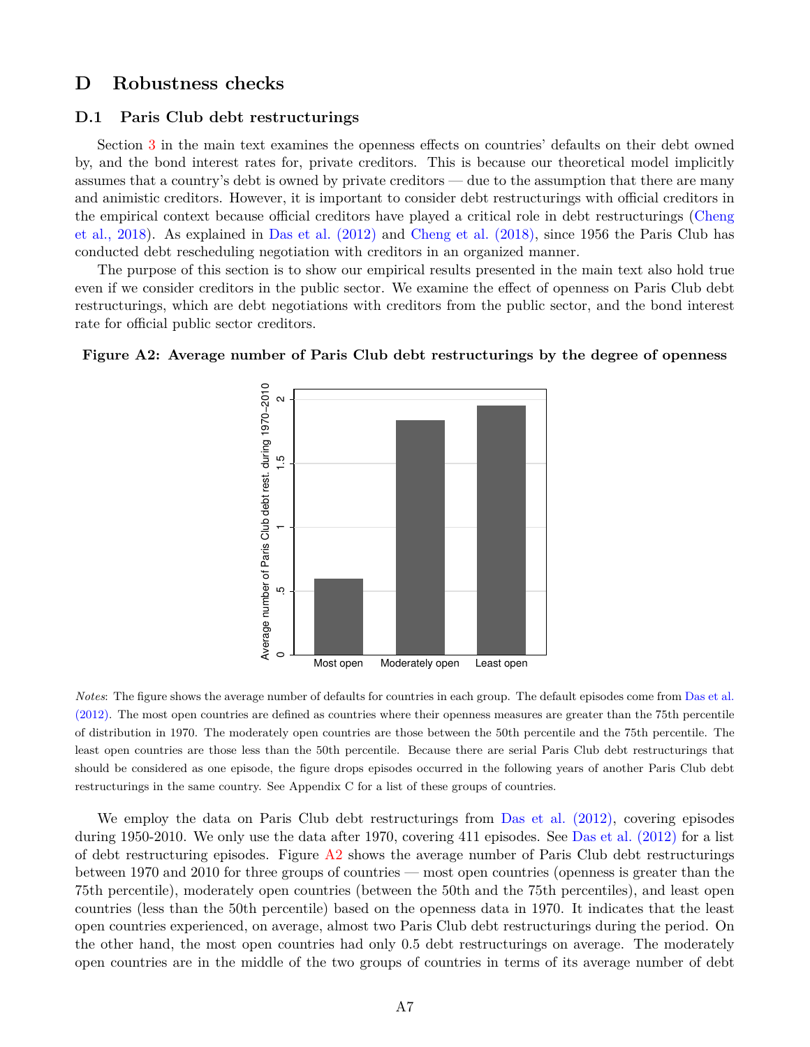# D Robustness checks

## D.1 Paris Club debt restructurings

Section 3 in the main text examines the openness effects on countries' defaults on their debt owned by, and the bond interest rates for, private creditors. This is because our theoretical model implicitly assumes that a country's debt is owned by private creditors — due to the assumption that there are many and animistic creditors. However, it is important to consider debt restructurings with official creditors in the empirical context because official creditors have played a critical role in debt restructurings (Cheng et al., 2018). As explained in Das et al. (2012) and Cheng et al. (2018), since 1956 the Paris Club has conducted debt rescheduling negotiation with creditors in an organized manner.

The purpose of this section is to show our empirical results presented in the main text also hold true even if we consider creditors in the public sector. We examine the effect of openness on Paris Club debt restructurings, which are debt negotiations with creditors from the public sector, and the bond interest rate for official public sector creditors.

**Figure A2: Average number of Paris Club debt restructurings by the degree of openness**

Average number of Paris Club debt rest. during 1970–2010

0
.5
1
1.5
2

Most open
Moderately open
Least open

*Notes*: The figure shows the average number of defaults for countries in each group. The default episodes come from Das et al. (2012). The most open countries are defined as countries where their openness measures are greater than the 75th percentile of distribution in 1970. The moderately open countries are those between the 50th percentile and the 75th percentile. The least open countries are those less than the 50th percentile. Because there are serial Paris Club debt restructurings that should be considered as one episode, the figure drops episodes occurred in the following years of another Paris Club debt restructurings in the same country. See Appendix C for a list of these groups of countries.

We employ the data on Paris Club debt restructurings from Das et al. (2012), covering episodes during 1950-2010. We only use the data after 1970, covering 411 episodes. See Das et al. (2012) for a list of debt restructuring episodes. Figure A2 shows the average number of Paris Club debt restructurings between 1970 and 2010 for three groups of countries — most open countries (openness is greater than the 75th percentile), moderately open countries (between the 50th and the 75th percentiles), and least open countries (less than the 50th percentile) based on the openness data in 1970. It indicates that the least open countries experienced, on average, almost two Paris Club debt restructurings during the period. On the other hand, the most open countries had only 0.5 debt restructurings on average. The moderately open countries are in the middle of the two groups of countries in terms of its average number of debt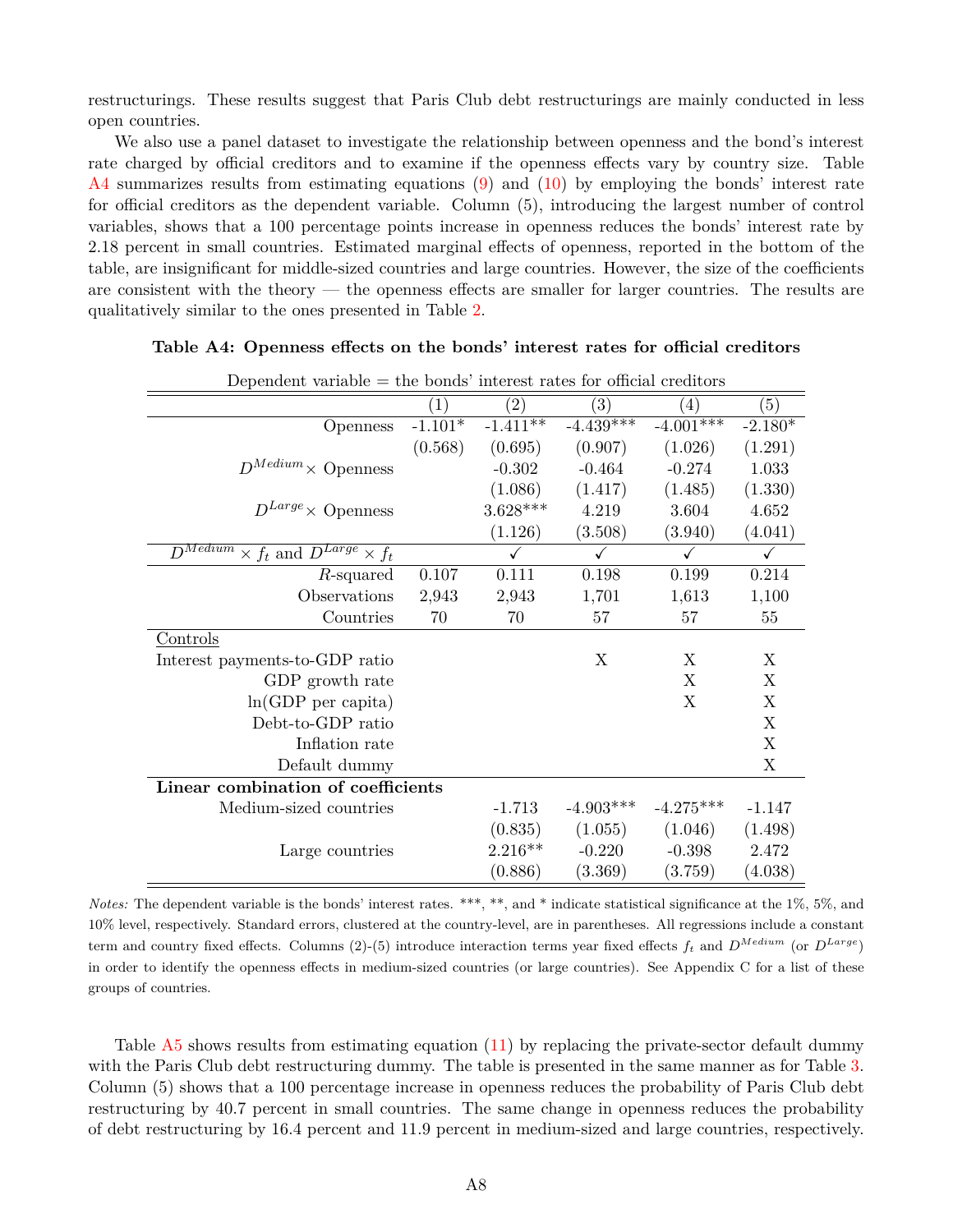restructurings. These results suggest that Paris Club debt restructurings are mainly conducted in less open countries.

We also use a panel dataset to investigate the relationship between openness and the bond's interest rate charged by official creditors and to examine if the openness effects vary by country size. Table A4 summarizes results from estimating equations (9) and (10) by employing the bonds' interest rate for official creditors as the dependent variable. Column (5), introducing the largest number of control variables, shows that a 100 percentage points increase in openness reduces the bonds' interest rate by 2.18 percent in small countries. Estimated marginal effects of openness, reported in the bottom of the table, are insignificant for middle-sized countries and large countries. However, the size of the coefficients are consistent with the theory — the openness effects are smaller for larger countries. The results are qualitatively similar to the ones presented in Table 2.

**Table A4: Openness effects on the bonds' interest rates for official creditors**

| Dependent variable = the bonds' interest rates for official creditors | (1) | (2) | (3) | (4) | (5) |
|---|---|---|---|---|---|
| Openness | -1.101* | -1.411** | -4.439*** | -4.001*** | -2.180* |
| | (0.568) | (0.695) | (0.907) | (1.026) | (1.291) |
| $D^{Medium} \times$ Openness | | -0.302 | -0.464 | -0.274 | 1.033 |
| | | (1.086) | (1.417) | (1.485) | (1.330) |
| $D^{Large} \times$ Openness | | 3.628*** | 4.219 | 3.604 | 4.652 |
| | | (1.126) | (3.508) | (3.940) | (4.041) |
| $D^{Medium} \times f_t$ and $D^{Large} \times f_t$ | | ✓ | ✓ | ✓ | ✓ |
| $R$-squared | 0.107 | 0.111 | 0.198 | 0.199 | 0.214 |
| Observations | 2,943 | 2,943 | 1,701 | 1,613 | 1,100 |
| Countries | 70 | 70 | 57 | 57 | 55 |
| Controls | | | | | |
| Interest payments-to-GDP ratio | | | X | X | X |
| GDP growth rate | | | | X | X |
| ln(GDP per capita) | | | | X | X |
| Debt-to-GDP ratio | | | | | X |
| Inflation rate | | | | | X |
| Default dummy | | | | | X |
| **Linear combination of coefficients** | | | | | |
| Medium-sized countries | | -1.713 | -4.903*** | -4.275*** | -1.147 |
| | | (0.835) | (1.055) | (1.046) | (1.498) |
| Large countries | | 2.216** | -0.220 | -0.398 | 2.472 |
| | | (0.886) | (3.369) | (3.759) | (4.038) |

*Notes:* The dependent variable is the bonds' interest rates. ***, **, and * indicate statistical significance at the 1%, 5%, and 10% level, respectively. Standard errors, clustered at the country-level, are in parentheses. All regressions include a constant term and country fixed effects. Columns (2)-(5) introduce interaction terms year fixed effects $f_t$ and $D^{Medium}$ (or $D^{Large}$) in order to identify the openness effects in medium-sized countries (or large countries). See Appendix C for a list of these groups of countries.

Table A5 shows results from estimating equation (11) by replacing the private-sector default dummy with the Paris Club debt restructuring dummy. The table is presented in the same manner as for Table 3. Column (5) shows that a 100 percentage increase in openness reduces the probability of Paris Club debt restructuring by 40.7 percent in small countries. The same change in openness reduces the probability of debt restructuring by 16.4 percent and 11.9 percent in medium-sized and large countries, respectively.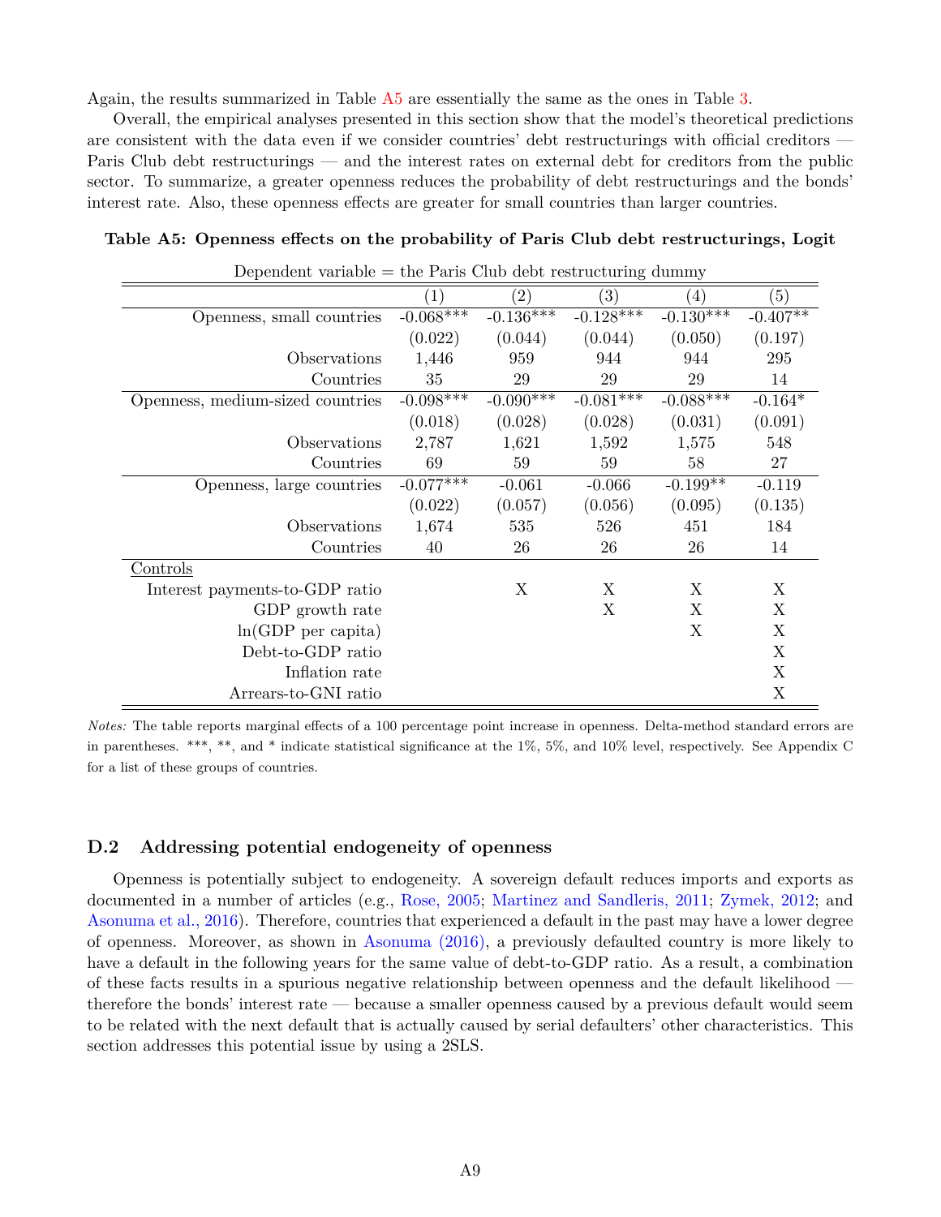Again, the results summarized in Table A5 are essentially the same as the ones in Table 3.

Overall, the empirical analyses presented in this section show that the model's theoretical predictions are consistent with the data even if we consider countries' debt restructurings with official creditors — Paris Club debt restructurings — and the interest rates on external debt for creditors from the public sector. To summarize, a greater openness reduces the probability of debt restructurings and the bonds' interest rate. Also, these openness effects are greater for small countries than larger countries.

**Table A5: Openness effects on the probability of Paris Club debt restructurings, Logit**

Dependent variable = the Paris Club debt restructuring dummy

| | (1) | (2) | (3) | (4) | (5) |
|---|---|---|---|---|---|
| Openness, small countries | -0.068*** | -0.136*** | -0.128*** | -0.130*** | -0.407** |
| | (0.022) | (0.044) | (0.044) | (0.050) | (0.197) |
| Observations | 1,446 | 959 | 944 | 944 | 295 |
| Countries | 35 | 29 | 29 | 29 | 14 |
| Openness, medium-sized countries | -0.098*** | -0.090*** | -0.081*** | -0.088*** | -0.164* |
| | (0.018) | (0.028) | (0.028) | (0.031) | (0.091) |
| Observations | 2,787 | 1,621 | 1,592 | 1,575 | 548 |
| Countries | 69 | 59 | 59 | 58 | 27 |
| Openness, large countries | -0.077*** | -0.061 | -0.066 | -0.199** | -0.119 |
| | (0.022) | (0.057) | (0.056) | (0.095) | (0.135) |
| Observations | 1,674 | 535 | 526 | 451 | 184 |
| Countries | 40 | 26 | 26 | 26 | 14 |
| Controls | | | | | |
| Interest payments-to-GDP ratio | | X | X | X | X |
| GDP growth rate | | | X | X | X |
| ln(GDP per capita) | | | | X | X |
| Debt-to-GDP ratio | | | | | X |
| Inflation rate | | | | | X |
| Arrears-to-GNI ratio | | | | | X |

*Notes:* The table reports marginal effects of a 100 percentage point increase in openness. Delta-method standard errors are in parentheses. ***, **, and * indicate statistical significance at the 1%, 5%, and 10% level, respectively. See Appendix C for a list of these groups of countries.

### D.2 Addressing potential endogeneity of openness

Openness is potentially subject to endogeneity. A sovereign default reduces imports and exports as documented in a number of articles (e.g., Rose, 2005; Martinez and Sandleris, 2011; Zymek, 2012; and Asonuma et al., 2016). Therefore, countries that experienced a default in the past may have a lower degree of openness. Moreover, as shown in Asonuma (2016), a previously defaulted country is more likely to have a default in the following years for the same value of debt-to-GDP ratio. As a result, a combination of these facts results in a spurious negative relationship between openness and the default likelihood — therefore the bonds' interest rate — because a smaller openness caused by a previous default would seem to be related with the next default that is actually caused by serial defaulters' other characteristics. This section addresses this potential issue by using a 2SLS.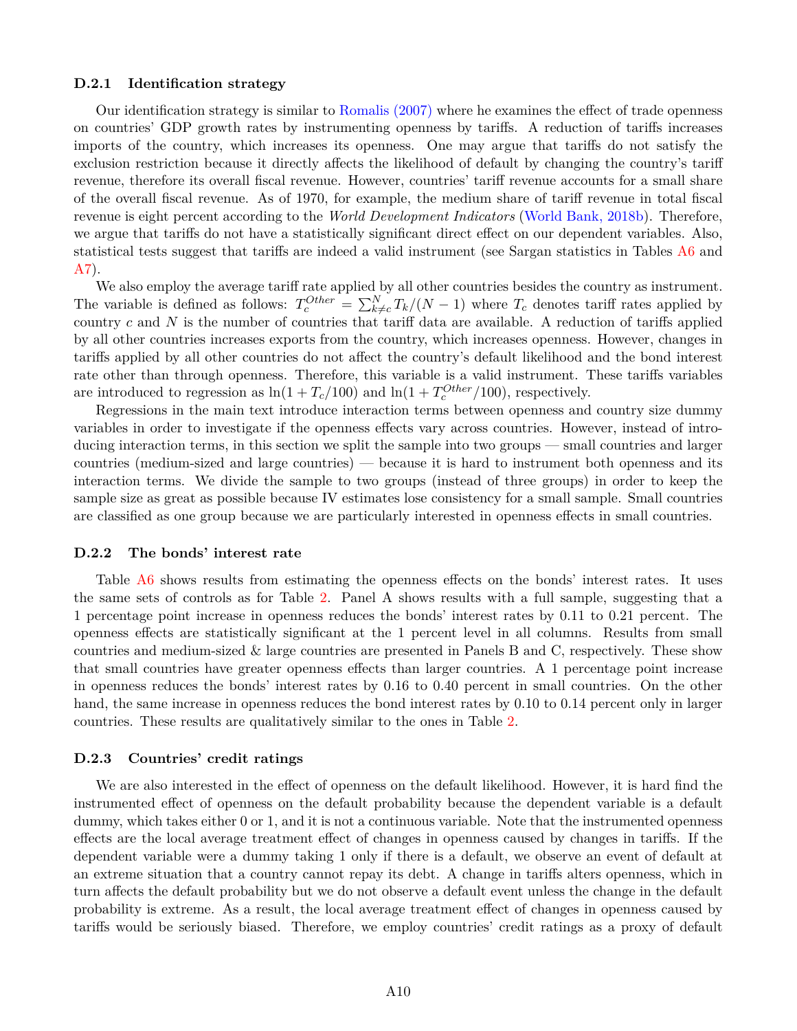#### D.2.1 Identification strategy

Our identification strategy is similar to Romalis (2007) where he examines the effect of trade openness on countries' GDP growth rates by instrumenting openness by tariffs. A reduction of tariffs increases imports of the country, which increases its openness. One may argue that tariffs do not satisfy the exclusion restriction because it directly affects the likelihood of default by changing the country's tariff revenue, therefore its overall fiscal revenue. However, countries' tariff revenue accounts for a small share of the overall fiscal revenue. As of 1970, for example, the medium share of tariff revenue in total fiscal revenue is eight percent according to the *World Development Indicators* (World Bank, 2018b). Therefore, we argue that tariffs do not have a statistically significant direct effect on our dependent variables. Also, statistical tests suggest that tariffs are indeed a valid instrument (see Sargan statistics in Tables A6 and A7).

We also employ the average tariff rate applied by all other countries besides the country as instrument. The variable is defined as follows: $T_c^{Other} = \sum_{k \neq c}^{N} T_k/(N-1)$ where $T_c$ denotes tariff rates applied by country $c$ and $N$ is the number of countries that tariff data are available. A reduction of tariffs applied by all other countries increases exports from the country, which increases openness. However, changes in tariffs applied by all other countries do not affect the country's default likelihood and the bond interest rate other than through openness. Therefore, this variable is a valid instrument. These tariffs variables are introduced to regression as $\ln(1 + T_c/100)$ and $\ln(1 + T_c^{Other}/100)$, respectively.

Regressions in the main text introduce interaction terms between openness and country size dummy variables in order to investigate if the openness effects vary across countries. However, instead of introducing interaction terms, in this section we split the sample into two groups — small countries and larger countries (medium-sized and large countries) — because it is hard to instrument both openness and its interaction terms. We divide the sample to two groups (instead of three groups) in order to keep the sample size as great as possible because IV estimates lose consistency for a small sample. Small countries are classified as one group because we are particularly interested in openness effects in small countries.

#### D.2.2 The bonds' interest rate

Table A6 shows results from estimating the openness effects on the bonds' interest rates. It uses the same sets of controls as for Table 2. Panel A shows results with a full sample, suggesting that a 1 percentage point increase in openness reduces the bonds' interest rates by 0.11 to 0.21 percent. The openness effects are statistically significant at the 1 percent level in all columns. Results from small countries and medium-sized & large countries are presented in Panels B and C, respectively. These show that small countries have greater openness effects than larger countries. A 1 percentage point increase in openness reduces the bonds' interest rates by 0.16 to 0.40 percent in small countries. On the other hand, the same increase in openness reduces the bond interest rates by 0.10 to 0.14 percent only in larger countries. These results are qualitatively similar to the ones in Table 2.

#### D.2.3 Countries' credit ratings

We are also interested in the effect of openness on the default likelihood. However, it is hard find the instrumented effect of openness on the default probability because the dependent variable is a default dummy, which takes either 0 or 1, and it is not a continuous variable. Note that the instrumented openness effects are the local average treatment effect of changes in openness caused by changes in tariffs. If the dependent variable were a dummy taking 1 only if there is a default, we observe an event of default at an extreme situation that a country cannot repay its debt. A change in tariffs alters openness, which in turn affects the default probability but we do not observe a default event unless the change in the default probability is extreme. As a result, the local average treatment effect of changes in openness caused by tariffs would be seriously biased. Therefore, we employ countries' credit ratings as a proxy of default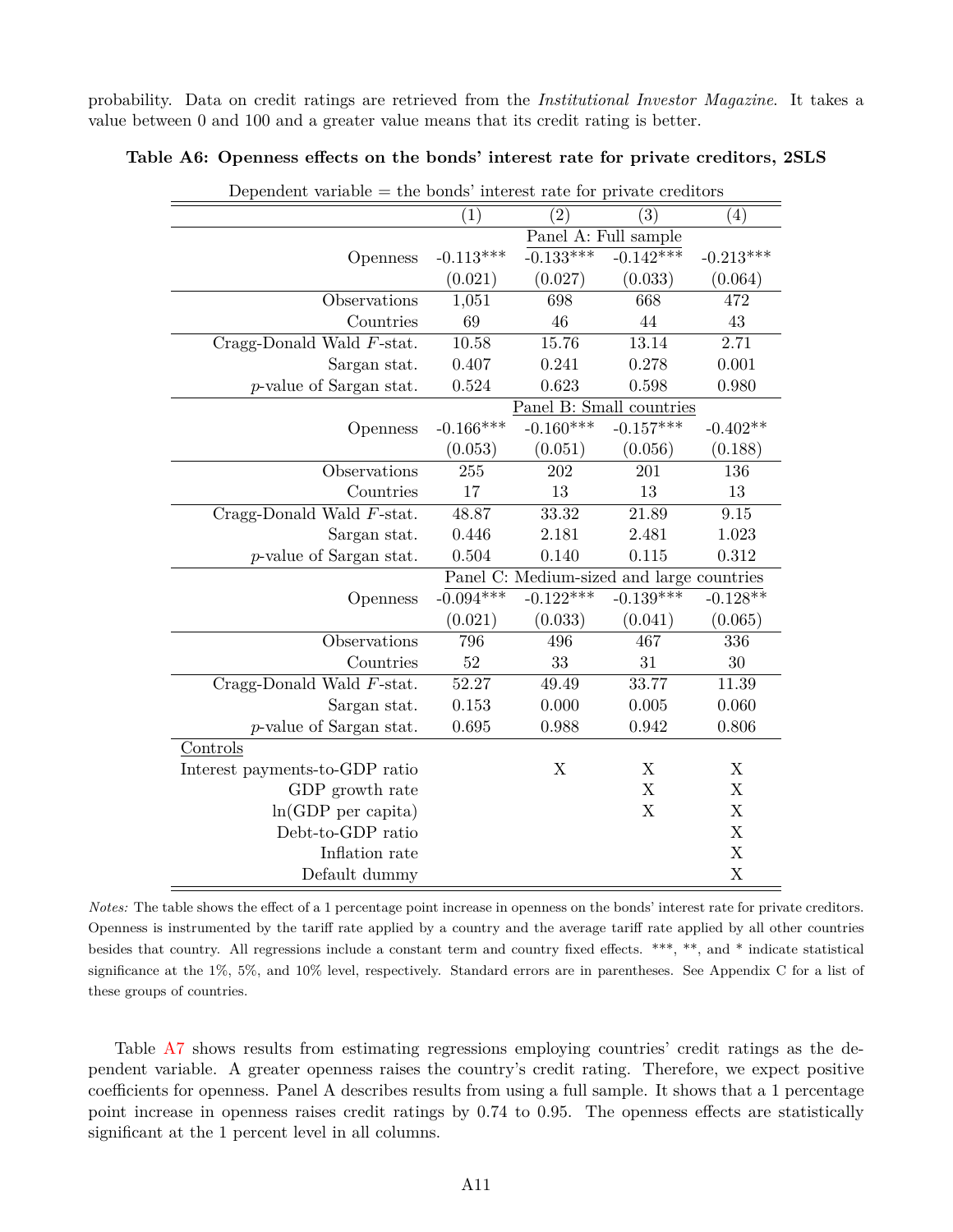probability. Data on credit ratings are retrieved from the *Institutional Investor Magazine*. It takes a value between 0 and 100 and a greater value means that its credit rating is better.

**Table A6: Openness effects on the bonds' interest rate for private creditors, 2SLS**

| Dependent variable = the bonds' interest rate for private creditors | | | | |
|---|---|---|---|---|
| | (1) | (2) | (3) | (4) |
| | Panel A: Full sample | | | |
| Openness | -0.113*** | -0.133*** | -0.142*** | -0.213*** |
| | (0.021) | (0.027) | (0.033) | (0.064) |
| Observations | 1,051 | 698 | 668 | 472 |
| Countries | 69 | 46 | 44 | 43 |
| Cragg-Donald Wald $F$-stat. | 10.58 | 15.76 | 13.14 | 2.71 |
| Sargan stat. | 0.407 | 0.241 | 0.278 | 0.001 |
| $p$-value of Sargan stat. | 0.524 | 0.623 | 0.598 | 0.980 |
| | Panel B: Small countries | | | |
| Openness | -0.166*** | -0.160*** | -0.157*** | -0.402** |
| | (0.053) | (0.051) | (0.056) | (0.188) |
| Observations | 255 | 202 | 201 | 136 |
| Countries | 17 | 13 | 13 | 13 |
| Cragg-Donald Wald $F$-stat. | 48.87 | 33.32 | 21.89 | 9.15 |
| Sargan stat. | 0.446 | 2.181 | 2.481 | 1.023 |
| $p$-value of Sargan stat. | 0.504 | 0.140 | 0.115 | 0.312 |
| | Panel C: Medium-sized and large countries | | | |
| Openness | -0.094*** | -0.122*** | -0.139*** | -0.128** |
| | (0.021) | (0.033) | (0.041) | (0.065) |
| Observations | 796 | 496 | 467 | 336 |
| Countries | 52 | 33 | 31 | 30 |
| Cragg-Donald Wald $F$-stat. | 52.27 | 49.49 | 33.77 | 11.39 |
| Sargan stat. | 0.153 | 0.000 | 0.005 | 0.060 |
| $p$-value of Sargan stat. | 0.695 | 0.988 | 0.942 | 0.806 |
| Controls | | | | |
| Interest payments-to-GDP ratio | | X | X | X |
| GDP growth rate | | | X | X |
| ln(GDP per capita) | | | X | X |
| Debt-to-GDP ratio | | | | X |
| Inflation rate | | | | X |
| Default dummy | | | | X |

*Notes:* The table shows the effect of a 1 percentage point increase in openness on the bonds' interest rate for private creditors. Openness is instrumented by the tariff rate applied by a country and the average tariff rate applied by all other countries besides that country. All regressions include a constant term and country fixed effects. ***, **, and * indicate statistical significance at the 1%, 5%, and 10% level, respectively. Standard errors are in parentheses. See Appendix C for a list of these groups of countries.

Table A7 shows results from estimating regressions employing countries' credit ratings as the dependent variable. A greater openness raises the country's credit rating. Therefore, we expect positive coefficients for openness. Panel A describes results from using a full sample. It shows that a 1 percentage point increase in openness raises credit ratings by 0.74 to 0.95. The openness effects are statistically significant at the 1 percent level in all columns.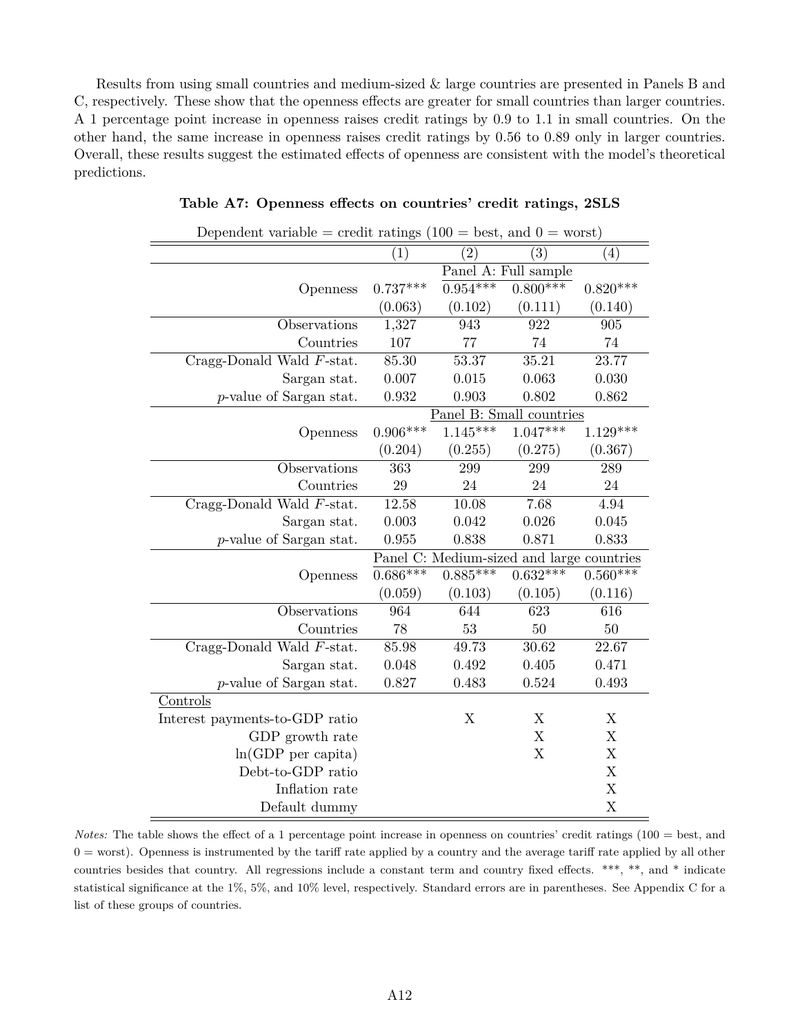Results from using small countries and medium-sized & large countries are presented in Panels B and C, respectively. These show that the openness effects are greater for small countries than larger countries. A 1 percentage point increase in openness raises credit ratings by 0.9 to 1.1 in small countries. On the other hand, the same increase in openness raises credit ratings by 0.56 to 0.89 only in larger countries. Overall, these results suggest the estimated effects of openness are consistent with the model's theoretical predictions.

**Table A7: Openness effects on countries' credit ratings, 2SLS**

Dependent variable = credit ratings (100 = best, and 0 = worst)

| | (1) | (2) | (3) | (4) |
|---|---|---|---|---|
| | Panel A: Full sample | | | |
| Openness | 0.737*** | 0.954*** | 0.800*** | 0.820*** |
| | (0.063) | (0.102) | (0.111) | (0.140) |
| Observations | 1,327 | 943 | 922 | 905 |
| Countries | 107 | 77 | 74 | 74 |
| Cragg-Donald Wald $F$-stat. | 85.30 | 53.37 | 35.21 | 23.77 |
| Sargan stat. | 0.007 | 0.015 | 0.063 | 0.030 |
| $p$-value of Sargan stat. | 0.932 | 0.903 | 0.802 | 0.862 |
| | Panel B: Small countries | | | |
| Openness | 0.906*** | 1.145*** | 1.047*** | 1.129*** |
| | (0.204) | (0.255) | (0.275) | (0.367) |
| Observations | 363 | 299 | 299 | 289 |
| Countries | 29 | 24 | 24 | 24 |
| Cragg-Donald Wald $F$-stat. | 12.58 | 10.08 | 7.68 | 4.94 |
| Sargan stat. | 0.003 | 0.042 | 0.026 | 0.045 |
| $p$-value of Sargan stat. | 0.955 | 0.838 | 0.871 | 0.833 |
| | Panel C: Medium-sized and large countries | | | |
| Openness | 0.686*** | 0.885*** | 0.632*** | 0.560*** |
| | (0.059) | (0.103) | (0.105) | (0.116) |
| Observations | 964 | 644 | 623 | 616 |
| Countries | 78 | 53 | 50 | 50 |
| Cragg-Donald Wald $F$-stat. | 85.98 | 49.73 | 30.62 | 22.67 |
| Sargan stat. | 0.048 | 0.492 | 0.405 | 0.471 |
| $p$-value of Sargan stat. | 0.827 | 0.483 | 0.524 | 0.493 |
| Controls | | | | |
| Interest payments-to-GDP ratio | | X | X | X |
| GDP growth rate | | | X | X |
| ln(GDP per capita) | | | X | X |
| Debt-to-GDP ratio | | | | X |
| Inflation rate | | | | X |
| Default dummy | | | | X |

*Notes:* The table shows the effect of a 1 percentage point increase in openness on countries' credit ratings (100 = best, and 0 = worst). Openness is instrumented by the tariff rate applied by a country and the average tariff rate applied by all other countries besides that country. All regressions include a constant term and country fixed effects. ***, **, and * indicate statistical significance at the 1%, 5%, and 10% level, respectively. Standard errors are in parentheses. See Appendix C for a list of these groups of countries.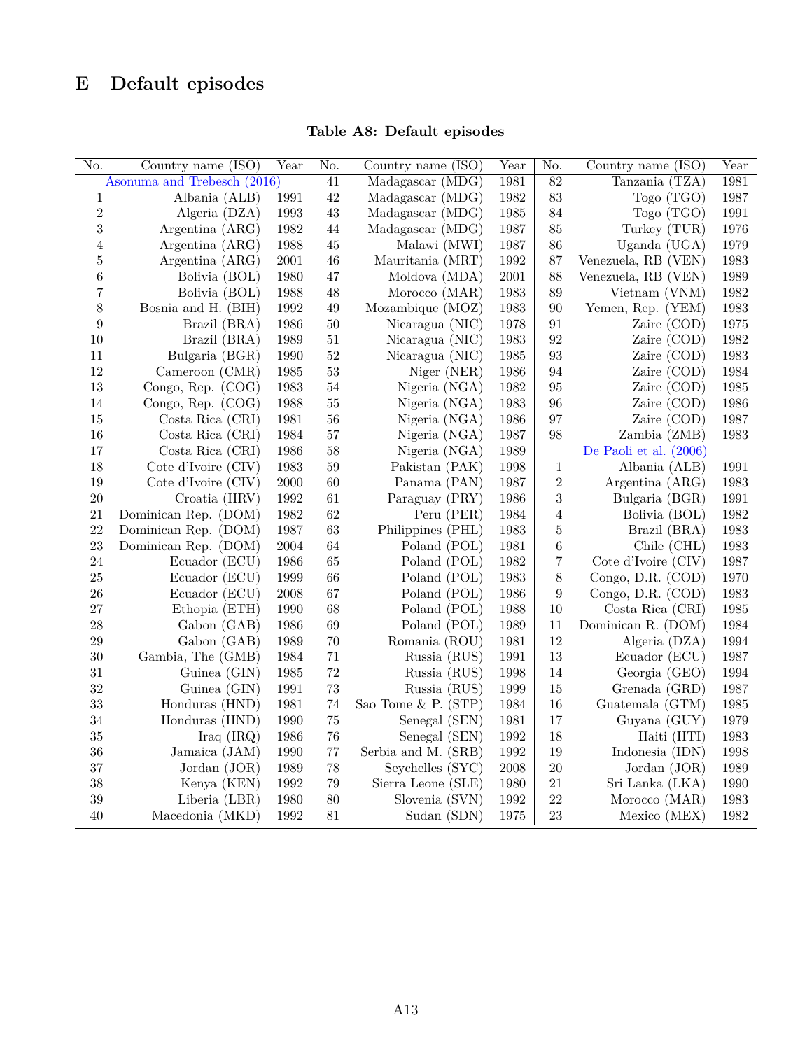# E Default episodes

**Table A8: Default episodes**

| No. | Country name (ISO) | Year | No. | Country name (ISO) | Year | No. | Country name (ISO) | Year |
|---|---|---|---|---|---|---|---|---|
| | Asonuma and Trebesch (2016) | | 41 | Madagascar (MDG) | 1981 | 82 | Tanzania (TZA) | 1981 |
| 1 | Albania (ALB) | 1991 | 42 | Madagascar (MDG) | 1982 | 83 | Togo (TGO) | 1987 |
| 2 | Algeria (DZA) | 1993 | 43 | Madagascar (MDG) | 1985 | 84 | Togo (TGO) | 1991 |
| 3 | Argentina (ARG) | 1982 | 44 | Madagascar (MDG) | 1987 | 85 | Turkey (TUR) | 1976 |
| 4 | Argentina (ARG) | 1988 | 45 | Malawi (MWI) | 1987 | 86 | Uganda (UGA) | 1979 |
| 5 | Argentina (ARG) | 2001 | 46 | Mauritania (MRT) | 1992 | 87 | Venezuela, RB (VEN) | 1983 |
| 6 | Bolivia (BOL) | 1980 | 47 | Moldova (MDA) | 2001 | 88 | Venezuela, RB (VEN) | 1989 |
| 7 | Bolivia (BOL) | 1988 | 48 | Morocco (MAR) | 1983 | 89 | Vietnam (VNM) | 1982 |
| 8 | Bosnia and H. (BIH) | 1992 | 49 | Mozambique (MOZ) | 1983 | 90 | Yemen, Rep. (YEM) | 1983 |
| 9 | Brazil (BRA) | 1986 | 50 | Nicaragua (NIC) | 1978 | 91 | Zaire (COD) | 1975 |
| 10 | Brazil (BRA) | 1989 | 51 | Nicaragua (NIC) | 1983 | 92 | Zaire (COD) | 1982 |
| 11 | Bulgaria (BGR) | 1990 | 52 | Nicaragua (NIC) | 1985 | 93 | Zaire (COD) | 1983 |
| 12 | Cameroon (CMR) | 1985 | 53 | Niger (NER) | 1986 | 94 | Zaire (COD) | 1984 |
| 13 | Congo, Rep. (COG) | 1983 | 54 | Nigeria (NGA) | 1982 | 95 | Zaire (COD) | 1985 |
| 14 | Congo, Rep. (COG) | 1988 | 55 | Nigeria (NGA) | 1983 | 96 | Zaire (COD) | 1986 |
| 15 | Costa Rica (CRI) | 1981 | 56 | Nigeria (NGA) | 1986 | 97 | Zaire (COD) | 1987 |
| 16 | Costa Rica (CRI) | 1984 | 57 | Nigeria (NGA) | 1987 | 98 | Zambia (ZMB) | 1983 |
| 17 | Costa Rica (CRI) | 1986 | 58 | Nigeria (NGA) | 1989 | | De Paoli et al. (2006) | |
| 18 | Cote d'Ivoire (CIV) | 1983 | 59 | Pakistan (PAK) | 1998 | 1 | Albania (ALB) | 1991 |
| 19 | Cote d'Ivoire (CIV) | 2000 | 60 | Panama (PAN) | 1987 | 2 | Argentina (ARG) | 1983 |
| 20 | Croatia (HRV) | 1992 | 61 | Paraguay (PRY) | 1986 | 3 | Bulgaria (BGR) | 1991 |
| 21 | Dominican Rep. (DOM) | 1982 | 62 | Peru (PER) | 1984 | 4 | Bolivia (BOL) | 1982 |
| 22 | Dominican Rep. (DOM) | 1987 | 63 | Philippines (PHL) | 1983 | 5 | Brazil (BRA) | 1983 |
| 23 | Dominican Rep. (DOM) | 2004 | 64 | Poland (POL) | 1981 | 6 | Chile (CHL) | 1983 |
| 24 | Ecuador (ECU) | 1986 | 65 | Poland (POL) | 1982 | 7 | Cote d'Ivoire (CIV) | 1987 |
| 25 | Ecuador (ECU) | 1999 | 66 | Poland (POL) | 1983 | 8 | Congo, D.R. (COD) | 1970 |
| 26 | Ecuador (ECU) | 2008 | 67 | Poland (POL) | 1986 | 9 | Congo, D.R. (COD) | 1983 |
| 27 | Ethopia (ETH) | 1990 | 68 | Poland (POL) | 1988 | 10 | Costa Rica (CRI) | 1985 |
| 28 | Gabon (GAB) | 1986 | 69 | Poland (POL) | 1989 | 11 | Dominican R. (DOM) | 1984 |
| 29 | Gabon (GAB) | 1989 | 70 | Romania (ROU) | 1981 | 12 | Algeria (DZA) | 1994 |
| 30 | Gambia, The (GMB) | 1984 | 71 | Russia (RUS) | 1991 | 13 | Ecuador (ECU) | 1987 |
| 31 | Guinea (GIN) | 1985 | 72 | Russia (RUS) | 1998 | 14 | Georgia (GEO) | 1994 |
| 32 | Guinea (GIN) | 1991 | 73 | Russia (RUS) | 1999 | 15 | Grenada (GRD) | 1987 |
| 33 | Honduras (HND) | 1981 | 74 | Sao Tome & P. (STP) | 1984 | 16 | Guatemala (GTM) | 1985 |
| 34 | Honduras (HND) | 1990 | 75 | Senegal (SEN) | 1981 | 17 | Guyana (GUY) | 1979 |
| 35 | Iraq (IRQ) | 1986 | 76 | Senegal (SEN) | 1992 | 18 | Haiti (HTI) | 1983 |
| 36 | Jamaica (JAM) | 1990 | 77 | Serbia and M. (SRB) | 1992 | 19 | Indonesia (IDN) | 1998 |
| 37 | Jordan (JOR) | 1989 | 78 | Seychelles (SYC) | 2008 | 20 | Jordan (JOR) | 1989 |
| 38 | Kenya (KEN) | 1992 | 79 | Sierra Leone (SLE) | 1980 | 21 | Sri Lanka (LKA) | 1990 |
| 39 | Liberia (LBR) | 1980 | 80 | Slovenia (SVN) | 1992 | 22 | Morocco (MAR) | 1983 |
| 40 | Macedonia (MKD) | 1992 | 81 | Sudan (SDN) | 1975 | 23 | Mexico (MEX) | 1982 |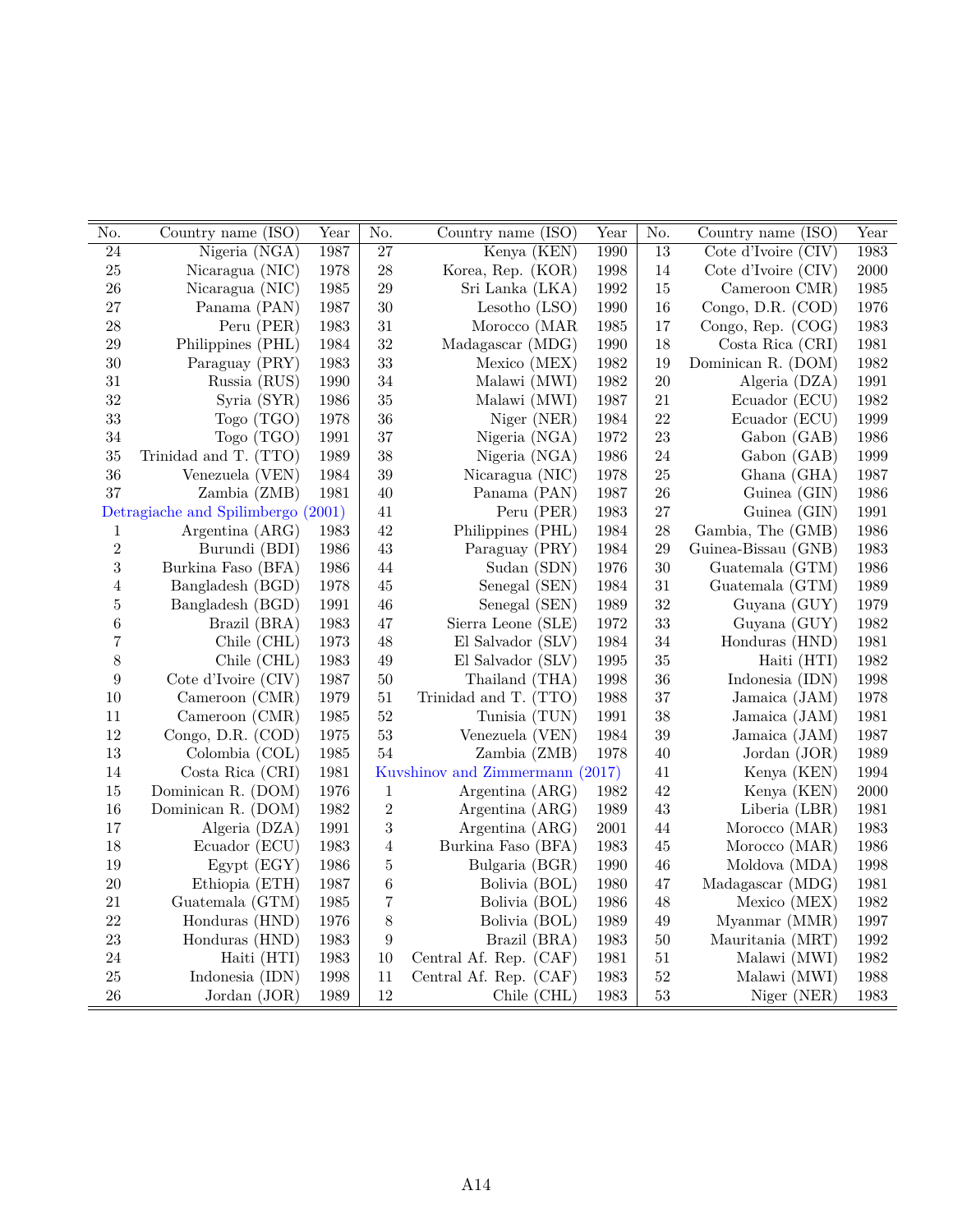| No. | Country name (ISO) | Year | No. | Country name (ISO) | Year | No. | Country name (ISO) | Year |
|---|---|---|---|---|---|---|---|---|
| 24 | Nigeria (NGA) | 1987 | 27 | Kenya (KEN) | 1990 | 13 | Cote d'Ivoire (CIV) | 1983 |
| 25 | Nicaragua (NIC) | 1978 | 28 | Korea, Rep. (KOR) | 1998 | 14 | Cote d'Ivoire (CIV) | 2000 |
| 26 | Nicaragua (NIC) | 1985 | 29 | Sri Lanka (LKA) | 1992 | 15 | Cameroon CMR) | 1985 |
| 27 | Panama (PAN) | 1987 | 30 | Lesotho (LSO) | 1990 | 16 | Congo, D.R. (COD) | 1976 |
| 28 | Peru (PER) | 1983 | 31 | Morocco (MAR | 1985 | 17 | Congo, Rep. (COG) | 1983 |
| 29 | Philippines (PHL) | 1984 | 32 | Madagascar (MDG) | 1990 | 18 | Costa Rica (CRI) | 1981 |
| 30 | Paraguay (PRY) | 1983 | 33 | Mexico (MEX) | 1982 | 19 | Dominican R. (DOM) | 1982 |
| 31 | Russia (RUS) | 1990 | 34 | Malawi (MWI) | 1982 | 20 | Algeria (DZA) | 1991 |
| 32 | Syria (SYR) | 1986 | 35 | Malawi (MWI) | 1987 | 21 | Ecuador (ECU) | 1982 |
| 33 | Togo (TGO) | 1978 | 36 | Niger (NER) | 1984 | 22 | Ecuador (ECU) | 1999 |
| 34 | Togo (TGO) | 1991 | 37 | Nigeria (NGA) | 1972 | 23 | Gabon (GAB) | 1986 |
| 35 | Trinidad and T. (TTO) | 1989 | 38 | Nigeria (NGA) | 1986 | 24 | Gabon (GAB) | 1999 |
| 36 | Venezuela (VEN) | 1984 | 39 | Nicaragua (NIC) | 1978 | 25 | Ghana (GHA) | 1987 |
| 37 | Zambia (ZMB) | 1981 | 40 | Panama (PAN) | 1987 | 26 | Guinea (GIN) | 1986 |
| Detragiache and Spilimbergo (2001) | | | 41 | Peru (PER) | 1983 | 27 | Guinea (GIN) | 1991 |
| 1 | Argentina (ARG) | 1983 | 42 | Philippines (PHL) | 1984 | 28 | Gambia, The (GMB) | 1986 |
| 2 | Burundi (BDI) | 1986 | 43 | Paraguay (PRY) | 1984 | 29 | Guinea-Bissau (GNB) | 1983 |
| 3 | Burkina Faso (BFA) | 1986 | 44 | Sudan (SDN) | 1976 | 30 | Guatemala (GTM) | 1986 |
| 4 | Bangladesh (BGD) | 1978 | 45 | Senegal (SEN) | 1984 | 31 | Guatemala (GTM) | 1989 |
| 5 | Bangladesh (BGD) | 1991 | 46 | Senegal (SEN) | 1989 | 32 | Guyana (GUY) | 1979 |
| 6 | Brazil (BRA) | 1983 | 47 | Sierra Leone (SLE) | 1972 | 33 | Guyana (GUY) | 1982 |
| 7 | Chile (CHL) | 1973 | 48 | El Salvador (SLV) | 1984 | 34 | Honduras (HND) | 1981 |
| 8 | Chile (CHL) | 1983 | 49 | El Salvador (SLV) | 1995 | 35 | Haiti (HTI) | 1982 |
| 9 | Cote d'Ivoire (CIV) | 1987 | 50 | Thailand (THA) | 1998 | 36 | Indonesia (IDN) | 1998 |
| 10 | Cameroon (CMR) | 1979 | 51 | Trinidad and T. (TTO) | 1988 | 37 | Jamaica (JAM) | 1978 |
| 11 | Cameroon (CMR) | 1985 | 52 | Tunisia (TUN) | 1991 | 38 | Jamaica (JAM) | 1981 |
| 12 | Congo, D.R. (COD) | 1975 | 53 | Venezuela (VEN) | 1984 | 39 | Jamaica (JAM) | 1987 |
| 13 | Colombia (COL) | 1985 | 54 | Zambia (ZMB) | 1978 | 40 | Jordan (JOR) | 1989 |
| 14 | Costa Rica (CRI) | 1981 | Kuvshinov and Zimmermann (2017) | | | 41 | Kenya (KEN) | 1994 |
| 15 | Dominican R. (DOM) | 1976 | 1 | Argentina (ARG) | 1982 | 42 | Kenya (KEN) | 2000 |
| 16 | Dominican R. (DOM) | 1982 | 2 | Argentina (ARG) | 1989 | 43 | Liberia (LBR) | 1981 |
| 17 | Algeria (DZA) | 1991 | 3 | Argentina (ARG) | 2001 | 44 | Morocco (MAR) | 1983 |
| 18 | Ecuador (ECU) | 1983 | 4 | Burkina Faso (BFA) | 1983 | 45 | Morocco (MAR) | 1986 |
| 19 | Egypt (EGY) | 1986 | 5 | Bulgaria (BGR) | 1990 | 46 | Moldova (MDA) | 1998 |
| 20 | Ethiopia (ETH) | 1987 | 6 | Bolivia (BOL) | 1980 | 47 | Madagascar (MDG) | 1981 |
| 21 | Guatemala (GTM) | 1985 | 7 | Bolivia (BOL) | 1986 | 48 | Mexico (MEX) | 1982 |
| 22 | Honduras (HND) | 1976 | 8 | Bolivia (BOL) | 1989 | 49 | Myanmar (MMR) | 1997 |
| 23 | Honduras (HND) | 1983 | 9 | Brazil (BRA) | 1983 | 50 | Mauritania (MRT) | 1992 |
| 24 | Haiti (HTI) | 1983 | 10 | Central Af. Rep. (CAF) | 1981 | 51 | Malawi (MWI) | 1982 |
| 25 | Indonesia (IDN) | 1998 | 11 | Central Af. Rep. (CAF) | 1983 | 52 | Malawi (MWI) | 1988 |
| 26 | Jordan (JOR) | 1989 | 12 | Chile (CHL) | 1983 | 53 | Niger (NER) | 1983 |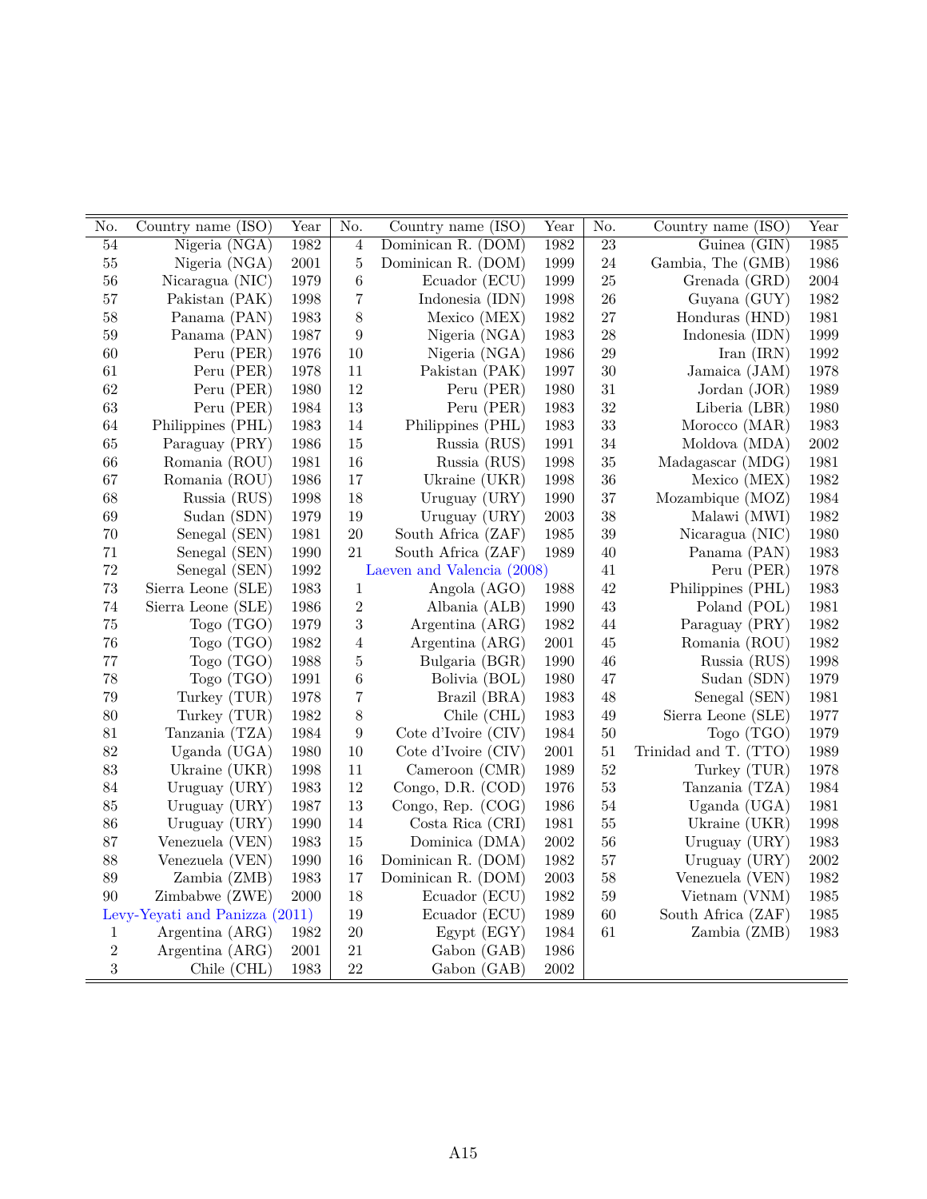| No. | Country name (ISO) | Year | No. | Country name (ISO) | Year | No. | Country name (ISO) | Year |
|---|---|---|---|---|---|---|---|---|
| 54 | Nigeria (NGA) | 1982 | 4 | Dominican R. (DOM) | 1982 | 23 | Guinea (GIN) | 1985 |
| 55 | Nigeria (NGA) | 2001 | 5 | Dominican R. (DOM) | 1999 | 24 | Gambia, The (GMB) | 1986 |
| 56 | Nicaragua (NIC) | 1979 | 6 | Ecuador (ECU) | 1999 | 25 | Grenada (GRD) | 2004 |
| 57 | Pakistan (PAK) | 1998 | 7 | Indonesia (IDN) | 1998 | 26 | Guyana (GUY) | 1982 |
| 58 | Panama (PAN) | 1983 | 8 | Mexico (MEX) | 1982 | 27 | Honduras (HND) | 1981 |
| 59 | Panama (PAN) | 1987 | 9 | Nigeria (NGA) | 1983 | 28 | Indonesia (IDN) | 1999 |
| 60 | Peru (PER) | 1976 | 10 | Nigeria (NGA) | 1986 | 29 | Iran (IRN) | 1992 |
| 61 | Peru (PER) | 1978 | 11 | Pakistan (PAK) | 1997 | 30 | Jamaica (JAM) | 1978 |
| 62 | Peru (PER) | 1980 | 12 | Peru (PER) | 1980 | 31 | Jordan (JOR) | 1989 |
| 63 | Peru (PER) | 1984 | 13 | Peru (PER) | 1983 | 32 | Liberia (LBR) | 1980 |
| 64 | Philippines (PHL) | 1983 | 14 | Philippines (PHL) | 1983 | 33 | Morocco (MAR) | 1983 |
| 65 | Paraguay (PRY) | 1986 | 15 | Russia (RUS) | 1991 | 34 | Moldova (MDA) | 2002 |
| 66 | Romania (ROU) | 1981 | 16 | Russia (RUS) | 1998 | 35 | Madagascar (MDG) | 1981 |
| 67 | Romania (ROU) | 1986 | 17 | Ukraine (UKR) | 1998 | 36 | Mexico (MEX) | 1982 |
| 68 | Russia (RUS) | 1998 | 18 | Uruguay (URY) | 1990 | 37 | Mozambique (MOZ) | 1984 |
| 69 | Sudan (SDN) | 1979 | 19 | Uruguay (URY) | 2003 | 38 | Malawi (MWI) | 1982 |
| 70 | Senegal (SEN) | 1981 | 20 | South Africa (ZAF) | 1985 | 39 | Nicaragua (NIC) | 1980 |
| 71 | Senegal (SEN) | 1990 | 21 | South Africa (ZAF) | 1989 | 40 | Panama (PAN) | 1983 |
| 72 | Senegal (SEN) | 1992 | | Laeven and Valencia (2008) | | 41 | Peru (PER) | 1978 |
| 73 | Sierra Leone (SLE) | 1983 | 1 | Angola (AGO) | 1988 | 42 | Philippines (PHL) | 1983 |
| 74 | Sierra Leone (SLE) | 1986 | 2 | Albania (ALB) | 1990 | 43 | Poland (POL) | 1981 |
| 75 | Togo (TGO) | 1979 | 3 | Argentina (ARG) | 1982 | 44 | Paraguay (PRY) | 1982 |
| 76 | Togo (TGO) | 1982 | 4 | Argentina (ARG) | 2001 | 45 | Romania (ROU) | 1982 |
| 77 | Togo (TGO) | 1988 | 5 | Bulgaria (BGR) | 1990 | 46 | Russia (RUS) | 1998 |
| 78 | Togo (TGO) | 1991 | 6 | Bolivia (BOL) | 1980 | 47 | Sudan (SDN) | 1979 |
| 79 | Turkey (TUR) | 1978 | 7 | Brazil (BRA) | 1983 | 48 | Senegal (SEN) | 1981 |
| 80 | Turkey (TUR) | 1982 | 8 | Chile (CHL) | 1983 | 49 | Sierra Leone (SLE) | 1977 |
| 81 | Tanzania (TZA) | 1984 | 9 | Cote d'Ivoire (CIV) | 1984 | 50 | Togo (TGO) | 1979 |
| 82 | Uganda (UGA) | 1980 | 10 | Cote d'Ivoire (CIV) | 2001 | 51 | Trinidad and T. (TTO) | 1989 |
| 83 | Ukraine (UKR) | 1998 | 11 | Cameroon (CMR) | 1989 | 52 | Turkey (TUR) | 1978 |
| 84 | Uruguay (URY) | 1983 | 12 | Congo, D.R. (COD) | 1976 | 53 | Tanzania (TZA) | 1984 |
| 85 | Uruguay (URY) | 1987 | 13 | Congo, Rep. (COG) | 1986 | 54 | Uganda (UGA) | 1981 |
| 86 | Uruguay (URY) | 1990 | 14 | Costa Rica (CRI) | 1981 | 55 | Ukraine (UKR) | 1998 |
| 87 | Venezuela (VEN) | 1983 | 15 | Dominica (DMA) | 2002 | 56 | Uruguay (URY) | 1983 |
| 88 | Venezuela (VEN) | 1990 | 16 | Dominican R. (DOM) | 1982 | 57 | Uruguay (URY) | 2002 |
| 89 | Zambia (ZMB) | 1983 | 17 | Dominican R. (DOM) | 2003 | 58 | Venezuela (VEN) | 1982 |
| 90 | Zimbabwe (ZWE) | 2000 | 18 | Ecuador (ECU) | 1982 | 59 | Vietnam (VNM) | 1985 |
| | Levy-Yeyati and Panizza (2011) | | 19 | Ecuador (ECU) | 1989 | 60 | South Africa (ZAF) | 1985 |
| 1 | Argentina (ARG) | 1982 | 20 | Egypt (EGY) | 1984 | 61 | Zambia (ZMB) | 1983 |
| 2 | Argentina (ARG) | 2001 | 21 | Gabon (GAB) | 1986 | | | |
| 3 | Chile (CHL) | 1983 | 22 | Gabon (GAB) | 2002 | | | |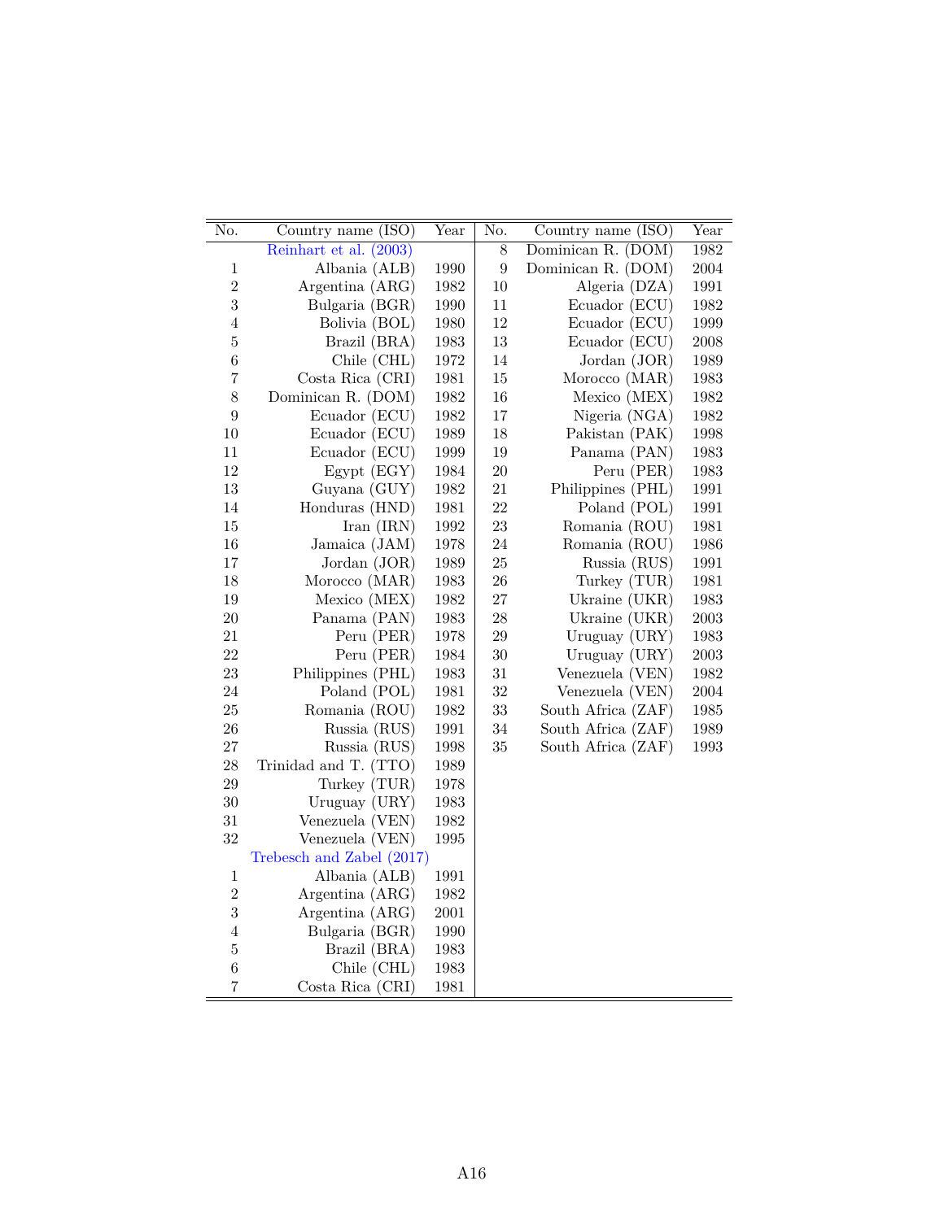| No. | Country name (ISO) | Year | No. | Country name (ISO) | Year |
|---|---|---|---|---|---|
| | Reinhart et al. (2003) | | 8 | Dominican R. (DOM) | 1982 |
| 1 | Albania (ALB) | 1990 | 9 | Dominican R. (DOM) | 2004 |
| 2 | Argentina (ARG) | 1982 | 10 | Algeria (DZA) | 1991 |
| 3 | Bulgaria (BGR) | 1990 | 11 | Ecuador (ECU) | 1982 |
| 4 | Bolivia (BOL) | 1980 | 12 | Ecuador (ECU) | 1999 |
| 5 | Brazil (BRA) | 1983 | 13 | Ecuador (ECU) | 2008 |
| 6 | Chile (CHL) | 1972 | 14 | Jordan (JOR) | 1989 |
| 7 | Costa Rica (CRI) | 1981 | 15 | Morocco (MAR) | 1983 |
| 8 | Dominican R. (DOM) | 1982 | 16 | Mexico (MEX) | 1982 |
| 9 | Ecuador (ECU) | 1982 | 17 | Nigeria (NGA) | 1982 |
| 10 | Ecuador (ECU) | 1989 | 18 | Pakistan (PAK) | 1998 |
| 11 | Ecuador (ECU) | 1999 | 19 | Panama (PAN) | 1983 |
| 12 | Egypt (EGY) | 1984 | 20 | Peru (PER) | 1983 |
| 13 | Guyana (GUY) | 1982 | 21 | Philippines (PHL) | 1991 |
| 14 | Honduras (HND) | 1981 | 22 | Poland (POL) | 1991 |
| 15 | Iran (IRN) | 1992 | 23 | Romania (ROU) | 1981 |
| 16 | Jamaica (JAM) | 1978 | 24 | Romania (ROU) | 1986 |
| 17 | Jordan (JOR) | 1989 | 25 | Russia (RUS) | 1991 |
| 18 | Morocco (MAR) | 1983 | 26 | Turkey (TUR) | 1981 |
| 19 | Mexico (MEX) | 1982 | 27 | Ukraine (UKR) | 1983 |
| 20 | Panama (PAN) | 1983 | 28 | Ukraine (UKR) | 2003 |
| 21 | Peru (PER) | 1978 | 29 | Uruguay (URY) | 1983 |
| 22 | Peru (PER) | 1984 | 30 | Uruguay (URY) | 2003 |
| 23 | Philippines (PHL) | 1983 | 31 | Venezuela (VEN) | 1982 |
| 24 | Poland (POL) | 1981 | 32 | Venezuela (VEN) | 2004 |
| 25 | Romania (ROU) | 1982 | 33 | South Africa (ZAF) | 1985 |
| 26 | Russia (RUS) | 1991 | 34 | South Africa (ZAF) | 1989 |
| 27 | Russia (RUS) | 1998 | 35 | South Africa (ZAF) | 1993 |
| 28 | Trinidad and T. (TTO) | 1989 | | | |
| 29 | Turkey (TUR) | 1978 | | | |
| 30 | Uruguay (URY) | 1983 | | | |
| 31 | Venezuela (VEN) | 1982 | | | |
| 32 | Venezuela (VEN) | 1995 | | | |
| | Trebesch and Zabel (2017) | | | | |
| 1 | Albania (ALB) | 1991 | | | |
| 2 | Argentina (ARG) | 1982 | | | |
| 3 | Argentina (ARG) | 2001 | | | |
| 4 | Bulgaria (BGR) | 1990 | | | |
| 5 | Brazil (BRA) | 1983 | | | |
| 6 | Chile (CHL) | 1983 | | | |
| 7 | Costa Rica (CRI) | 1981 | | | |